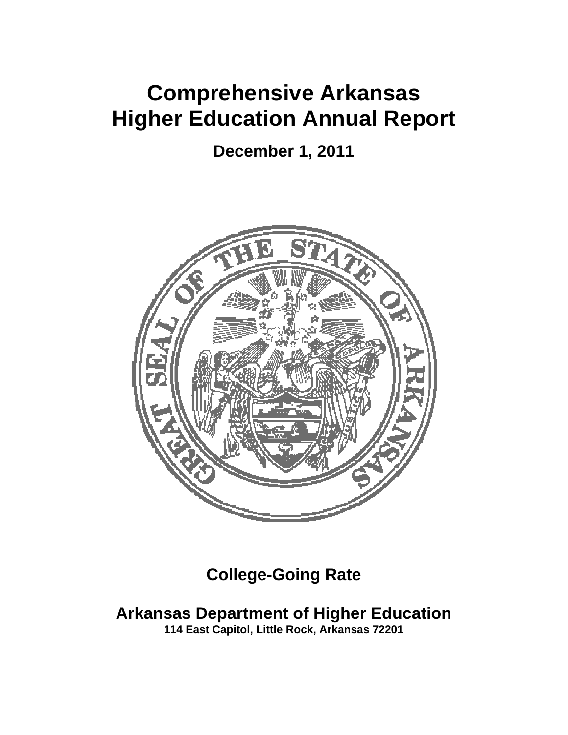# Comprehensive Arkansas Higher Education Annual Report

**December 1, 2011**

**College-Going Rate**

**Arkansas Department of Higher Education**

**114 East Capitol, Little Rock, Arkansas 72201**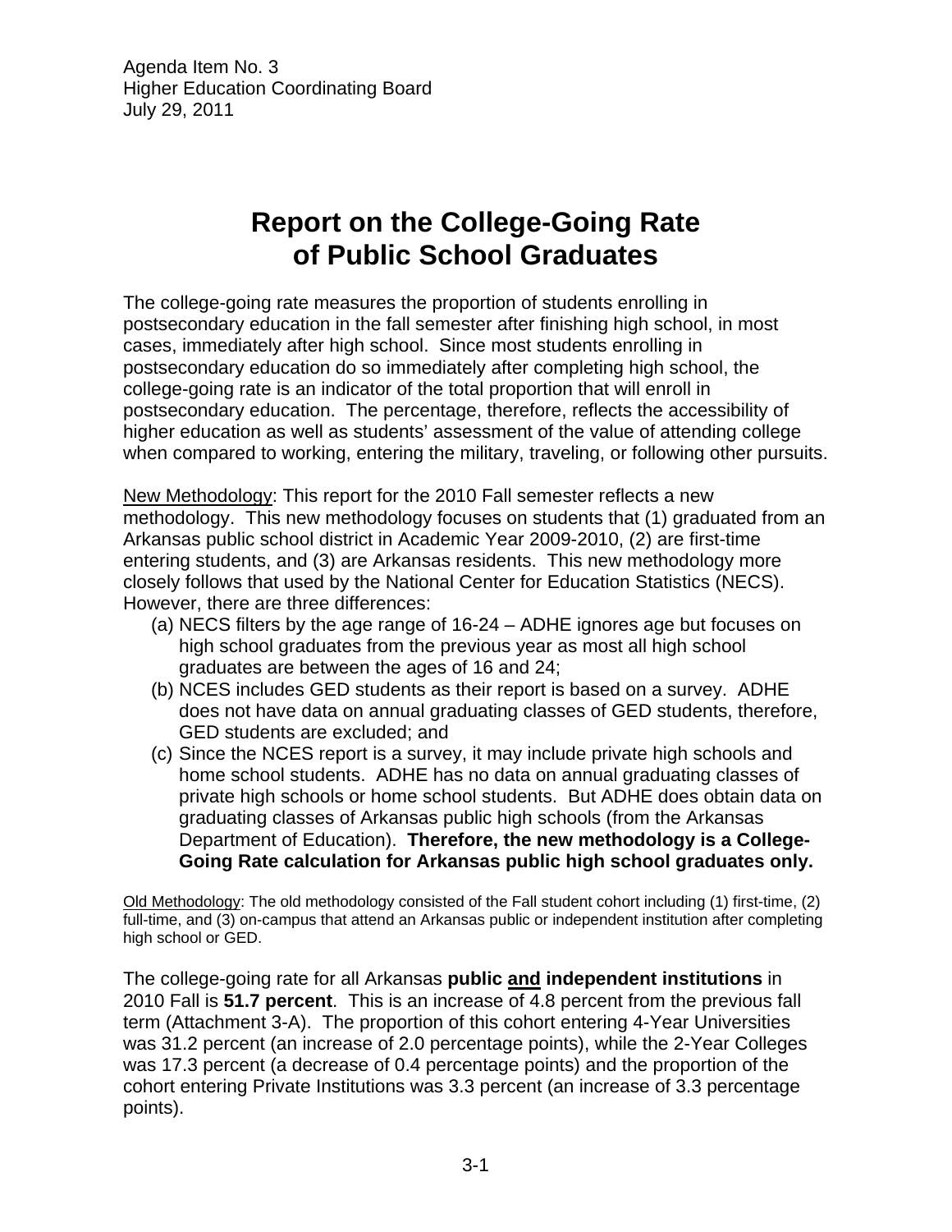Agenda Item No. 3
Higher Education Coordinating Board
July 29, 2011

# Report on the College-Going Rate of Public School Graduates

The college-going rate measures the proportion of students enrolling in postsecondary education in the fall semester after finishing high school, in most cases, immediately after high school. Since most students enrolling in postsecondary education do so immediately after completing high school, the college-going rate is an indicator of the total proportion that will enroll in postsecondary education. The percentage, therefore, reflects the accessibility of higher education as well as students' assessment of the value of attending college when compared to working, entering the military, traveling, or following other pursuits.

<u>New Methodology</u>: This report for the 2010 Fall semester reflects a new methodology. This new methodology focuses on students that (1) graduated from an Arkansas public school district in Academic Year 2009-2010, (2) are first-time entering students, and (3) are Arkansas residents. This new methodology more closely follows that used by the National Center for Education Statistics (NECS). However, there are three differences:

(a) NECS filters by the age range of 16-24 – ADHE ignores age but focuses on high school graduates from the previous year as most all high school graduates are between the ages of 16 and 24;

(b) NCES includes GED students as their report is based on a survey. ADHE does not have data on annual graduating classes of GED students, therefore, GED students are excluded; and

(c) Since the NCES report is a survey, it may include private high schools and home school students. ADHE has no data on annual graduating classes of private high schools or home school students. But ADHE does obtain data on graduating classes of Arkansas public high schools (from the Arkansas Department of Education). **Therefore, the new methodology is a College-Going Rate calculation for Arkansas public high school graduates only.**

<u>Old Methodology</u>: The old methodology consisted of the Fall student cohort including (1) first-time, (2) full-time, and (3) on-campus that attend an Arkansas public or independent institution after completing high school or GED.

The college-going rate for all Arkansas **public <u>and</u> independent institutions** in 2010 Fall is **51.7 percent**. This is an increase of 4.8 percent from the previous fall term (Attachment 3-A). The proportion of this cohort entering 4-Year Universities was 31.2 percent (an increase of 2.0 percentage points), while the 2-Year Colleges was 17.3 percent (a decrease of 0.4 percentage points) and the proportion of the cohort entering Private Institutions was 3.3 percent (an increase of 3.3 percentage points).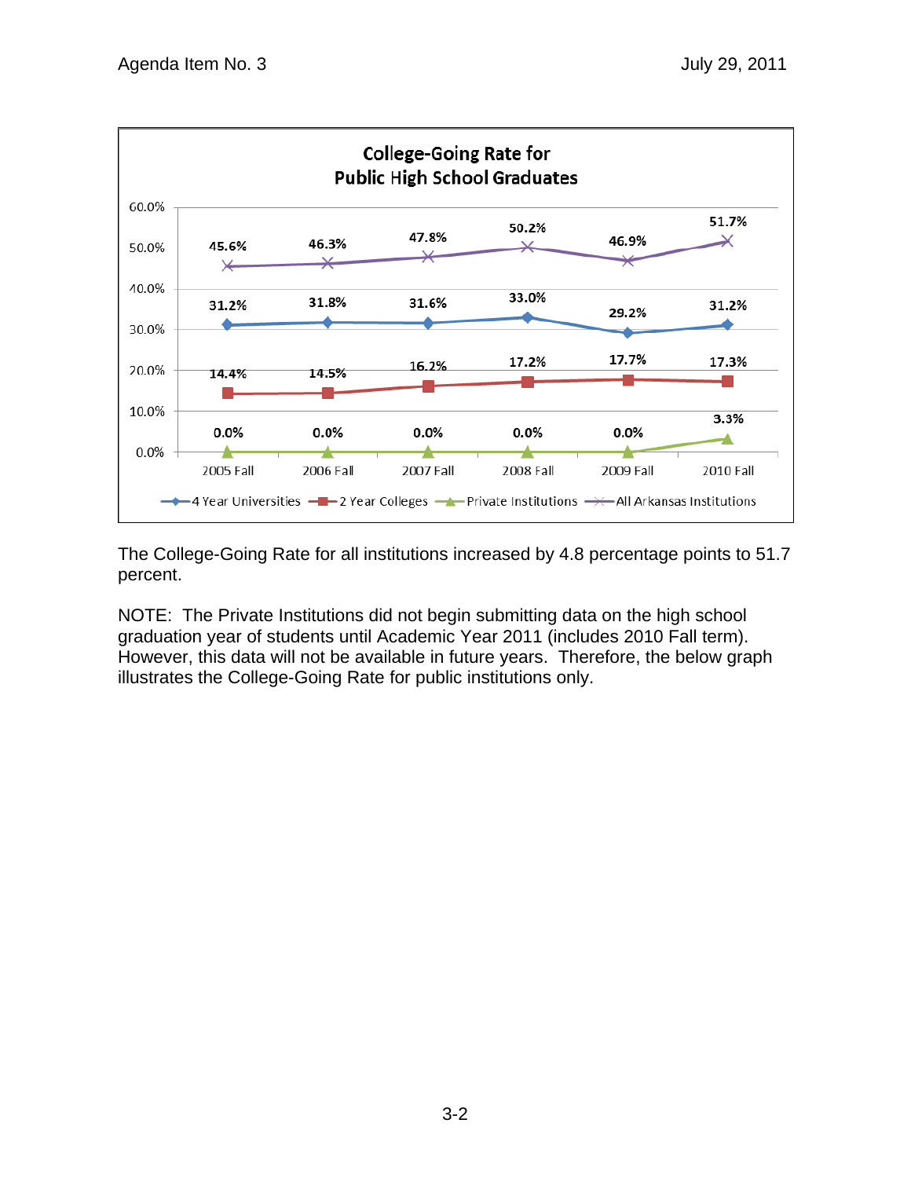College-Going Rate for
Public High School Graduates

60.0%
50.0%
40.0%
30.0%
20.0%
10.0%
0.0%

45.6% 46.3% 47.8% 50.2% 46.9% 51.7%

31.2% 31.8% 31.6% 33.0% 29.2% 31.2%

14.4% 14.5% 16.2% 17.2% 17.7% 17.3%

0.0% 0.0% 0.0% 0.0% 0.0% 3.3%

2005 Fall 2006 Fall 2007 Fall 2008 Fall 2009 Fall 2010 Fall

4 Year Universities — 2 Year Colleges — Private Institutions — All Arkansas Institutions

The College-Going Rate for all institutions increased by 4.8 percentage points to 51.7 percent.

NOTE: The Private Institutions did not begin submitting data on the high school graduation year of students until Academic Year 2011 (includes 2010 Fall term). However, this data will not be available in future years. Therefore, the below graph illustrates the College-Going Rate for public institutions only.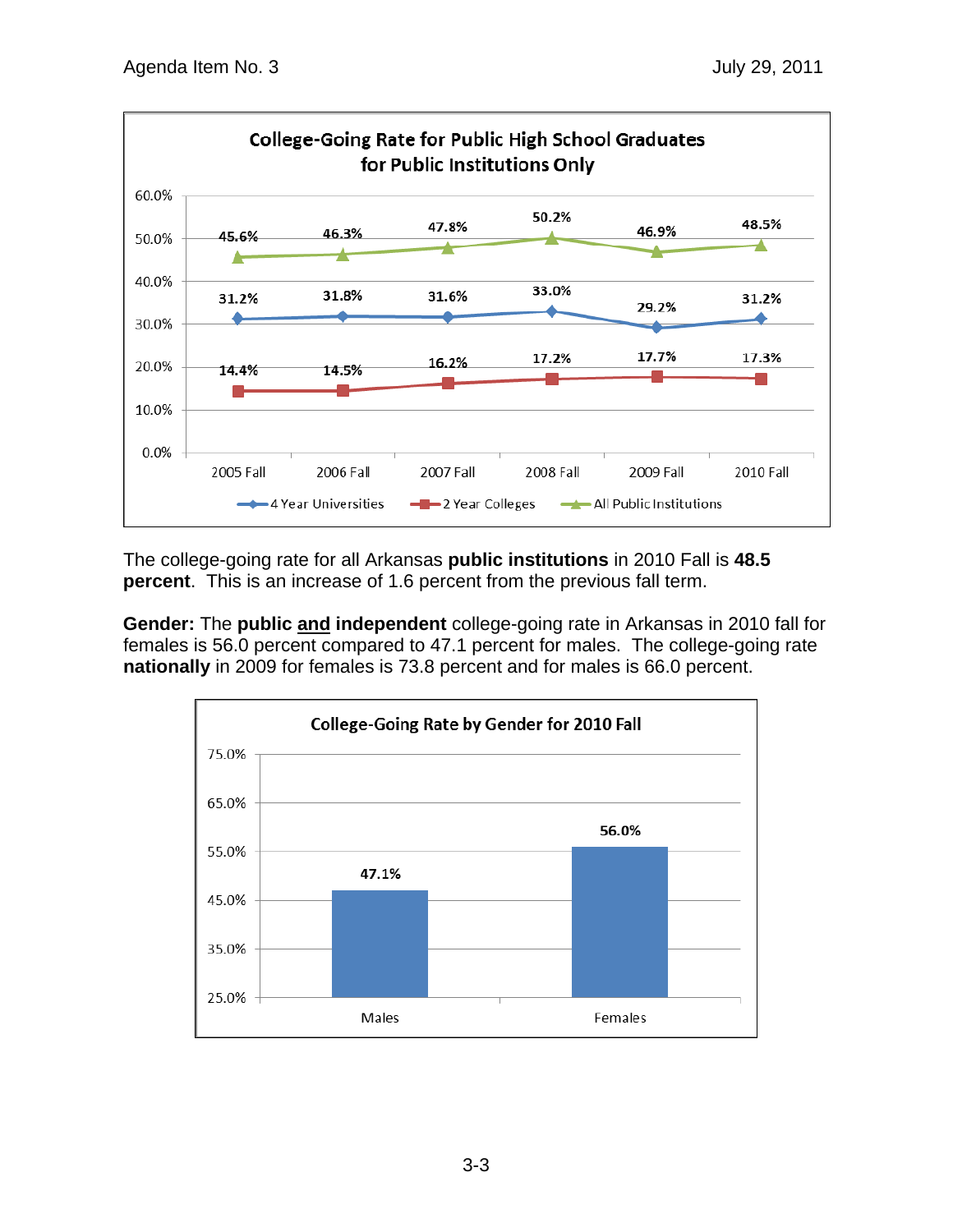College-Going Rate for Public High School Graduates for Public Institutions Only

60.0%
50.0%
40.0%
30.0%
20.0%
10.0%
0.0%

2005 Fall
2006 Fall
2007 Fall
2008 Fall
2009 Fall
2010 Fall

45.6%
46.3%
47.8%
50.2%
46.9%
48.5%

31.2%
31.8%
31.6%
33.0%
29.2%
31.2%

14.4%
14.5%
16.2%
17.2%
17.7%
17.3%

4 Year Universities
2 Year Colleges
All Public Institutions

The college-going rate for all Arkansas **public institutions** in 2010 Fall is **48.5 percent**. This is an increase of 1.6 percent from the previous fall term.

**Gender:** The **public and independent** college-going rate in Arkansas in 2010 fall for females is 56.0 percent compared to 47.1 percent for males. The college-going rate **nationally** in 2009 for females is 73.8 percent and for males is 66.0 percent.

College-Going Rate by Gender for 2010 Fall

75.0%
65.0%
55.0%
45.0%
35.0%
25.0%

47.1%
56.0%

Males
Females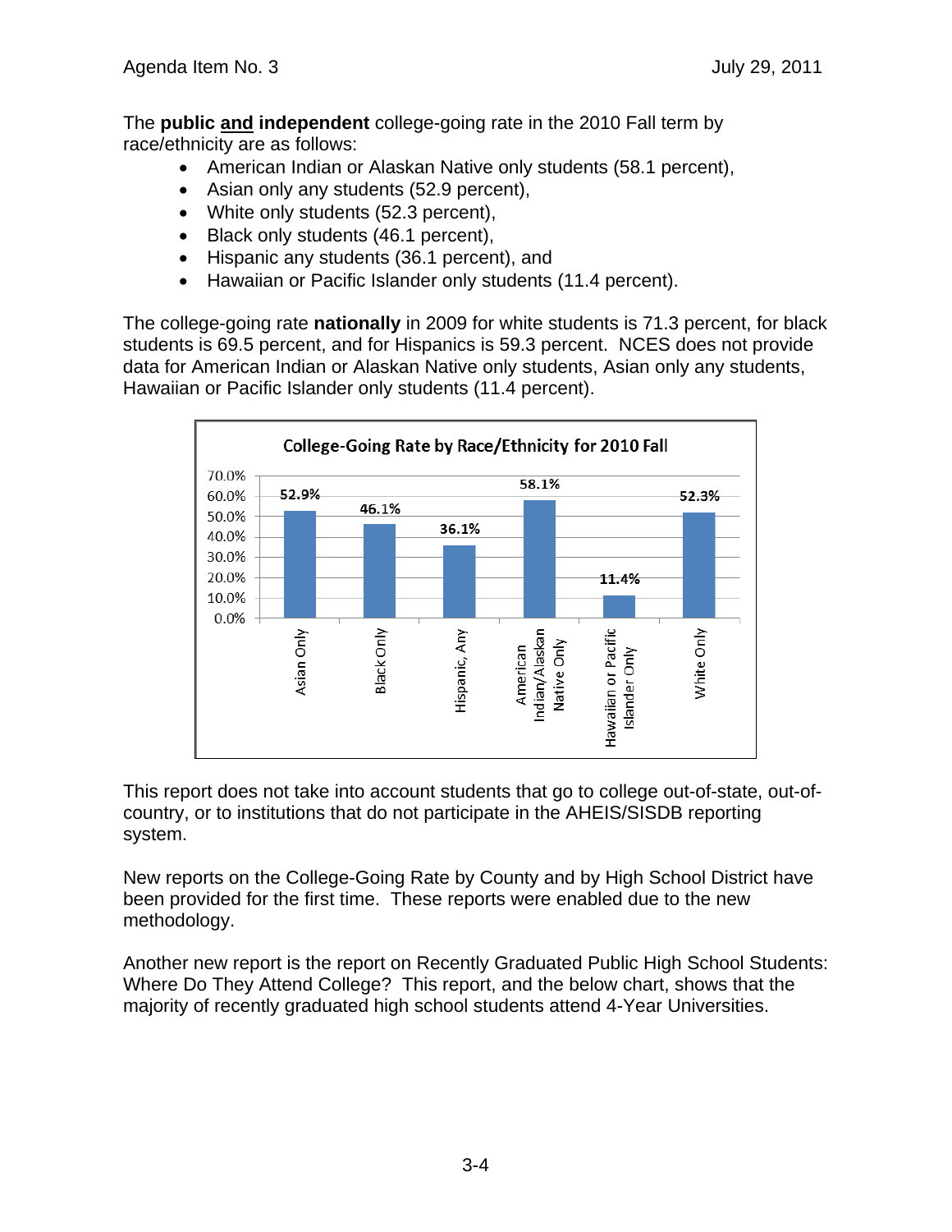The **public and independent** college-going rate in the 2010 Fall term by race/ethnicity are as follows:

- American Indian or Alaskan Native only students (58.1 percent),
- Asian only any students (52.9 percent),
- White only students (52.3 percent),
- Black only students (46.1 percent),
- Hispanic any students (36.1 percent), and
- Hawaiian or Pacific Islander only students (11.4 percent).

The college-going rate **nationally** in 2009 for white students is 71.3 percent, for black students is 69.5 percent, and for Hispanics is 59.3 percent. NCES does not provide data for American Indian or Alaskan Native only students, Asian only any students, Hawaiian or Pacific Islander only students (11.4 percent).

College-Going Rate by Race/Ethnicity for 2010 Fall

70.0%
60.0%
50.0%
40.0%
30.0%
20.0%
10.0%
0.0%

52.9%
46.1%
36.1%
58.1%
11.4%
52.3%

Asian Only
Black Only
Hispanic, Any
American Indian/Alaskan Native Only
Hawaiian or Pacific Islander Only
White Only

This report does not take into account students that go to college out-of-state, out-of-country, or to institutions that do not participate in the AHEIS/SISDB reporting system.

New reports on the College-Going Rate by County and by High School District have been provided for the first time. These reports were enabled due to the new methodology.

Another new report is the report on Recently Graduated Public High School Students: Where Do They Attend College? This report, and the below chart, shows that the majority of recently graduated high school students attend 4-Year Universities.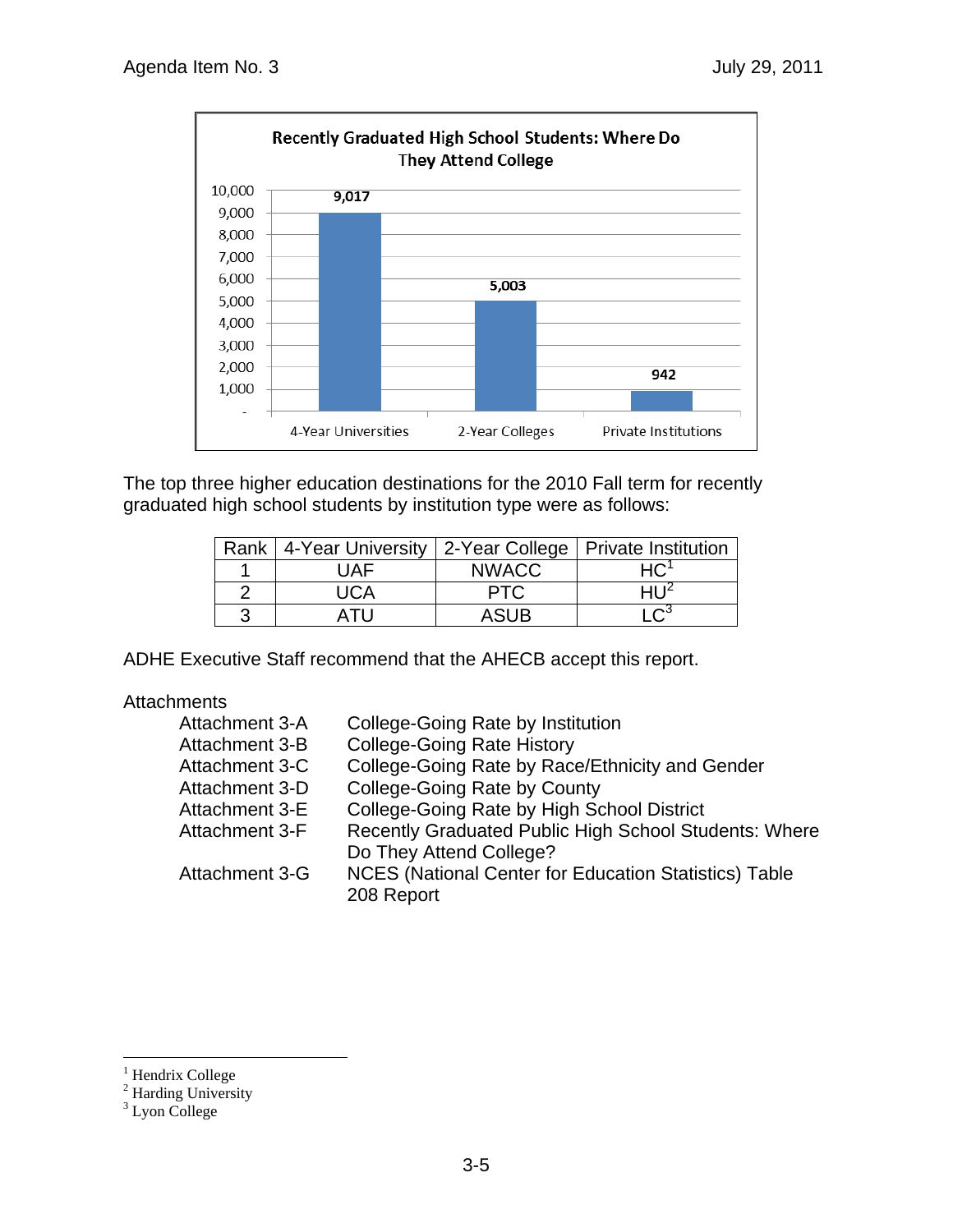Recently Graduated High School Students: Where Do They Attend College

10,000
9,000
8,000
7,000
6,000
5,000
4,000
3,000
2,000
1,000
-

9,017
5,003
942

4-Year Universities
2-Year Colleges
Private Institutions

The top three higher education destinations for the 2010 Fall term for recently graduated high school students by institution type were as follows:

| Rank | 4-Year University | 2-Year College | Private Institution |
|---|---|---|---|
| 1 | UAF | NWACC | HC[1] |
| 2 | UCA | PTC | HU[2] |
| 3 | ATU | ASUB | LC[3] |

ADHE Executive Staff recommend that the AHECB accept this report.

Attachments

| | |
|---|---|
| Attachment 3-A | College-Going Rate by Institution |
| Attachment 3-B | College-Going Rate History |
| Attachment 3-C | College-Going Rate by Race/Ethnicity and Gender |
| Attachment 3-D | College-Going Rate by County |
| Attachment 3-E | College-Going Rate by High School District |
| Attachment 3-F | Recently Graduated Public High School Students: Where Do They Attend College? |
| Attachment 3-G | NCES (National Center for Education Statistics) Table 208 Report |

[1] Hendrix College
[2] Harding University
[3] Lyon College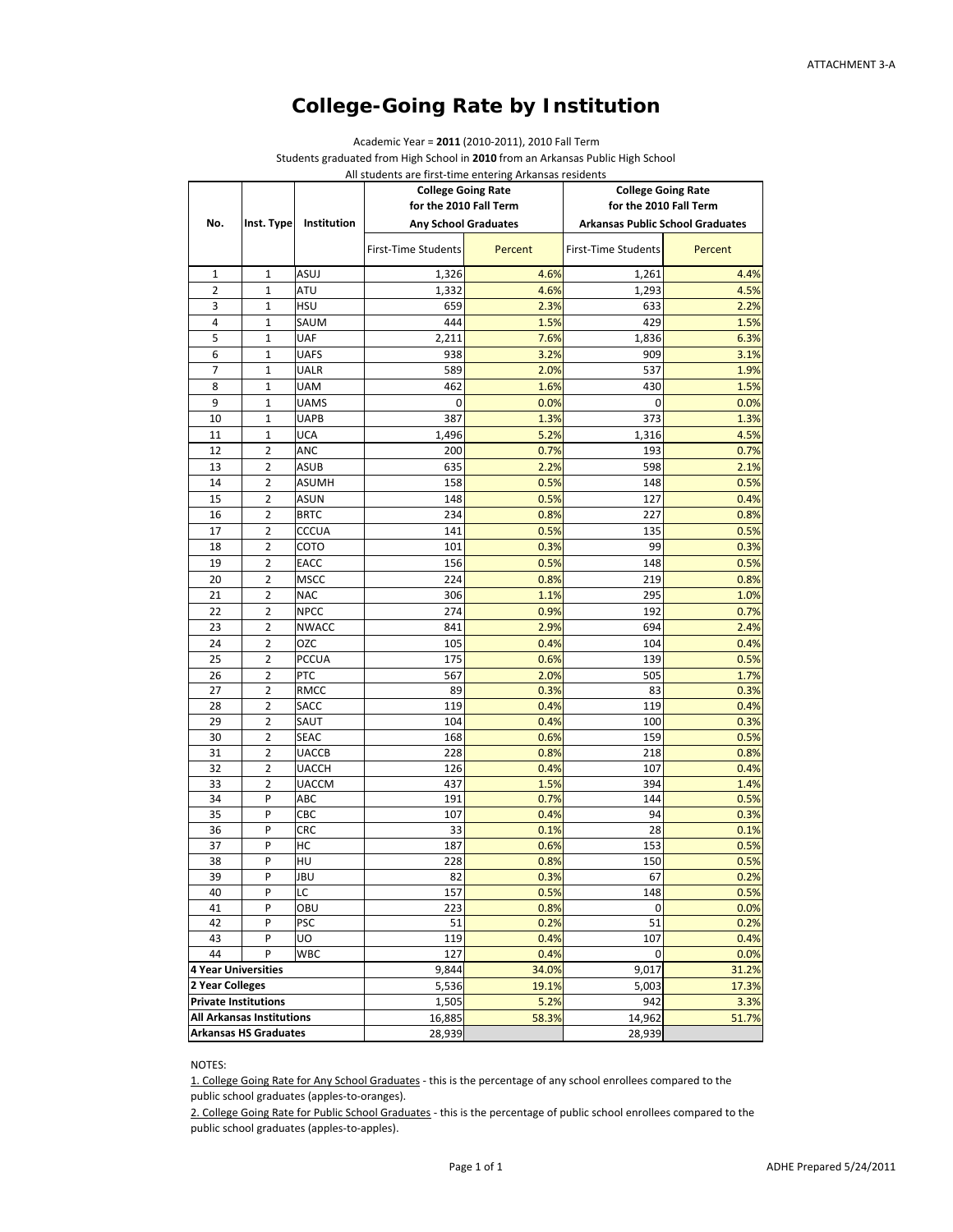ATTACHMENT 3-A

# College-Going Rate by Institution

Academic Year = **2011** (2010-2011), 2010 Fall Term

Students graduated from High School in **2010** from an Arkansas Public High School

All students are first-time entering Arkansas residents

| No. | Inst. Type | Institution | College Going Rate for the 2010 Fall Term Any School Graduates | | College Going Rate for the 2010 Fall Term Arkansas Public School Graduates | |
|---|---|---|---|---|---|---|
| | | | First-Time Students | Percent | First-Time Students | Percent |
| 1 | 1 | ASUJ | 1,326 | 4.6% | 1,261 | 4.4% |
| 2 | 1 | ATU | 1,332 | 4.6% | 1,293 | 4.5% |
| 3 | 1 | HSU | 659 | 2.3% | 633 | 2.2% |
| 4 | 1 | SAUM | 444 | 1.5% | 429 | 1.5% |
| 5 | 1 | UAF | 2,211 | 7.6% | 1,836 | 6.3% |
| 6 | 1 | UAFS | 938 | 3.2% | 909 | 3.1% |
| 7 | 1 | UALR | 589 | 2.0% | 537 | 1.9% |
| 8 | 1 | UAM | 462 | 1.6% | 430 | 1.5% |
| 9 | 1 | UAMS | 0 | 0.0% | 0 | 0.0% |
| 10 | 1 | UAPB | 387 | 1.3% | 373 | 1.3% |
| 11 | 1 | UCA | 1,496 | 5.2% | 1,316 | 4.5% |
| 12 | 2 | ANC | 200 | 0.7% | 193 | 0.7% |
| 13 | 2 | ASUB | 635 | 2.2% | 598 | 2.1% |
| 14 | 2 | ASUMH | 158 | 0.5% | 148 | 0.5% |
| 15 | 2 | ASUN | 148 | 0.5% | 127 | 0.4% |
| 16 | 2 | BRTC | 234 | 0.8% | 227 | 0.8% |
| 17 | 2 | CCCUA | 141 | 0.5% | 135 | 0.5% |
| 18 | 2 | COTO | 101 | 0.3% | 99 | 0.3% |
| 19 | 2 | EACC | 156 | 0.5% | 148 | 0.5% |
| 20 | 2 | MSCC | 224 | 0.8% | 219 | 0.8% |
| 21 | 2 | NAC | 306 | 1.1% | 295 | 1.0% |
| 22 | 2 | NPCC | 274 | 0.9% | 192 | 0.7% |
| 23 | 2 | NWACC | 841 | 2.9% | 694 | 2.4% |
| 24 | 2 | OZC | 105 | 0.4% | 104 | 0.4% |
| 25 | 2 | PCCUA | 175 | 0.6% | 139 | 0.5% |
| 26 | 2 | PTC | 567 | 2.0% | 505 | 1.7% |
| 27 | 2 | RMCC | 89 | 0.3% | 83 | 0.3% |
| 28 | 2 | SACC | 119 | 0.4% | 119 | 0.4% |
| 29 | 2 | SAUT | 104 | 0.4% | 100 | 0.3% |
| 30 | 2 | SEAC | 168 | 0.6% | 159 | 0.5% |
| 31 | 2 | UACCB | 228 | 0.8% | 218 | 0.8% |
| 32 | 2 | UACCH | 126 | 0.4% | 107 | 0.4% |
| 33 | 2 | UACCM | 437 | 1.5% | 394 | 1.4% |
| 34 | P | ABC | 191 | 0.7% | 144 | 0.5% |
| 35 | P | CBC | 107 | 0.4% | 94 | 0.3% |
| 36 | P | CRC | 33 | 0.1% | 28 | 0.1% |
| 37 | P | HC | 187 | 0.6% | 153 | 0.5% |
| 38 | P | HU | 228 | 0.8% | 150 | 0.5% |
| 39 | P | JBU | 82 | 0.3% | 67 | 0.2% |
| 40 | P | LC | 157 | 0.5% | 148 | 0.5% |
| 41 | P | OBU | 223 | 0.8% | 0 | 0.0% |
| 42 | P | PSC | 51 | 0.2% | 51 | 0.2% |
| 43 | P | UO | 119 | 0.4% | 107 | 0.4% |
| 44 | P | WBC | 127 | 0.4% | 0 | 0.0% |
| **4 Year Universities** | | | 9,844 | 34.0% | 9,017 | 31.2% |
| **2 Year Colleges** | | | 5,536 | 19.1% | 5,003 | 17.3% |
| **Private Institutions** | | | 1,505 | 5.2% | 942 | 3.3% |
| **All Arkansas Institutions** | | | 16,885 | 58.3% | 14,962 | 51.7% |
| **Arkansas HS Graduates** | | | 28,939 | | 28,939 | |

NOTES:

1. College Going Rate for Any School Graduates - this is the percentage of any school enrollees compared to the public school graduates (apples-to-oranges).

2. College Going Rate for Public School Graduates - this is the percentage of public school enrollees compared to the public school graduates (apples-to-apples).

ADHE Prepared 5/24/2011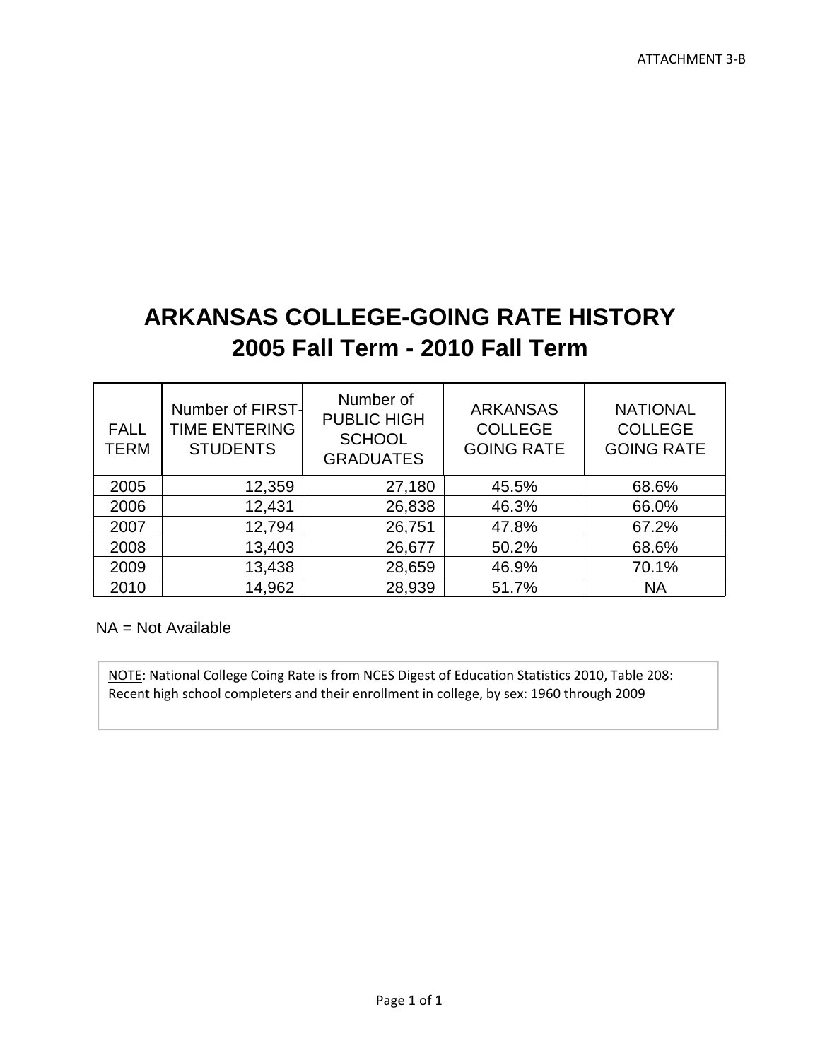ATTACHMENT 3-B

# ARKANSAS COLLEGE-GOING RATE HISTORY
# 2005 Fall Term - 2010 Fall Term

| FALL TERM | Number of FIRST-TIME ENTERING STUDENTS | Number of PUBLIC HIGH SCHOOL GRADUATES | ARKANSAS COLLEGE GOING RATE | NATIONAL COLLEGE GOING RATE |
|---|---|---|---|---|
| 2005 | 12,359 | 27,180 | 45.5% | 68.6% |
| 2006 | 12,431 | 26,838 | 46.3% | 66.0% |
| 2007 | 12,794 | 26,751 | 47.8% | 67.2% |
| 2008 | 13,403 | 26,677 | 50.2% | 68.6% |
| 2009 | 13,438 | 28,659 | 46.9% | 70.1% |
| 2010 | 14,962 | 28,939 | 51.7% | NA |

NA = Not Available

NOTE: National College Coing Rate is from NCES Digest of Education Statistics 2010, Table 208: Recent high school completers and their enrollment in college, by sex: 1960 through 2009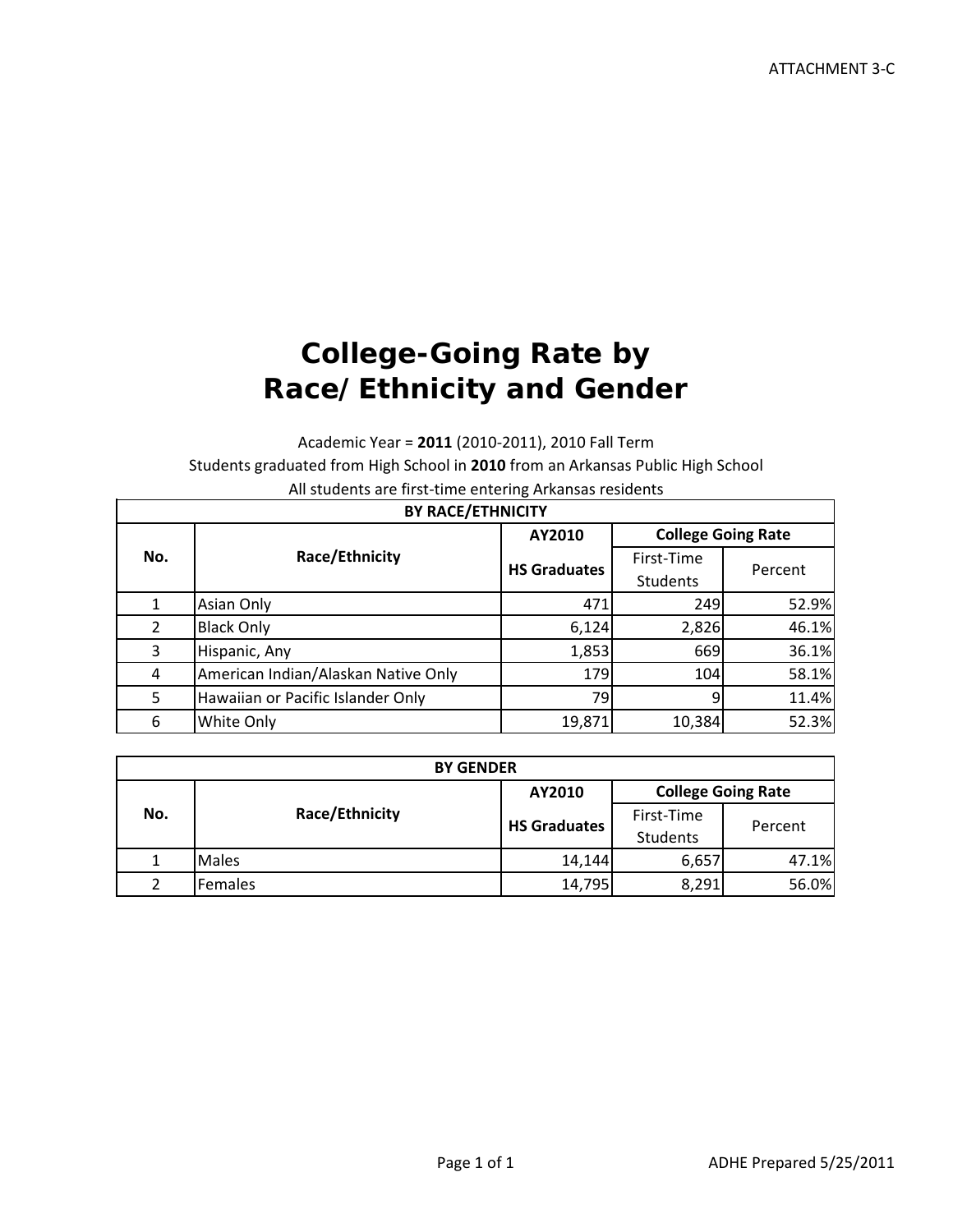ATTACHMENT 3-C

# College-Going Rate by Race/Ethnicity and Gender

Academic Year = **2011** (2010-2011), 2010 Fall Term

Students graduated from High School in **2010** from an Arkansas Public High School

All students are first-time entering Arkansas residents

| **BY RACE/ETHNICITY** | | | | |
|---|---|---|---|---|
| **No.** | **Race/Ethnicity** | **AY2010** | **College Going Rate** | |
| | | **HS Graduates** | First-Time Students | Percent |
| 1 | Asian Only | 471 | 249 | 52.9% |
| 2 | Black Only | 6,124 | 2,826 | 46.1% |
| 3 | Hispanic, Any | 1,853 | 669 | 36.1% |
| 4 | American Indian/Alaskan Native Only | 179 | 104 | 58.1% |
| 5 | Hawaiian or Pacific Islander Only | 79 | 9 | 11.4% |
| 6 | White Only | 19,871 | 10,384 | 52.3% |

| **BY GENDER** | | | | |
|---|---|---|---|---|
| **No.** | **Race/Ethnicity** | **AY2010** | **College Going Rate** | |
| | | **HS Graduates** | First-Time Students | Percent |
| 1 | Males | 14,144 | 6,657 | 47.1% |
| 2 | Females | 14,795 | 8,291 | 56.0% |

ADHE Prepared 5/25/2011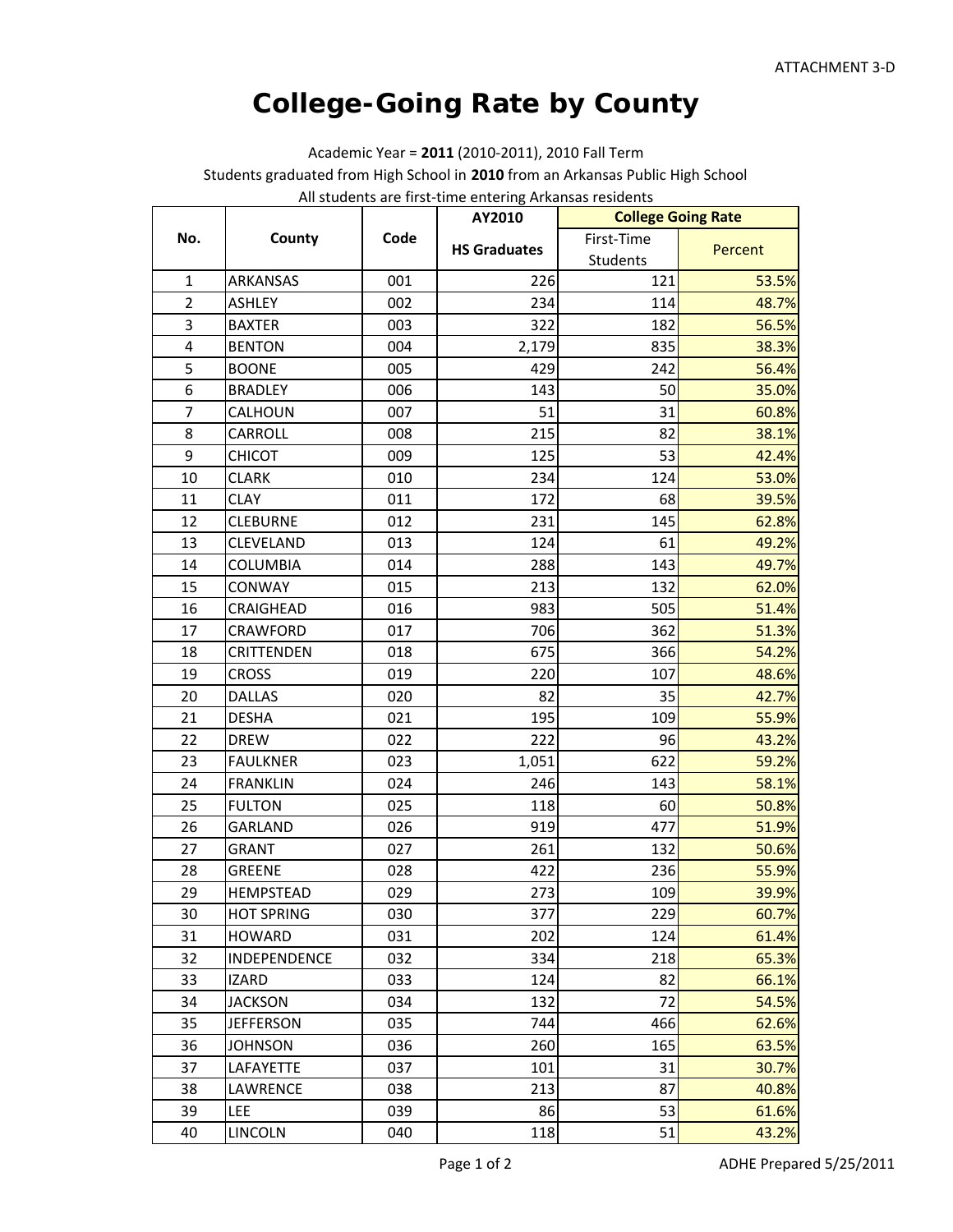ATTACHMENT 3-D

# College-Going Rate by County

Academic Year = **2011** (2010-2011), 2010 Fall Term

Students graduated from High School in **2010** from an Arkansas Public High School

All students are first-time entering Arkansas residents

| No. | County | Code | AY2010 | College Going Rate | |
|---|---|---|---|---|---|
| | | | HS Graduates | First-Time Students | Percent |
| 1 | ARKANSAS | 001 | 226 | 121 | 53.5% |
| 2 | ASHLEY | 002 | 234 | 114 | 48.7% |
| 3 | BAXTER | 003 | 322 | 182 | 56.5% |
| 4 | BENTON | 004 | 2,179 | 835 | 38.3% |
| 5 | BOONE | 005 | 429 | 242 | 56.4% |
| 6 | BRADLEY | 006 | 143 | 50 | 35.0% |
| 7 | CALHOUN | 007 | 51 | 31 | 60.8% |
| 8 | CARROLL | 008 | 215 | 82 | 38.1% |
| 9 | CHICOT | 009 | 125 | 53 | 42.4% |
| 10 | CLARK | 010 | 234 | 124 | 53.0% |
| 11 | CLAY | 011 | 172 | 68 | 39.5% |
| 12 | CLEBURNE | 012 | 231 | 145 | 62.8% |
| 13 | CLEVELAND | 013 | 124 | 61 | 49.2% |
| 14 | COLUMBIA | 014 | 288 | 143 | 49.7% |
| 15 | CONWAY | 015 | 213 | 132 | 62.0% |
| 16 | CRAIGHEAD | 016 | 983 | 505 | 51.4% |
| 17 | CRAWFORD | 017 | 706 | 362 | 51.3% |
| 18 | CRITTENDEN | 018 | 675 | 366 | 54.2% |
| 19 | CROSS | 019 | 220 | 107 | 48.6% |
| 20 | DALLAS | 020 | 82 | 35 | 42.7% |
| 21 | DESHA | 021 | 195 | 109 | 55.9% |
| 22 | DREW | 022 | 222 | 96 | 43.2% |
| 23 | FAULKNER | 023 | 1,051 | 622 | 59.2% |
| 24 | FRANKLIN | 024 | 246 | 143 | 58.1% |
| 25 | FULTON | 025 | 118 | 60 | 50.8% |
| 26 | GARLAND | 026 | 919 | 477 | 51.9% |
| 27 | GRANT | 027 | 261 | 132 | 50.6% |
| 28 | GREENE | 028 | 422 | 236 | 55.9% |
| 29 | HEMPSTEAD | 029 | 273 | 109 | 39.9% |
| 30 | HOT SPRING | 030 | 377 | 229 | 60.7% |
| 31 | HOWARD | 031 | 202 | 124 | 61.4% |
| 32 | INDEPENDENCE | 032 | 334 | 218 | 65.3% |
| 33 | IZARD | 033 | 124 | 82 | 66.1% |
| 34 | JACKSON | 034 | 132 | 72 | 54.5% |
| 35 | JEFFERSON | 035 | 744 | 466 | 62.6% |
| 36 | JOHNSON | 036 | 260 | 165 | 63.5% |
| 37 | LAFAYETTE | 037 | 101 | 31 | 30.7% |
| 38 | LAWRENCE | 038 | 213 | 87 | 40.8% |
| 39 | LEE | 039 | 86 | 53 | 61.6% |
| 40 | LINCOLN | 040 | 118 | 51 | 43.2% |

ADHE Prepared 5/25/2011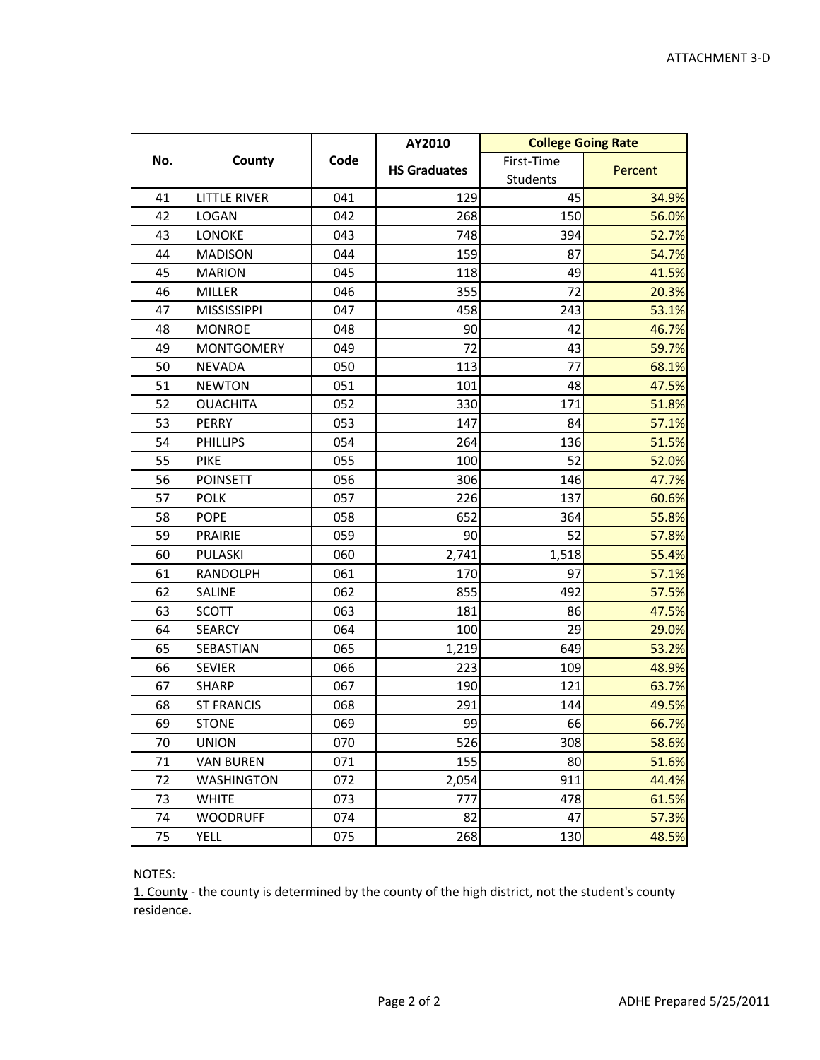ATTACHMENT 3-D

| No. | County | Code | AY2010 | College Going Rate | |
|---|---|---|---|---|---|
| | | | HS Graduates | First-Time Students | Percent |
| 41 | LITTLE RIVER | 041 | 129 | 45 | 34.9% |
| 42 | LOGAN | 042 | 268 | 150 | 56.0% |
| 43 | LONOKE | 043 | 748 | 394 | 52.7% |
| 44 | MADISON | 044 | 159 | 87 | 54.7% |
| 45 | MARION | 045 | 118 | 49 | 41.5% |
| 46 | MILLER | 046 | 355 | 72 | 20.3% |
| 47 | MISSISSIPPI | 047 | 458 | 243 | 53.1% |
| 48 | MONROE | 048 | 90 | 42 | 46.7% |
| 49 | MONTGOMERY | 049 | 72 | 43 | 59.7% |
| 50 | NEVADA | 050 | 113 | 77 | 68.1% |
| 51 | NEWTON | 051 | 101 | 48 | 47.5% |
| 52 | OUACHITA | 052 | 330 | 171 | 51.8% |
| 53 | PERRY | 053 | 147 | 84 | 57.1% |
| 54 | PHILLIPS | 054 | 264 | 136 | 51.5% |
| 55 | PIKE | 055 | 100 | 52 | 52.0% |
| 56 | POINSETT | 056 | 306 | 146 | 47.7% |
| 57 | POLK | 057 | 226 | 137 | 60.6% |
| 58 | POPE | 058 | 652 | 364 | 55.8% |
| 59 | PRAIRIE | 059 | 90 | 52 | 57.8% |
| 60 | PULASKI | 060 | 2,741 | 1,518 | 55.4% |
| 61 | RANDOLPH | 061 | 170 | 97 | 57.1% |
| 62 | SALINE | 062 | 855 | 492 | 57.5% |
| 63 | SCOTT | 063 | 181 | 86 | 47.5% |
| 64 | SEARCY | 064 | 100 | 29 | 29.0% |
| 65 | SEBASTIAN | 065 | 1,219 | 649 | 53.2% |
| 66 | SEVIER | 066 | 223 | 109 | 48.9% |
| 67 | SHARP | 067 | 190 | 121 | 63.7% |
| 68 | ST FRANCIS | 068 | 291 | 144 | 49.5% |
| 69 | STONE | 069 | 99 | 66 | 66.7% |
| 70 | UNION | 070 | 526 | 308 | 58.6% |
| 71 | VAN BUREN | 071 | 155 | 80 | 51.6% |
| 72 | WASHINGTON | 072 | 2,054 | 911 | 44.4% |
| 73 | WHITE | 073 | 777 | 478 | 61.5% |
| 74 | WOODRUFF | 074 | 82 | 47 | 57.3% |
| 75 | YELL | 075 | 268 | 130 | 48.5% |

NOTES:

1. County - the county is determined by the county of the high district, not the student's county residence.

ADHE Prepared 5/25/2011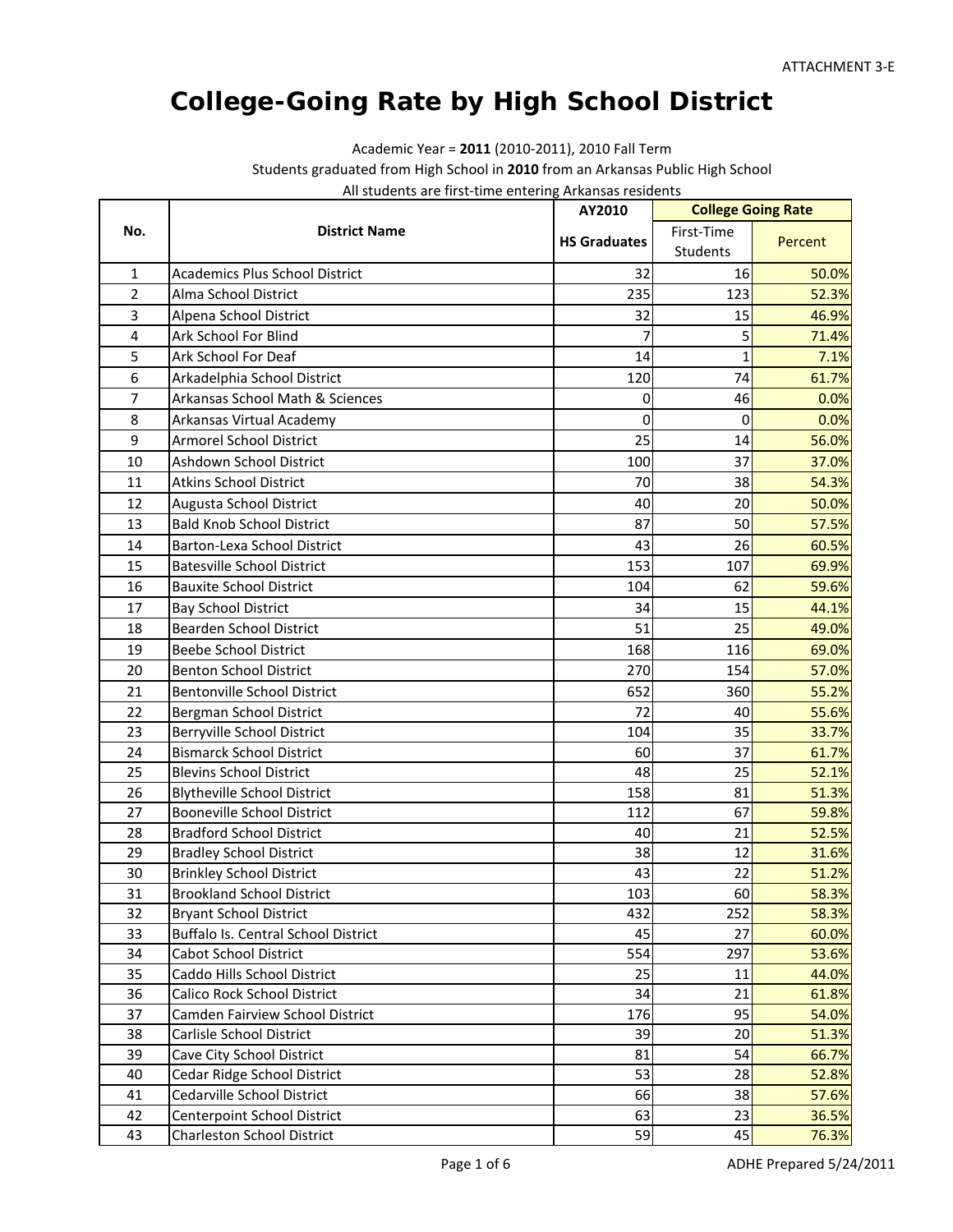ATTACHMENT 3-E

# College-Going Rate by High School District

Academic Year = **2011** (2010-2011), 2010 Fall Term

Students graduated from High School in **2010** from an Arkansas Public High School

All students are first-time entering Arkansas residents

| No. | District Name | AY2010 | College Going Rate | |
|---|---|---|---|---|
| | | HS Graduates | First-Time Students | Percent |
| 1 | Academics Plus School District | 32 | 16 | 50.0% |
| 2 | Alma School District | 235 | 123 | 52.3% |
| 3 | Alpena School District | 32 | 15 | 46.9% |
| 4 | Ark School For Blind | 7 | 5 | 71.4% |
| 5 | Ark School For Deaf | 14 | 1 | 7.1% |
| 6 | Arkadelphia School District | 120 | 74 | 61.7% |
| 7 | Arkansas School Math & Sciences | 0 | 46 | 0.0% |
| 8 | Arkansas Virtual Academy | 0 | 0 | 0.0% |
| 9 | Armorel School District | 25 | 14 | 56.0% |
| 10 | Ashdown School District | 100 | 37 | 37.0% |
| 11 | Atkins School District | 70 | 38 | 54.3% |
| 12 | Augusta School District | 40 | 20 | 50.0% |
| 13 | Bald Knob School District | 87 | 50 | 57.5% |
| 14 | Barton-Lexa School District | 43 | 26 | 60.5% |
| 15 | Batesville School District | 153 | 107 | 69.9% |
| 16 | Bauxite School District | 104 | 62 | 59.6% |
| 17 | Bay School District | 34 | 15 | 44.1% |
| 18 | Bearden School District | 51 | 25 | 49.0% |
| 19 | Beebe School District | 168 | 116 | 69.0% |
| 20 | Benton School District | 270 | 154 | 57.0% |
| 21 | Bentonville School District | 652 | 360 | 55.2% |
| 22 | Bergman School District | 72 | 40 | 55.6% |
| 23 | Berryville School District | 104 | 35 | 33.7% |
| 24 | Bismarck School District | 60 | 37 | 61.7% |
| 25 | Blevins School District | 48 | 25 | 52.1% |
| 26 | Blytheville School District | 158 | 81 | 51.3% |
| 27 | Booneville School District | 112 | 67 | 59.8% |
| 28 | Bradford School District | 40 | 21 | 52.5% |
| 29 | Bradley School District | 38 | 12 | 31.6% |
| 30 | Brinkley School District | 43 | 22 | 51.2% |
| 31 | Brookland School District | 103 | 60 | 58.3% |
| 32 | Bryant School District | 432 | 252 | 58.3% |
| 33 | Buffalo Is. Central School District | 45 | 27 | 60.0% |
| 34 | Cabot School District | 554 | 297 | 53.6% |
| 35 | Caddo Hills School District | 25 | 11 | 44.0% |
| 36 | Calico Rock School District | 34 | 21 | 61.8% |
| 37 | Camden Fairview School District | 176 | 95 | 54.0% |
| 38 | Carlisle School District | 39 | 20 | 51.3% |
| 39 | Cave City School District | 81 | 54 | 66.7% |
| 40 | Cedar Ridge School District | 53 | 28 | 52.8% |
| 41 | Cedarville School District | 66 | 38 | 57.6% |
| 42 | Centerpoint School District | 63 | 23 | 36.5% |
| 43 | Charleston School District | 59 | 45 | 76.3% |

ADHE Prepared 5/24/2011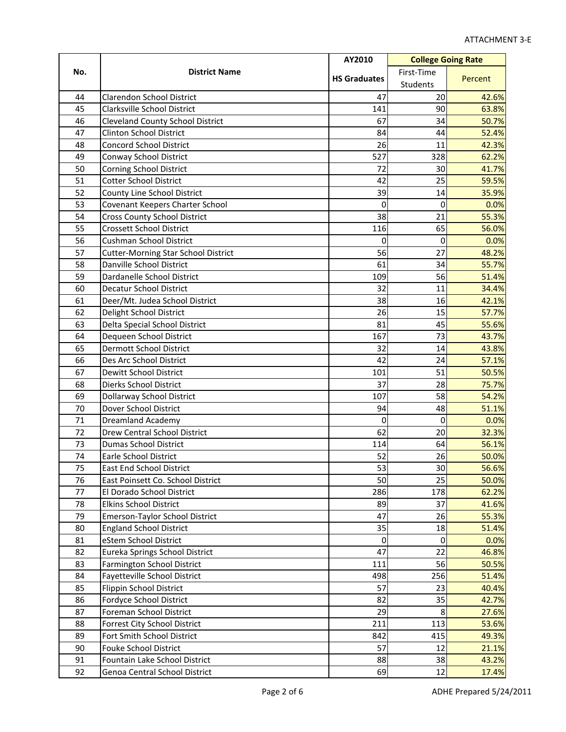ATTACHMENT 3-E

| No. | District Name | AY2010 | College Going Rate | |
|---|---|---|---|---|
| | | HS Graduates | First-Time Students | Percent |
| 44 | Clarendon School District | 47 | 20 | 42.6% |
| 45 | Clarksville School District | 141 | 90 | 63.8% |
| 46 | Cleveland County School District | 67 | 34 | 50.7% |
| 47 | Clinton School District | 84 | 44 | 52.4% |
| 48 | Concord School District | 26 | 11 | 42.3% |
| 49 | Conway School District | 527 | 328 | 62.2% |
| 50 | Corning School District | 72 | 30 | 41.7% |
| 51 | Cotter School District | 42 | 25 | 59.5% |
| 52 | County Line School District | 39 | 14 | 35.9% |
| 53 | Covenant Keepers Charter School | 0 | 0 | 0.0% |
| 54 | Cross County School District | 38 | 21 | 55.3% |
| 55 | Crossett School District | 116 | 65 | 56.0% |
| 56 | Cushman School District | 0 | 0 | 0.0% |
| 57 | Cutter-Morning Star School District | 56 | 27 | 48.2% |
| 58 | Danville School District | 61 | 34 | 55.7% |
| 59 | Dardanelle School District | 109 | 56 | 51.4% |
| 60 | Decatur School District | 32 | 11 | 34.4% |
| 61 | Deer/Mt. Judea School District | 38 | 16 | 42.1% |
| 62 | Delight School District | 26 | 15 | 57.7% |
| 63 | Delta Special School District | 81 | 45 | 55.6% |
| 64 | Dequeen School District | 167 | 73 | 43.7% |
| 65 | Dermott School District | 32 | 14 | 43.8% |
| 66 | Des Arc School District | 42 | 24 | 57.1% |
| 67 | Dewitt School District | 101 | 51 | 50.5% |
| 68 | Dierks School District | 37 | 28 | 75.7% |
| 69 | Dollarway School District | 107 | 58 | 54.2% |
| 70 | Dover School District | 94 | 48 | 51.1% |
| 71 | Dreamland Academy | 0 | 0 | 0.0% |
| 72 | Drew Central School District | 62 | 20 | 32.3% |
| 73 | Dumas School District | 114 | 64 | 56.1% |
| 74 | Earle School District | 52 | 26 | 50.0% |
| 75 | East End School District | 53 | 30 | 56.6% |
| 76 | East Poinsett Co. School District | 50 | 25 | 50.0% |
| 77 | El Dorado School District | 286 | 178 | 62.2% |
| 78 | Elkins School District | 89 | 37 | 41.6% |
| 79 | Emerson-Taylor School District | 47 | 26 | 55.3% |
| 80 | England School District | 35 | 18 | 51.4% |
| 81 | eStem School District | 0 | 0 | 0.0% |
| 82 | Eureka Springs School District | 47 | 22 | 46.8% |
| 83 | Farmington School District | 111 | 56 | 50.5% |
| 84 | Fayetteville School District | 498 | 256 | 51.4% |
| 85 | Flippin School District | 57 | 23 | 40.4% |
| 86 | Fordyce School District | 82 | 35 | 42.7% |
| 87 | Foreman School District | 29 | 8 | 27.6% |
| 88 | Forrest City School District | 211 | 113 | 53.6% |
| 89 | Fort Smith School District | 842 | 415 | 49.3% |
| 90 | Fouke School District | 57 | 12 | 21.1% |
| 91 | Fountain Lake School District | 88 | 38 | 43.2% |
| 92 | Genoa Central School District | 69 | 12 | 17.4% |

ADHE Prepared 5/24/2011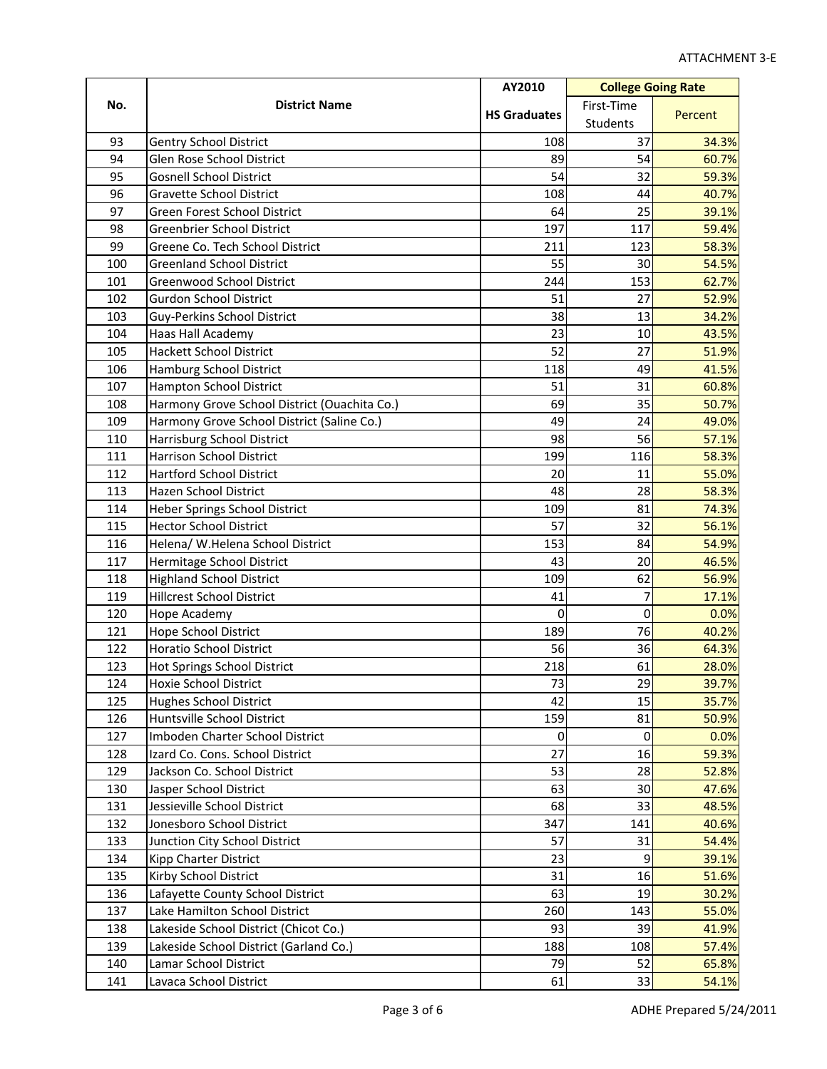ATTACHMENT 3-E

| No. | District Name | AY2010 | College Going Rate | |
|---|---|---|---|---|
| | | HS Graduates | First-Time Students | Percent |
| 93 | Gentry School District | 108 | 37 | 34.3% |
| 94 | Glen Rose School District | 89 | 54 | 60.7% |
| 95 | Gosnell School District | 54 | 32 | 59.3% |
| 96 | Gravette School District | 108 | 44 | 40.7% |
| 97 | Green Forest School District | 64 | 25 | 39.1% |
| 98 | Greenbrier School District | 197 | 117 | 59.4% |
| 99 | Greene Co. Tech School District | 211 | 123 | 58.3% |
| 100 | Greenland School District | 55 | 30 | 54.5% |
| 101 | Greenwood School District | 244 | 153 | 62.7% |
| 102 | Gurdon School District | 51 | 27 | 52.9% |
| 103 | Guy-Perkins School District | 38 | 13 | 34.2% |
| 104 | Haas Hall Academy | 23 | 10 | 43.5% |
| 105 | Hackett School District | 52 | 27 | 51.9% |
| 106 | Hamburg School District | 118 | 49 | 41.5% |
| 107 | Hampton School District | 51 | 31 | 60.8% |
| 108 | Harmony Grove School District (Ouachita Co.) | 69 | 35 | 50.7% |
| 109 | Harmony Grove School District (Saline Co.) | 49 | 24 | 49.0% |
| 110 | Harrisburg School District | 98 | 56 | 57.1% |
| 111 | Harrison School District | 199 | 116 | 58.3% |
| 112 | Hartford School District | 20 | 11 | 55.0% |
| 113 | Hazen School District | 48 | 28 | 58.3% |
| 114 | Heber Springs School District | 109 | 81 | 74.3% |
| 115 | Hector School District | 57 | 32 | 56.1% |
| 116 | Helena/ W.Helena School District | 153 | 84 | 54.9% |
| 117 | Hermitage School District | 43 | 20 | 46.5% |
| 118 | Highland School District | 109 | 62 | 56.9% |
| 119 | Hillcrest School District | 41 | 7 | 17.1% |
| 120 | Hope Academy | 0 | 0 | 0.0% |
| 121 | Hope School District | 189 | 76 | 40.2% |
| 122 | Horatio School District | 56 | 36 | 64.3% |
| 123 | Hot Springs School District | 218 | 61 | 28.0% |
| 124 | Hoxie School District | 73 | 29 | 39.7% |
| 125 | Hughes School District | 42 | 15 | 35.7% |
| 126 | Huntsville School District | 159 | 81 | 50.9% |
| 127 | Imboden Charter School District | 0 | 0 | 0.0% |
| 128 | Izard Co. Cons. School District | 27 | 16 | 59.3% |
| 129 | Jackson Co. School District | 53 | 28 | 52.8% |
| 130 | Jasper School District | 63 | 30 | 47.6% |
| 131 | Jessieville School District | 68 | 33 | 48.5% |
| 132 | Jonesboro School District | 347 | 141 | 40.6% |
| 133 | Junction City School District | 57 | 31 | 54.4% |
| 134 | Kipp Charter District | 23 | 9 | 39.1% |
| 135 | Kirby School District | 31 | 16 | 51.6% |
| 136 | Lafayette County School District | 63 | 19 | 30.2% |
| 137 | Lake Hamilton School District | 260 | 143 | 55.0% |
| 138 | Lakeside School District (Chicot Co.) | 93 | 39 | 41.9% |
| 139 | Lakeside School District (Garland Co.) | 188 | 108 | 57.4% |
| 140 | Lamar School District | 79 | 52 | 65.8% |
| 141 | Lavaca School District | 61 | 33 | 54.1% |

ADHE Prepared 5/24/2011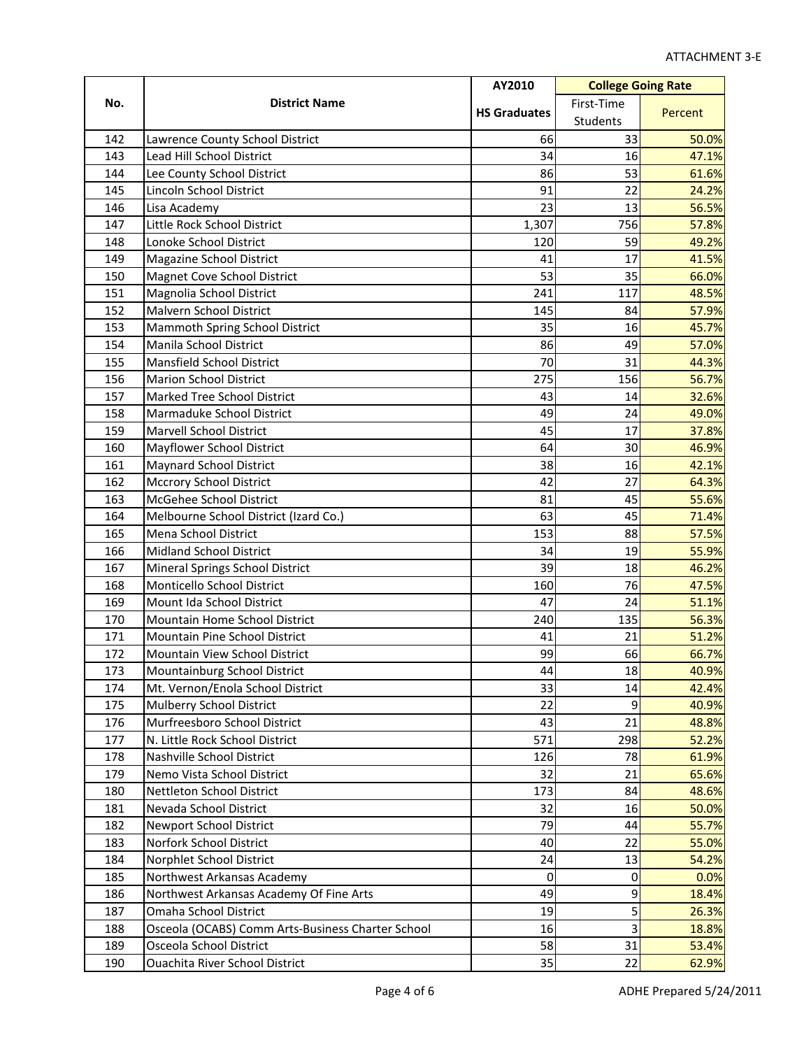| No. | District Name | AY2010 | College Going Rate | |
|---|---|---|---|---|
| | | HS Graduates | First-Time Students | Percent |
| 142 | Lawrence County School District | 66 | 33 | 50.0% |
| 143 | Lead Hill School District | 34 | 16 | 47.1% |
| 144 | Lee County School District | 86 | 53 | 61.6% |
| 145 | Lincoln School District | 91 | 22 | 24.2% |
| 146 | Lisa Academy | 23 | 13 | 56.5% |
| 147 | Little Rock School District | 1,307 | 756 | 57.8% |
| 148 | Lonoke School District | 120 | 59 | 49.2% |
| 149 | Magazine School District | 41 | 17 | 41.5% |
| 150 | Magnet Cove School District | 53 | 35 | 66.0% |
| 151 | Magnolia School District | 241 | 117 | 48.5% |
| 152 | Malvern School District | 145 | 84 | 57.9% |
| 153 | Mammoth Spring School District | 35 | 16 | 45.7% |
| 154 | Manila School District | 86 | 49 | 57.0% |
| 155 | Mansfield School District | 70 | 31 | 44.3% |
| 156 | Marion School District | 275 | 156 | 56.7% |
| 157 | Marked Tree School District | 43 | 14 | 32.6% |
| 158 | Marmaduke School District | 49 | 24 | 49.0% |
| 159 | Marvell School District | 45 | 17 | 37.8% |
| 160 | Mayflower School District | 64 | 30 | 46.9% |
| 161 | Maynard School District | 38 | 16 | 42.1% |
| 162 | Mccrory School District | 42 | 27 | 64.3% |
| 163 | McGehee School District | 81 | 45 | 55.6% |
| 164 | Melbourne School District (Izard Co.) | 63 | 45 | 71.4% |
| 165 | Mena School District | 153 | 88 | 57.5% |
| 166 | Midland School District | 34 | 19 | 55.9% |
| 167 | Mineral Springs School District | 39 | 18 | 46.2% |
| 168 | Monticello School District | 160 | 76 | 47.5% |
| 169 | Mount Ida School District | 47 | 24 | 51.1% |
| 170 | Mountain Home School District | 240 | 135 | 56.3% |
| 171 | Mountain Pine School District | 41 | 21 | 51.2% |
| 172 | Mountain View School District | 99 | 66 | 66.7% |
| 173 | Mountainburg School District | 44 | 18 | 40.9% |
| 174 | Mt. Vernon/Enola School District | 33 | 14 | 42.4% |
| 175 | Mulberry School District | 22 | 9 | 40.9% |
| 176 | Murfreesboro School District | 43 | 21 | 48.8% |
| 177 | N. Little Rock School District | 571 | 298 | 52.2% |
| 178 | Nashville School District | 126 | 78 | 61.9% |
| 179 | Nemo Vista School District | 32 | 21 | 65.6% |
| 180 | Nettleton School District | 173 | 84 | 48.6% |
| 181 | Nevada School District | 32 | 16 | 50.0% |
| 182 | Newport School District | 79 | 44 | 55.7% |
| 183 | Norfork School District | 40 | 22 | 55.0% |
| 184 | Norphlet School District | 24 | 13 | 54.2% |
| 185 | Northwest Arkansas Academy | 0 | 0 | 0.0% |
| 186 | Northwest Arkansas Academy Of Fine Arts | 49 | 9 | 18.4% |
| 187 | Omaha School District | 19 | 5 | 26.3% |
| 188 | Osceola (OCABS) Comm Arts-Business Charter School | 16 | 3 | 18.8% |
| 189 | Osceola School District | 58 | 31 | 53.4% |
| 190 | Ouachita River School District | 35 | 22 | 62.9% |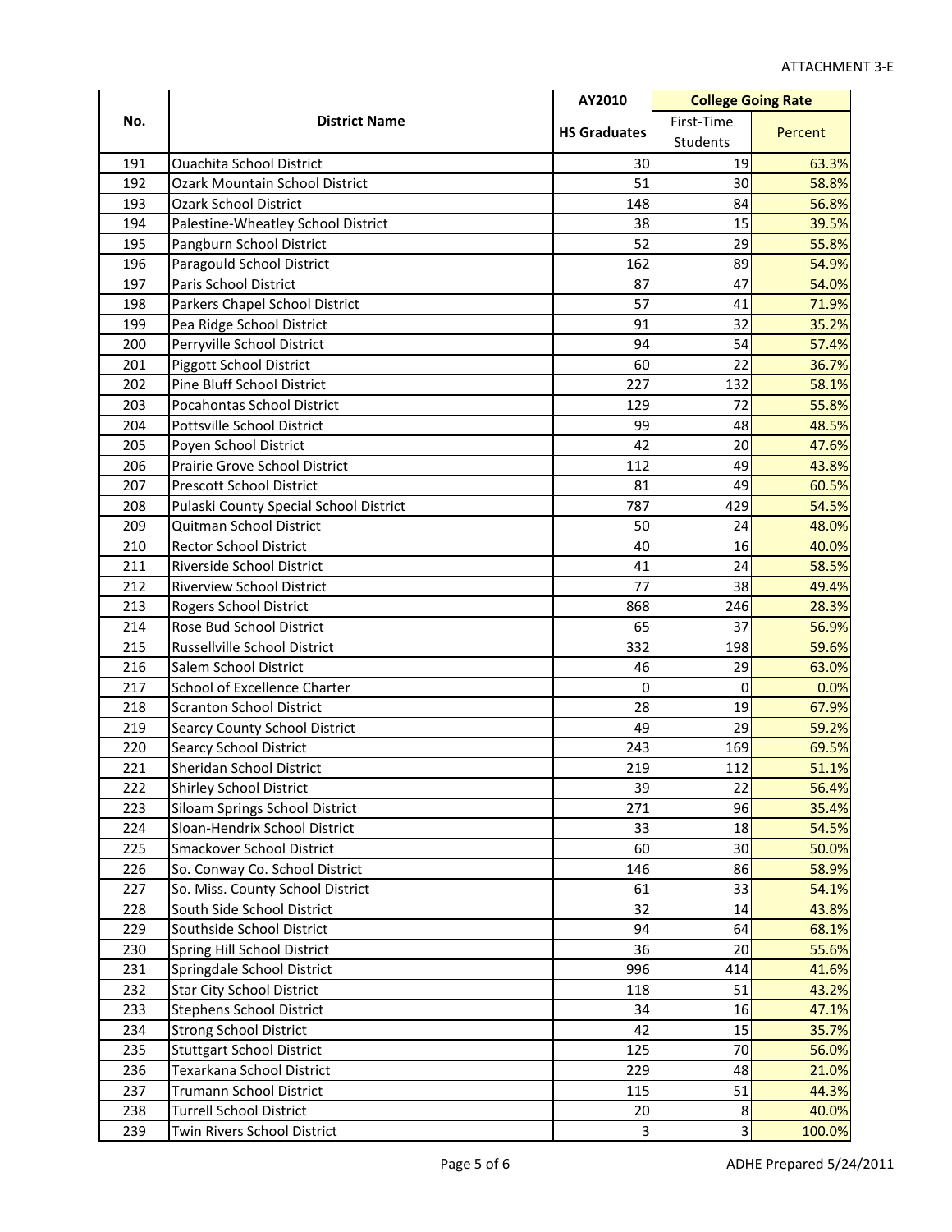ATTACHMENT 3-E

| No. | District Name | AY2010 | College Going Rate | |
|---|---|---|---|---|
| | | HS Graduates | First-Time Students | Percent |
| 191 | Ouachita School District | 30 | 19 | 63.3% |
| 192 | Ozark Mountain School District | 51 | 30 | 58.8% |
| 193 | Ozark School District | 148 | 84 | 56.8% |
| 194 | Palestine-Wheatley School District | 38 | 15 | 39.5% |
| 195 | Pangburn School District | 52 | 29 | 55.8% |
| 196 | Paragould School District | 162 | 89 | 54.9% |
| 197 | Paris School District | 87 | 47 | 54.0% |
| 198 | Parkers Chapel School District | 57 | 41 | 71.9% |
| 199 | Pea Ridge School District | 91 | 32 | 35.2% |
| 200 | Perryville School District | 94 | 54 | 57.4% |
| 201 | Piggott School District | 60 | 22 | 36.7% |
| 202 | Pine Bluff School District | 227 | 132 | 58.1% |
| 203 | Pocahontas School District | 129 | 72 | 55.8% |
| 204 | Pottsville School District | 99 | 48 | 48.5% |
| 205 | Poyen School District | 42 | 20 | 47.6% |
| 206 | Prairie Grove School District | 112 | 49 | 43.8% |
| 207 | Prescott School District | 81 | 49 | 60.5% |
| 208 | Pulaski County Special School District | 787 | 429 | 54.5% |
| 209 | Quitman School District | 50 | 24 | 48.0% |
| 210 | Rector School District | 40 | 16 | 40.0% |
| 211 | Riverside School District | 41 | 24 | 58.5% |
| 212 | Riverview School District | 77 | 38 | 49.4% |
| 213 | Rogers School District | 868 | 246 | 28.3% |
| 214 | Rose Bud School District | 65 | 37 | 56.9% |
| 215 | Russellville School District | 332 | 198 | 59.6% |
| 216 | Salem School District | 46 | 29 | 63.0% |
| 217 | School of Excellence Charter | 0 | 0 | 0.0% |
| 218 | Scranton School District | 28 | 19 | 67.9% |
| 219 | Searcy County School District | 49 | 29 | 59.2% |
| 220 | Searcy School District | 243 | 169 | 69.5% |
| 221 | Sheridan School District | 219 | 112 | 51.1% |
| 222 | Shirley School District | 39 | 22 | 56.4% |
| 223 | Siloam Springs School District | 271 | 96 | 35.4% |
| 224 | Sloan-Hendrix School District | 33 | 18 | 54.5% |
| 225 | Smackover School District | 60 | 30 | 50.0% |
| 226 | So. Conway Co. School District | 146 | 86 | 58.9% |
| 227 | So. Miss. County School District | 61 | 33 | 54.1% |
| 228 | South Side School District | 32 | 14 | 43.8% |
| 229 | Southside School District | 94 | 64 | 68.1% |
| 230 | Spring Hill School District | 36 | 20 | 55.6% |
| 231 | Springdale School District | 996 | 414 | 41.6% |
| 232 | Star City School District | 118 | 51 | 43.2% |
| 233 | Stephens School District | 34 | 16 | 47.1% |
| 234 | Strong School District | 42 | 15 | 35.7% |
| 235 | Stuttgart School District | 125 | 70 | 56.0% |
| 236 | Texarkana School District | 229 | 48 | 21.0% |
| 237 | Trumann School District | 115 | 51 | 44.3% |
| 238 | Turrell School District | 20 | 8 | 40.0% |
| 239 | Twin Rivers School District | 3 | 3 | 100.0% |

ADHE Prepared 5/24/2011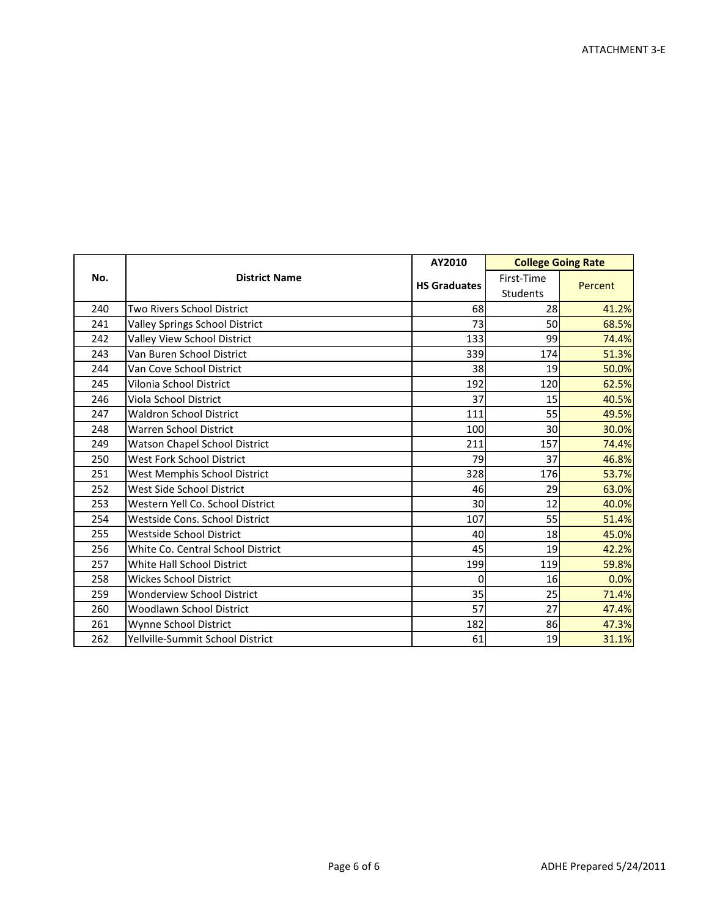ATTACHMENT 3-E

| No. | District Name | AY2010 | College Going Rate | |
|---|---|---|---|---|
| | | HS Graduates | First-Time Students | Percent |
| 240 | Two Rivers School District | 68 | 28 | 41.2% |
| 241 | Valley Springs School District | 73 | 50 | 68.5% |
| 242 | Valley View School District | 133 | 99 | 74.4% |
| 243 | Van Buren School District | 339 | 174 | 51.3% |
| 244 | Van Cove School District | 38 | 19 | 50.0% |
| 245 | Vilonia School District | 192 | 120 | 62.5% |
| 246 | Viola School District | 37 | 15 | 40.5% |
| 247 | Waldron School District | 111 | 55 | 49.5% |
| 248 | Warren School District | 100 | 30 | 30.0% |
| 249 | Watson Chapel School District | 211 | 157 | 74.4% |
| 250 | West Fork School District | 79 | 37 | 46.8% |
| 251 | West Memphis School District | 328 | 176 | 53.7% |
| 252 | West Side School District | 46 | 29 | 63.0% |
| 253 | Western Yell Co. School District | 30 | 12 | 40.0% |
| 254 | Westside Cons. School District | 107 | 55 | 51.4% |
| 255 | Westside School District | 40 | 18 | 45.0% |
| 256 | White Co. Central School District | 45 | 19 | 42.2% |
| 257 | White Hall School District | 199 | 119 | 59.8% |
| 258 | Wickes School District | 0 | 16 | 0.0% |
| 259 | Wonderview School District | 35 | 25 | 71.4% |
| 260 | Woodlawn School District | 57 | 27 | 47.4% |
| 261 | Wynne School District | 182 | 86 | 47.3% |
| 262 | Yellville-Summit School District | 61 | 19 | 31.1% |

ADHE Prepared 5/24/2011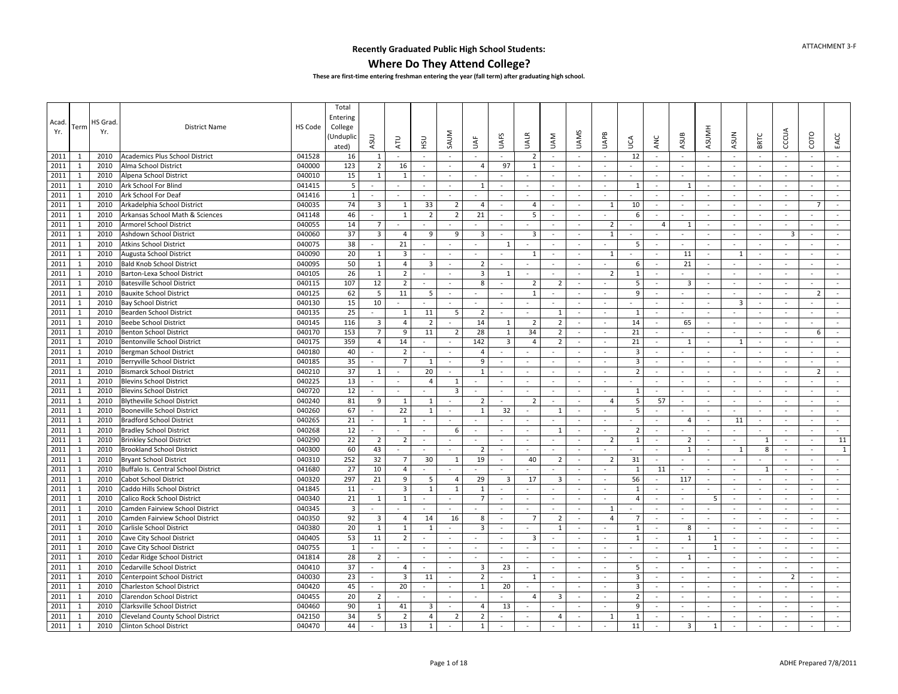ATTACHMENT 3-F

## Recently Graduated Public High School Students:

# Where Do They Attend College?

**These are first-time entering freshman entering the year (fall term) after graduating high school.**

| Acad. Yr. | Term | HS Grad. Yr. | District Name | HS Code | Total Entering College (Unduplicated) | ASUJ | ATU | HSU | SAUM | UAF | UAFS | UALR | UAM | UAMS | UAPB | UCA | ANC | ASUB | ASUMH | ASUN | BRTC | CCCUA | COTO | EACC |
|---|---|---|---|---|---|---|---|---|---|---|---|---|---|---|---|---|---|---|---|---|---|---|---|---|
| 2011 | 1 | 2010 | Academics Plus School District | 041528 | 16 | 1 | - | - | - | - | - | 2 | - | - | - | 12 | - | - | - | - | - | - | - | - |
| 2011 | 1 | 2010 | Alma School District | 040000 | 123 | 2 | 16 | - | - | 4 | 97 | 1 | - | - | - | - | - | - | - | - | - | - | - | - |
| 2011 | 1 | 2010 | Alpena School District | 040010 | 15 | 1 | 1 | - | - | - | - | - | - | - | - | - | - | - | - | - | - | - | - | - |
| 2011 | 1 | 2010 | Ark School For Blind | 041415 | 5 | - | - | - | - | 1 | - | - | - | - | - | 1 | - | 1 | - | - | - | - | - | - |
| 2011 | 1 | 2010 | Ark School For Deaf | 041416 | 1 | - | - | - | - | - | - | - | - | - | - | - | - | - | - | - | - | - | - | - |
| 2011 | 1 | 2010 | Arkadelphia School District | 040035 | 74 | 3 | 1 | 33 | 2 | 4 | - | 4 | - | - | 1 | 10 | - | - | - | - | - | - | 7 | - |
| 2011 | 1 | 2010 | Arkansas School Math & Sciences | 041148 | 46 | - | 1 | 2 | 2 | 21 | - | 5 | - | - | - | 6 | - | - | - | - | - | - | - | - |
| 2011 | 1 | 2010 | Armorel School District | 040055 | 14 | 7 | - | - | - | - | - | - | - | - | 2 | - | 4 | 1 | - | - | - | - | - | - |
| 2011 | 1 | 2010 | Ashdown School District | 040060 | 37 | 3 | 4 | 9 | 9 | 3 | - | 3 | - | - | 1 | - | - | - | - | - | - | 3 | - | - |
| 2011 | 1 | 2010 | Atkins School District | 040075 | 38 | - | 21 | - | - | - | 1 | - | - | - | - | 5 | - | - | - | - | - | - | - | - |
| 2011 | 1 | 2010 | Augusta School District | 040090 | 20 | 1 | 3 | - | - | - | - | 1 | - | - | 1 | - | - | 11 | - | 1 | - | - | - | - |
| 2011 | 1 | 2010 | Bald Knob School District | 040095 | 50 | 1 | 4 | 3 | - | 2 | - | - | - | - | - | 6 | - | 21 | - | - | - | - | - | - |
| 2011 | 1 | 2010 | Barton-Lexa School District | 040105 | 26 | 1 | 2 | - | - | 3 | 1 | - | - | - | 2 | 1 | - | - | - | - | - | - | - | - |
| 2011 | 1 | 2010 | Batesville School District | 040115 | 107 | 12 | 2 | - | - | 8 | - | 2 | 2 | - | - | 5 | - | 3 | - | - | - | - | - | - |
| 2011 | 1 | 2010 | Bauxite School District | 040125 | 62 | 5 | 11 | 5 | - | - | - | 1 | - | - | - | 9 | - | - | - | - | - | - | 2 | - |
| 2011 | 1 | 2010 | Bay School District | 040130 | 15 | 10 | - | - | - | - | - | - | - | - | - | - | - | - | - | 3 | - | - | - | - |
| 2011 | 1 | 2010 | Bearden School District | 040135 | 25 | - | 1 | 11 | 5 | 2 | - | - | 1 | - | - | 1 | - | - | - | - | - | - | - | - |
| 2011 | 1 | 2010 | Beebe School District | 040145 | 116 | 3 | 4 | 2 | - | 14 | 1 | 2 | 2 | - | - | 14 | - | 65 | - | - | - | - | - | - |
| 2011 | 1 | 2010 | Benton School District | 040170 | 153 | 7 | 9 | 11 | 2 | 28 | 1 | 34 | 2 | - | - | 21 | - | - | - | - | - | - | 6 | - |
| 2011 | 1 | 2010 | Bentonville School District | 040175 | 359 | 4 | 14 | - | - | 142 | 3 | 4 | 2 | - | - | 21 | - | 1 | - | 1 | - | - | - | - |
| 2011 | 1 | 2010 | Bergman School District | 040180 | 40 | - | 2 | - | - | 4 | - | - | - | - | - | 3 | - | - | - | - | - | - | - | - |
| 2011 | 1 | 2010 | Berryville School District | 040185 | 35 | - | 7 | 1 | - | 9 | - | - | - | - | - | 3 | - | - | - | - | - | - | - | - |
| 2011 | 1 | 2010 | Bismarck School District | 040210 | 37 | 1 | - | 20 | - | 1 | - | - | - | - | - | 2 | - | - | - | - | - | - | 2 | - |
| 2011 | 1 | 2010 | Blevins School District | 040225 | 13 | - | - | 4 | 1 | - | - | - | - | - | - | - | - | - | - | - | - | - | - | - |
| 2011 | 1 | 2010 | Blevins School District | 040720 | 12 | - | - | - | 3 | - | - | - | - | - | - | 1 | - | - | - | - | - | - | - | - |
| 2011 | 1 | 2010 | Blytheville School District | 040240 | 81 | 9 | 1 | 1 | - | 2 | - | 2 | - | - | 4 | 5 | 57 | - | - | - | - | - | - | - |
| 2011 | 1 | 2010 | Booneville School District | 040260 | 67 | - | 22 | 1 | - | 1 | 32 | - | 1 | - | - | 5 | - | - | - | - | - | - | - | - |
| 2011 | 1 | 2010 | Bradford School District | 040265 | 21 | - | 1 | - | - | - | - | - | - | - | - | - | - | 4 | - | 11 | - | - | - | - |
| 2011 | 1 | 2010 | Bradley School District | 040268 | 12 | - | - | - | 6 | - | - | - | 1 | - | - | 2 | - | - | - | - | - | - | - | - |
| 2011 | 1 | 2010 | Brinkley School District | 040290 | 22 | 2 | 2 | - | - | - | - | - | - | - | 2 | 1 | - | 2 | - | - | 1 | - | - | 11 |
| 2011 | 1 | 2010 | Brookland School District | 040300 | 60 | 43 | - | - | - | 2 | - | - | - | - | - | - | - | 1 | - | 1 | 8 | - | - | 1 |
| 2011 | 1 | 2010 | Bryant School District | 040310 | 252 | 32 | 7 | 30 | 1 | 19 | - | 40 | 2 | - | 2 | 31 | - | - | - | - | - | - | - | - |
| 2011 | 1 | 2010 | Buffalo Is. Central School District | 041680 | 27 | 10 | 4 | - | - | - | - | - | - | - | - | 1 | 11 | - | - | - | 1 | - | - | - |
| 2011 | 1 | 2010 | Cabot School District | 040320 | 297 | 21 | 9 | 5 | 4 | 29 | 3 | 17 | 3 | - | - | 56 | - | 117 | - | - | - | - | - | - |
| 2011 | 1 | 2010 | Caddo Hills School District | 041845 | 11 | - | 3 | 1 | 1 | 1 | - | - | - | - | - | 1 | - | - | - | - | - | - | - | - |
| 2011 | 1 | 2010 | Calico Rock School District | 040340 | 21 | 1 | 1 | - | - | 7 | - | - | - | - | - | 4 | - | - | 5 | - | - | - | - | - |
| 2011 | 1 | 2010 | Camden Fairview School District | 040345 | 3 | - | - | - | - | - | - | - | - | - | 1 | - | - | - | - | - | - | - | - | - |
| 2011 | 1 | 2010 | Camden Fairview School District | 040350 | 92 | 3 | 4 | 14 | 16 | 8 | - | 7 | 2 | - | 4 | 7 | - | - | - | - | - | - | - | - |
| 2011 | 1 | 2010 | Carlisle School District | 040380 | 20 | 1 | 1 | 1 | - | 3 | - | - | 1 | - | - | 1 | - | 8 | - | - | - | - | - | - |
| 2011 | 1 | 2010 | Cave City School District | 040405 | 53 | 11 | 2 | - | - | - | - | 3 | - | - | - | 1 | - | 1 | 1 | - | - | - | - | - |
| 2011 | 1 | 2010 | Cave City School District | 040755 | 1 | - | - | - | - | - | - | - | - | - | - | - | - | - | 1 | - | - | - | - | - |
| 2011 | 1 | 2010 | Cedar Ridge School District | 041814 | 28 | 2 | - | - | - | - | - | - | - | - | - | - | - | 1 | - | - | - | - | - | - |
| 2011 | 1 | 2010 | Cedarville School District | 040410 | 37 | - | 4 | - | - | 3 | 23 | - | - | - | - | 5 | - | - | - | - | - | - | - | - |
| 2011 | 1 | 2010 | Centerpoint School District | 040030 | 23 | - | 3 | 11 | - | 2 | - | 1 | - | - | - | 3 | - | - | - | - | - | 2 | - | - |
| 2011 | 1 | 2010 | Charleston School District | 040420 | 45 | - | 20 | - | - | 1 | 20 | - | - | - | - | 3 | - | - | - | - | - | - | - | - |
| 2011 | 1 | 2010 | Clarendon School District | 040455 | 20 | 2 | - | - | - | - | - | 4 | 3 | - | - | 2 | - | - | - | - | - | - | - | - |
| 2011 | 1 | 2010 | Clarksville School District | 040460 | 90 | 1 | 41 | 3 | - | 4 | 13 | - | - | - | - | 9 | - | - | - | - | - | - | - | - |
| 2011 | 1 | 2010 | Cleveland County School District | 042150 | 34 | 5 | 2 | 4 | 2 | 2 | - | - | 4 | - | 1 | 1 | - | - | - | - | - | - | - | - |
| 2011 | 1 | 2010 | Clinton School District | 040470 | 44 | - | 13 | 1 | - | 1 | - | - | - | - | - | 11 | - | 3 | 1 | - | - | - | - | - |

ADHE Prepared 7/8/2011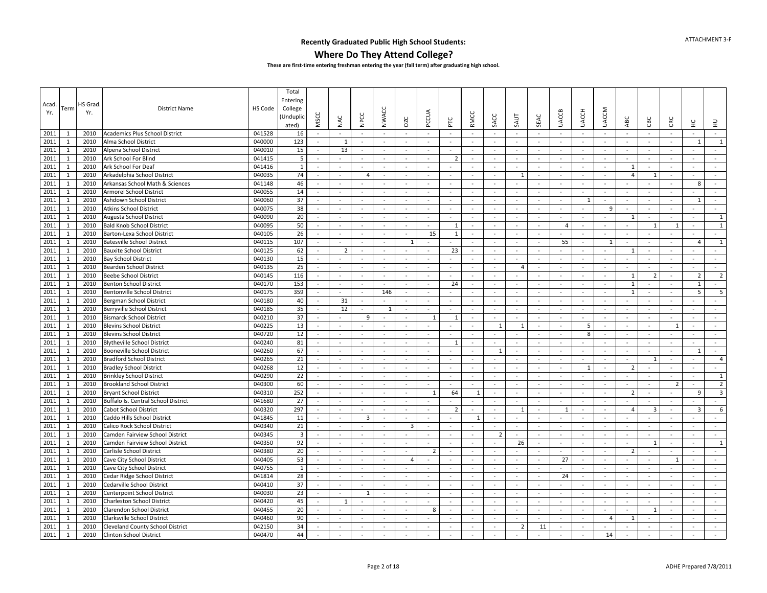# Recently Graduated Public High School Students:

## Where Do They Attend College?

**These are first-time entering freshman entering the year (fall term) after graduating high school.**

| Acad. Yr. | Term | HS Grad. Yr. | District Name | HS Code | Total Entering College (Unduplicated) | MSCC | NAC | NPCC | NWACC | OZC | PCCUA | PTC | RMCC | SACC | SAUT | SEAC | UACCB | UACCH | UACCM | ABC | CBC | CRC | HC | HU |
|---|---|---|---|---|---|---|---|---|---|---|---|---|---|---|---|---|---|---|---|---|---|---|---|---|
| 2011 | 1 | 2010 | Academics Plus School District | 041528 | 16 | - | - | - | - | - | - | - | - | - | - | - | - | - | - | - | - | - | - | - |
| 2011 | 1 | 2010 | Alma School District | 040000 | 123 | - | 1 | - | - | - | - | - | - | - | - | - | - | - | - | - | - | - | 1 | 1 |
| 2011 | 1 | 2010 | Alpena School District | 040010 | 15 | - | 13 | - | - | - | - | - | - | - | - | - | - | - | - | - | - | - | - | - |
| 2011 | 1 | 2010 | Ark School For Blind | 041415 | 5 | - | - | - | - | - | - | 2 | - | - | - | - | - | - | - | - | - | - | - | - |
| 2011 | 1 | 2010 | Ark School For Deaf | 041416 | 1 | - | - | - | - | - | - | - | - | - | - | - | - | - | - | 1 | - | - | - | - |
| 2011 | 1 | 2010 | Arkadelphia School District | 040035 | 74 | - | - | 4 | - | - | - | - | - | - | 1 | - | - | - | - | 4 | 1 | - | - | - |
| 2011 | 1 | 2010 | Arkansas School Math & Sciences | 041148 | 46 | - | - | - | - | - | - | - | - | - | - | - | - | - | - | - | - | - | 8 | - |
| 2011 | 1 | 2010 | Armorel School District | 040055 | 14 | - | - | - | - | - | - | - | - | - | - | - | - | - | - | - | - | - | - | - |
| 2011 | 1 | 2010 | Ashdown School District | 040060 | 37 | - | - | - | - | - | - | - | - | - | - | - | - | 1 | - | - | - | - | 1 | - |
| 2011 | 1 | 2010 | Atkins School District | 040075 | 38 | - | - | - | - | - | - | - | - | - | - | - | - | - | 9 | - | - | - | - | - |
| 2011 | 1 | 2010 | Augusta School District | 040090 | 20 | - | - | - | - | - | - | - | - | - | - | - | - | - | - | 1 | - | - | - | 1 |
| 2011 | 1 | 2010 | Bald Knob School District | 040095 | 50 | - | - | - | - | - | - | 1 | - | - | - | - | 4 | - | - | - | 1 | 1 | - | 1 |
| 2011 | 1 | 2010 | Barton-Lexa School District | 040105 | 26 | - | - | - | - | - | 15 | 1 | - | - | - | - | - | - | - | - | - | - | - | - |
| 2011 | 1 | 2010 | Batesville School District | 040115 | 107 | - | - | - | - | 1 | - | - | - | - | - | - | 55 | - | 1 | - | - | - | 4 | 1 |
| 2011 | 1 | 2010 | Bauxite School District | 040125 | 62 | - | 2 | - | - | - | - | 23 | - | - | - | - | - | - | - | 1 | - | - | - | - |
| 2011 | 1 | 2010 | Bay School District | 040130 | 15 | - | - | - | - | - | - | - | - | - | - | - | - | - | - | - | - | - | - | - |
| 2011 | 1 | 2010 | Bearden School District | 040135 | 25 | - | - | - | - | - | - | - | - | - | 4 | - | - | - | - | - | - | - | - | - |
| 2011 | 1 | 2010 | Beebe School District | 040145 | 116 | - | - | - | - | - | - | - | - | - | - | - | - | - | - | 1 | 2 | - | 2 | 2 |
| 2011 | 1 | 2010 | Benton School District | 040170 | 153 | - | - | - | - | - | - | 24 | - | - | - | - | - | - | - | 1 | - | - | 1 | - |
| 2011 | 1 | 2010 | Bentonville School District | 040175 | 359 | - | - | - | 146 | - | - | - | - | - | - | - | - | - | - | 1 | - | - | 5 | 5 |
| 2011 | 1 | 2010 | Bergman School District | 040180 | 40 | - | 31 | - | - | - | - | - | - | - | - | - | - | - | - | - | - | - | - | - |
| 2011 | 1 | 2010 | Berryville School District | 040185 | 35 | - | 12 | - | 1 | - | - | - | - | - | - | - | - | - | - | - | - | - | - | - |
| 2011 | 1 | 2010 | Bismarck School District | 040210 | 37 | - | - | 9 | - | - | 1 | 1 | - | - | - | - | - | - | - | - | - | - | - | - |
| 2011 | 1 | 2010 | Blevins School District | 040225 | 13 | - | - | - | - | - | - | - | - | 1 | 1 | - | - | 5 | - | - | - | 1 | - | - |
| 2011 | 1 | 2010 | Blevins School District | 040720 | 12 | - | - | - | - | - | - | - | - | - | - | - | - | 8 | - | - | - | - | - | - |
| 2011 | 1 | 2010 | Blytheville School District | 040240 | 81 | - | - | - | - | - | - | 1 | - | - | - | - | - | - | - | - | - | - | - | - |
| 2011 | 1 | 2010 | Booneville School District | 040260 | 67 | - | - | - | - | - | - | - | - | 1 | - | - | - | - | - | - | - | - | 1 | - |
| 2011 | 1 | 2010 | Bradford School District | 040265 | 21 | - | - | - | - | - | - | - | - | - | - | - | - | - | - | - | 1 | - | - | 4 |
| 2011 | 1 | 2010 | Bradley School District | 040268 | 12 | - | - | - | - | - | - | - | - | - | - | - | - | 1 | - | 2 | - | - | - | - |
| 2011 | 1 | 2010 | Brinkley School District | 040290 | 22 | - | - | - | - | - | - | - | - | - | - | - | - | - | - | - | - | - | - | 1 |
| 2011 | 1 | 2010 | Brookland School District | 040300 | 60 | - | - | - | - | - | - | - | - | - | - | - | - | - | - | - | - | 2 | - | 2 |
| 2011 | 1 | 2010 | Bryant School District | 040310 | 252 | - | - | - | - | - | 1 | 64 | 1 | - | - | - | - | - | - | 2 | - | - | 9 | 3 |
| 2011 | 1 | 2010 | Buffalo Is. Central School District | 041680 | 27 | - | - | - | - | - | - | - | - | - | - | - | - | - | - | - | - | - | - | - |
| 2011 | 1 | 2010 | Cabot School District | 040320 | 297 | - | - | - | - | - | - | 2 | - | - | 1 | - | 1 | - | - | 4 | 3 | - | 3 | 6 |
| 2011 | 1 | 2010 | Caddo Hills School District | 041845 | 11 | - | - | 3 | - | - | - | - | 1 | - | - | - | - | - | - | - | - | - | - | - |
| 2011 | 1 | 2010 | Calico Rock School District | 040340 | 21 | - | - | - | - | 3 | - | - | - | - | - | - | - | - | - | - | - | - | - | - |
| 2011 | 1 | 2010 | Camden Fairview School District | 040345 | 3 | - | - | - | - | - | - | - | - | 2 | - | - | - | - | - | - | - | - | - | - |
| 2011 | 1 | 2010 | Camden Fairview School District | 040350 | 92 | - | - | - | - | - | - | - | - | - | 26 | - | - | - | - | - | 1 | - | - | 1 |
| 2011 | 1 | 2010 | Carlisle School District | 040380 | 20 | - | - | - | - | - | 2 | - | - | - | - | - | - | - | - | 2 | - | - | - | - |
| 2011 | 1 | 2010 | Cave City School District | 040405 | 53 | - | - | - | - | 4 | - | - | - | - | - | - | 27 | - | - | - | - | 1 | - | - |
| 2011 | 1 | 2010 | Cave City School District | 040755 | 1 | - | - | - | - | - | - | - | - | - | - | - | - | - | - | - | - | - | - | - |
| 2011 | 1 | 2010 | Cedar Ridge School District | 041814 | 28 | - | - | - | - | - | - | - | - | - | - | - | 24 | - | - | - | - | - | - | - |
| 2011 | 1 | 2010 | Cedarville School District | 040410 | 37 | - | - | - | - | - | - | - | - | - | - | - | - | - | - | - | - | - | - | - |
| 2011 | 1 | 2010 | Centerpoint School District | 040030 | 23 | - | - | 1 | - | - | - | - | - | - | - | - | - | - | - | - | - | - | - | - |
| 2011 | 1 | 2010 | Charleston School District | 040420 | 45 | - | 1 | - | - | - | - | - | - | - | - | - | - | - | - | - | - | - | - | - |
| 2011 | 1 | 2010 | Clarendon School District | 040455 | 20 | - | - | - | - | - | 8 | - | - | - | - | - | - | - | - | - | 1 | - | - | - |
| 2011 | 1 | 2010 | Clarksville School District | 040460 | 90 | - | - | - | - | - | - | - | - | - | - | - | - | - | 4 | 1 | - | - | - | - |
| 2011 | 1 | 2010 | Cleveland County School District | 042150 | 34 | - | - | - | - | - | - | - | - | - | 2 | 11 | - | - | - | - | - | - | - | - |
| 2011 | 1 | 2010 | Clinton School District | 040470 | 44 | - | - | - | - | - | - | - | - | - | - | - | - | - | 14 | - | - | - | - | - |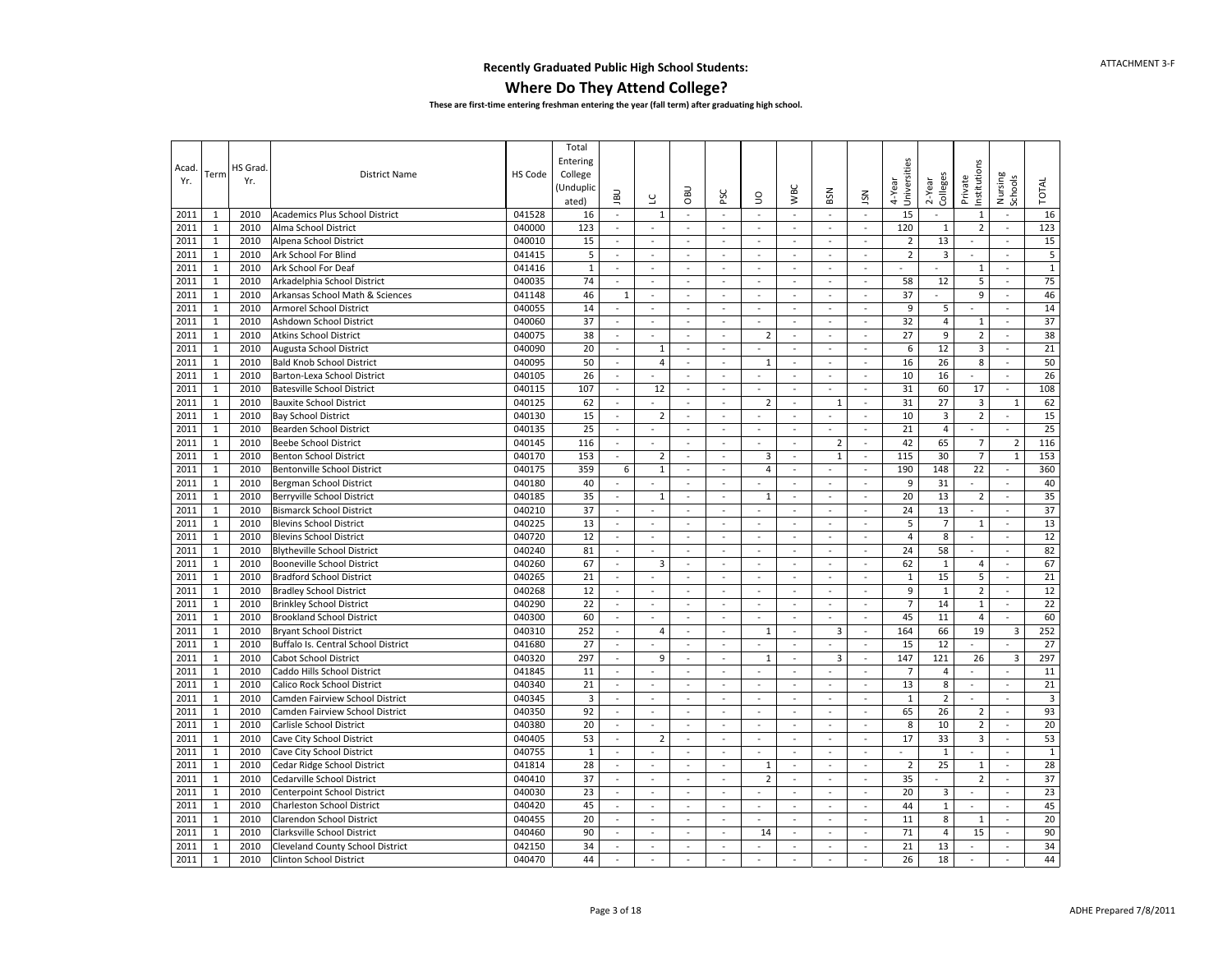ATTACHMENT 3-F

## Recently Graduated Public High School Students:

# Where Do They Attend College?

**These are first-time entering freshman entering the year (fall term) after graduating high school.**

| Acad. Yr. | Term | HS Grad. Yr. | District Name | HS Code | Total Entering College (Unduplicated) | JBU | LC | OBU | PSC | UO | WBC | BSN | JSN | 4-Year Universities | 2-Year Colleges | Private Institutions | Nursing Schools | TOTAL |
|---|---|---|---|---|---|---|---|---|---|---|---|---|---|---|---|---|---|---|
| 2011 | 1 | 2010 | Academics Plus School District | 041528 | 16 | - | 1 | - | - | - | - | - | - | 15 | - | 1 | - | 16 |
| 2011 | 1 | 2010 | Alma School District | 040000 | 123 | - | - | - | - | - | - | - | - | 120 | 1 | 2 | - | 123 |
| 2011 | 1 | 2010 | Alpena School District | 040010 | 15 | - | - | - | - | - | - | - | - | 2 | 13 | - | - | 15 |
| 2011 | 1 | 2010 | Ark School For Blind | 041415 | 5 | - | - | - | - | - | - | - | - | 2 | 3 | - | - | 5 |
| 2011 | 1 | 2010 | Ark School For Deaf | 041416 | 1 | - | - | - | - | - | - | - | - | - | - | 1 | - | 1 |
| 2011 | 1 | 2010 | Arkadelphia School District | 040035 | 74 | - | - | - | - | - | - | - | - | 58 | 12 | 5 | - | 75 |
| 2011 | 1 | 2010 | Arkansas School Math & Sciences | 041148 | 46 | 1 | - | - | - | - | - | - | - | 37 | - | 9 | - | 46 |
| 2011 | 1 | 2010 | Armorel School District | 040055 | 14 | - | - | - | - | - | - | - | - | 9 | 5 | - | - | 14 |
| 2011 | 1 | 2010 | Ashdown School District | 040060 | 37 | - | - | - | - | - | - | - | - | 32 | 4 | 1 | - | 37 |
| 2011 | 1 | 2010 | Atkins School District | 040075 | 38 | - | - | - | - | 2 | - | - | - | 27 | 9 | 2 | - | 38 |
| 2011 | 1 | 2010 | Augusta School District | 040090 | 20 | - | 1 | - | - | - | - | - | - | 6 | 12 | 3 | - | 21 |
| 2011 | 1 | 2010 | Bald Knob School District | 040095 | 50 | - | 4 | - | - | 1 | - | - | - | 16 | 26 | 8 | - | 50 |
| 2011 | 1 | 2010 | Barton-Lexa School District | 040105 | 26 | - | - | - | - | - | - | - | - | 10 | 16 | - | - | 26 |
| 2011 | 1 | 2010 | Batesville School District | 040115 | 107 | - | 12 | - | - | - | - | - | - | 31 | 60 | 17 | - | 108 |
| 2011 | 1 | 2010 | Bauxite School District | 040125 | 62 | - | - | - | - | 2 | - | 1 | - | 31 | 27 | 3 | 1 | 62 |
| 2011 | 1 | 2010 | Bay School District | 040130 | 15 | - | 2 | - | - | - | - | - | - | 10 | 3 | 2 | - | 15 |
| 2011 | 1 | 2010 | Bearden School District | 040135 | 25 | - | - | - | - | - | - | - | - | 21 | 4 | - | - | 25 |
| 2011 | 1 | 2010 | Beebe School District | 040145 | 116 | - | - | - | - | - | - | 2 | - | 42 | 65 | 7 | 2 | 116 |
| 2011 | 1 | 2010 | Benton School District | 040170 | 153 | - | 2 | - | - | 3 | - | 1 | - | 115 | 30 | 7 | 1 | 153 |
| 2011 | 1 | 2010 | Bentonville School District | 040175 | 359 | 6 | 1 | - | - | 4 | - | - | - | 190 | 148 | 22 | - | 360 |
| 2011 | 1 | 2010 | Bergman School District | 040180 | 40 | - | - | - | - | - | - | - | - | 9 | 31 | - | - | 40 |
| 2011 | 1 | 2010 | Berryville School District | 040185 | 35 | - | 1 | - | - | 1 | - | - | - | 20 | 13 | 2 | - | 35 |
| 2011 | 1 | 2010 | Bismarck School District | 040210 | 37 | - | - | - | - | - | - | - | - | 24 | 13 | - | - | 37 |
| 2011 | 1 | 2010 | Blevins School District | 040225 | 13 | - | - | - | - | - | - | - | - | 5 | 7 | 1 | - | 13 |
| 2011 | 1 | 2010 | Blevins School District | 040720 | 12 | - | - | - | - | - | - | - | - | 4 | 8 | - | - | 12 |
| 2011 | 1 | 2010 | Blytheville School District | 040240 | 81 | - | - | - | - | - | - | - | - | 24 | 58 | - | - | 82 |
| 2011 | 1 | 2010 | Booneville School District | 040260 | 67 | - | 3 | - | - | - | - | - | - | 62 | 1 | 4 | - | 67 |
| 2011 | 1 | 2010 | Bradford School District | 040265 | 21 | - | - | - | - | - | - | - | - | 1 | 15 | 5 | - | 21 |
| 2011 | 1 | 2010 | Bradley School District | 040268 | 12 | - | - | - | - | - | - | - | - | 9 | 1 | 2 | - | 12 |
| 2011 | 1 | 2010 | Brinkley School District | 040290 | 22 | - | - | - | - | - | - | - | - | 7 | 14 | 1 | - | 22 |
| 2011 | 1 | 2010 | Brookland School District | 040300 | 60 | - | - | - | - | - | - | - | - | 45 | 11 | 4 | - | 60 |
| 2011 | 1 | 2010 | Bryant School District | 040310 | 252 | - | 4 | - | - | 1 | - | 3 | - | 164 | 66 | 19 | 3 | 252 |
| 2011 | 1 | 2010 | Buffalo Is. Central School District | 041680 | 27 | - | - | - | - | - | - | - | - | 15 | 12 | - | - | 27 |
| 2011 | 1 | 2010 | Cabot School District | 040320 | 297 | - | 9 | - | - | 1 | - | 3 | - | 147 | 121 | 26 | 3 | 297 |
| 2011 | 1 | 2010 | Caddo Hills School District | 041845 | 11 | - | - | - | - | - | - | - | - | 7 | 4 | - | - | 11 |
| 2011 | 1 | 2010 | Calico Rock School District | 040340 | 21 | - | - | - | - | - | - | - | - | 13 | 8 | - | - | 21 |
| 2011 | 1 | 2010 | Camden Fairview School District | 040345 | 3 | - | - | - | - | - | - | - | - | 1 | 2 | - | - | 3 |
| 2011 | 1 | 2010 | Camden Fairview School District | 040350 | 92 | - | - | - | - | - | - | - | - | 65 | 26 | 2 | - | 93 |
| 2011 | 1 | 2010 | Carlisle School District | 040380 | 20 | - | - | - | - | - | - | - | - | 8 | 10 | 2 | - | 20 |
| 2011 | 1 | 2010 | Cave City School District | 040405 | 53 | - | 2 | - | - | - | - | - | - | 17 | 33 | 3 | - | 53 |
| 2011 | 1 | 2010 | Cave City School District | 040755 | 1 | - | - | - | - | - | - | - | - | - | 1 | - | - | 1 |
| 2011 | 1 | 2010 | Cedar Ridge School District | 041814 | 28 | - | - | - | - | 1 | - | - | - | 2 | 25 | 1 | - | 28 |
| 2011 | 1 | 2010 | Cedarville School District | 040410 | 37 | - | - | - | - | 2 | - | - | - | 35 | - | 2 | - | 37 |
| 2011 | 1 | 2010 | Centerpoint School District | 040030 | 23 | - | - | - | - | - | - | - | - | 20 | 3 | - | - | 23 |
| 2011 | 1 | 2010 | Charleston School District | 040420 | 45 | - | - | - | - | - | - | - | - | 44 | 1 | - | - | 45 |
| 2011 | 1 | 2010 | Clarendon School District | 040455 | 20 | - | - | - | - | - | - | - | - | 11 | 8 | 1 | - | 20 |
| 2011 | 1 | 2010 | Clarksville School District | 040460 | 90 | - | - | - | - | 14 | - | - | - | 71 | 4 | 15 | - | 90 |
| 2011 | 1 | 2010 | Cleveland County School District | 042150 | 34 | - | - | - | - | - | - | - | - | 21 | 13 | - | - | 34 |
| 2011 | 1 | 2010 | Clinton School District | 040470 | 44 | - | - | - | - | - | - | - | - | 26 | 18 | - | - | 44 |

ADHE Prepared 7/8/2011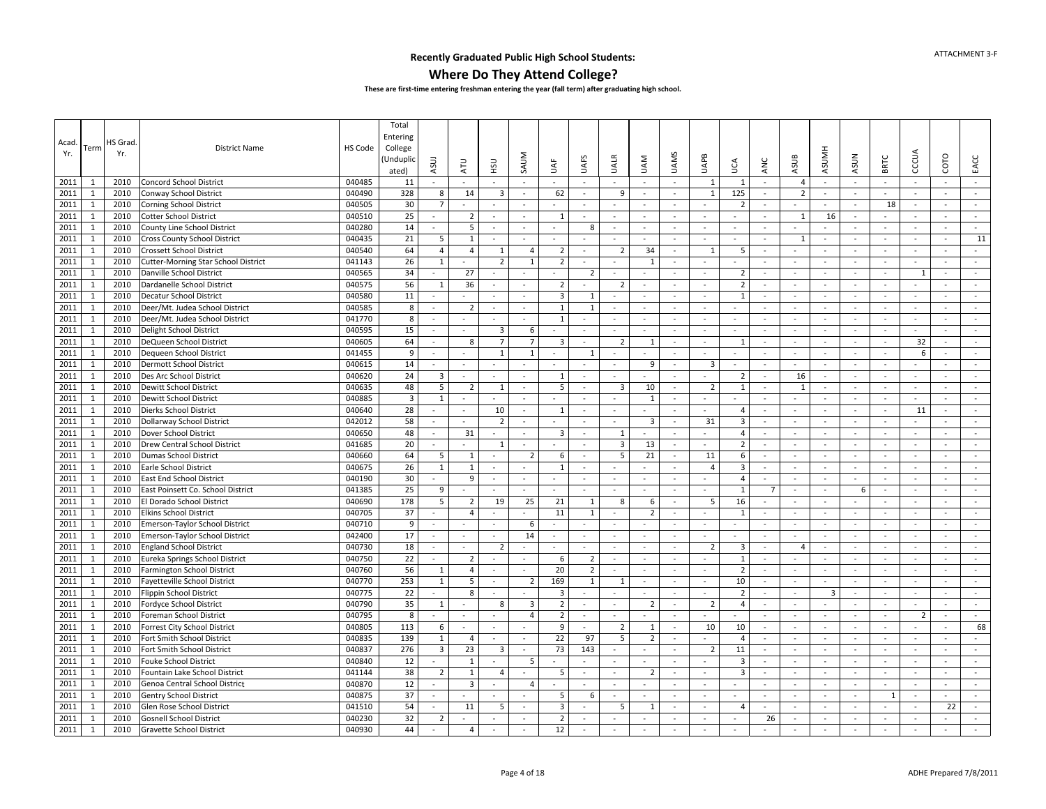## Recently Graduated Public High School Students:

# Where Do They Attend College?

**These are first-time entering freshman entering the year (fall term) after graduating high school.**

| Acad. Yr. | Term | HS Grad. Yr. | District Name | HS Code | Total Entering College (Unduplicated) | ASUJ | ATU | HSU | SAUM | UAF | UAFS | UALR | UAM | UAMS | UAPB | UCA | ANC | ASUB | ASUMH | ASUN | BRTC | CCCUA | COTO | EACC |
|---|---|---|---|---|---|---|---|---|---|---|---|---|---|---|---|---|---|---|---|---|---|---|---|---|
| 2011 | 1 | 2010 | Concord School District | 040485 | 11 | - | - | - | - | - | - | - | - | - | 1 | 1 | - | 4 | - | - | - | - | - | - |
| 2011 | 1 | 2010 | Conway School District | 040490 | 328 | 8 | 14 | 3 | - | 62 | - | 9 | - | - | 1 | 125 | - | 2 | - | - | - | - | - | - |
| 2011 | 1 | 2010 | Corning School District | 040505 | 30 | 7 | - | - | - | - | - | - | - | - | - | 2 | - | - | - | - | 18 | - | - | - |
| 2011 | 1 | 2010 | Cotter School District | 040510 | 25 | - | 2 | - | - | 1 | - | - | - | - | - | - | - | 1 | 16 | - | - | - | - | - |
| 2011 | 1 | 2010 | County Line School District | 040280 | 14 | - | 5 | - | - | - | 8 | - | - | - | - | - | - | - | - | - | - | - | - | - |
| 2011 | 1 | 2010 | Cross County School District | 040435 | 21 | 5 | 1 | - | - | - | - | - | - | - | - | - | - | 1 | - | - | - | - | - | 11 |
| 2011 | 1 | 2010 | Crossett School District | 040540 | 64 | 4 | 4 | 1 | 4 | 2 | - | 2 | 34 | - | 1 | 5 | - | - | - | - | - | - | - | - |
| 2011 | 1 | 2010 | Cutter-Morning Star School District | 041143 | 26 | 1 | - | 2 | 1 | 2 | - | - | 1 | - | - | - | - | - | - | - | - | - | - | - |
| 2011 | 1 | 2010 | Danville School District | 040565 | 34 | - | 27 | - | - | - | 2 | - | - | - | - | 2 | - | - | - | - | - | 1 | - | - |
| 2011 | 1 | 2010 | Dardanelle School District | 040575 | 56 | 1 | 36 | - | - | 2 | - | 2 | - | - | - | 2 | - | - | - | - | - | - | - | - |
| 2011 | 1 | 2010 | Decatur School District | 040580 | 11 | - | - | - | - | 3 | 1 | - | - | - | - | 1 | - | - | - | - | - | - | - | - |
| 2011 | 1 | 2010 | Deer/Mt. Judea School District | 040585 | 8 | - | 2 | - | - | 1 | 1 | - | - | - | - | - | - | - | - | - | - | - | - | - |
| 2011 | 1 | 2010 | Deer/Mt. Judea School District | 041770 | 8 | - | - | - | - | 1 | - | - | - | - | - | - | - | - | - | - | - | - | - | - |
| 2011 | 1 | 2010 | Delight School District | 040595 | 15 | - | - | 3 | 6 | - | - | - | - | - | - | - | - | - | - | - | - | - | - | - |
| 2011 | 1 | 2010 | DeQueen School District | 040605 | 64 | - | 8 | 7 | 7 | 3 | - | 2 | 1 | - | - | 1 | - | - | - | - | - | 32 | - | - |
| 2011 | 1 | 2010 | Dequeen School District | 041455 | 9 | - | - | 1 | 1 | - | 1 | - | - | - | - | - | - | - | - | - | - | 6 | - | - |
| 2011 | 1 | 2010 | Dermott School District | 040615 | 14 | - | - | - | - | - | - | - | 9 | - | 3 | - | - | - | - | - | - | - | - | - |
| 2011 | 1 | 2010 | Des Arc School District | 040620 | 24 | 3 | - | - | - | 1 | - | - | - | - | - | 2 | - | 16 | - | - | - | - | - | - |
| 2011 | 1 | 2010 | Dewitt School District | 040635 | 48 | 5 | 2 | 1 | - | 5 | - | 3 | 10 | - | 2 | 1 | - | 1 | - | - | - | - | - | - |
| 2011 | 1 | 2010 | Dewitt School District | 040885 | 3 | 1 | - | - | - | - | - | - | 1 | - | - | - | - | - | - | - | - | - | - | - |
| 2011 | 1 | 2010 | Dierks School District | 040640 | 28 | - | - | 10 | - | 1 | - | - | - | - | - | 4 | - | - | - | - | - | 11 | - | - |
| 2011 | 1 | 2010 | Dollarway School District | 042012 | 58 | - | - | 2 | - | - | - | - | 3 | - | 31 | 3 | - | - | - | - | - | - | - | - |
| 2011 | 1 | 2010 | Dover School District | 040650 | 48 | - | 31 | - | - | 3 | - | 1 | - | - | - | 4 | - | - | - | - | - | - | - | - |
| 2011 | 1 | 2010 | Drew Central School District | 041685 | 20 | - | - | 1 | - | - | - | 3 | 13 | - | - | 2 | - | - | - | - | - | - | - | - |
| 2011 | 1 | 2010 | Dumas School District | 040660 | 64 | 5 | 1 | - | 2 | 6 | - | 5 | 21 | - | 11 | 6 | - | - | - | - | - | - | - | - |
| 2011 | 1 | 2010 | Earle School District | 040675 | 26 | 1 | 1 | - | - | 1 | - | - | - | - | 4 | 3 | - | - | - | - | - | - | - | - |
| 2011 | 1 | 2010 | East End School District | 040190 | 30 | - | 9 | - | - | - | - | - | - | - | - | 4 | - | - | - | - | - | - | - | - |
| 2011 | 1 | 2010 | East Poinsett Co. School District | 041385 | 25 | 9 | - | - | - | - | - | - | - | - | - | 1 | 7 | - | - | 6 | - | - | - | - |
| 2011 | 1 | 2010 | El Dorado School District | 040690 | 178 | 5 | 2 | 19 | 25 | 21 | 1 | 8 | 6 | - | 5 | 16 | - | - | - | - | - | - | - | - |
| 2011 | 1 | 2010 | Elkins School District | 040705 | 37 | - | 4 | - | - | 11 | 1 | - | 2 | - | - | 1 | - | - | - | - | - | - | - | - |
| 2011 | 1 | 2010 | Emerson-Taylor School District | 040710 | 9 | - | - | - | 6 | - | - | - | - | - | - | - | - | - | - | - | - | - | - | - |
| 2011 | 1 | 2010 | Emerson-Taylor School District | 042400 | 17 | - | - | - | 14 | - | - | - | - | - | - | - | - | - | - | - | - | - | - | - |
| 2011 | 1 | 2010 | England School District | 040730 | 18 | - | - | 2 | - | - | - | - | - | - | 2 | 3 | - | 4 | - | - | - | - | - | - |
| 2011 | 1 | 2010 | Eureka Springs School District | 040750 | 22 | - | 2 | - | - | 6 | 2 | - | - | - | - | 1 | - | - | - | - | - | - | - | - |
| 2011 | 1 | 2010 | Farmington School District | 040760 | 56 | 1 | 4 | - | - | 20 | 2 | - | - | - | - | 2 | - | - | - | - | - | - | - | - |
| 2011 | 1 | 2010 | Fayetteville School District | 040770 | 253 | 1 | 5 | - | 2 | 169 | 1 | 1 | - | - | - | 10 | - | - | - | - | - | - | - | - |
| 2011 | 1 | 2010 | Flippin School District | 040775 | 22 | - | 8 | - | - | 3 | - | - | - | - | - | 2 | - | - | 3 | - | - | - | - | - |
| 2011 | 1 | 2010 | Fordyce School District | 040790 | 35 | 1 | - | 8 | 3 | 2 | - | - | 2 | - | 2 | 4 | - | - | - | - | - | - | - | - |
| 2011 | 1 | 2010 | Foreman School District | 040795 | 8 | - | - | - | 4 | 2 | - | - | - | - | - | - | - | - | - | - | - | 2 | - | - |
| 2011 | 1 | 2010 | Forrest City School District | 040805 | 113 | 6 | - | - | - | 9 | - | 2 | 1 | - | 10 | 10 | - | - | - | - | - | - | - | 68 |
| 2011 | 1 | 2010 | Fort Smith School District | 040835 | 139 | 1 | 4 | - | - | 22 | 97 | 5 | 2 | - | - | 4 | - | - | - | - | - | - | - | - |
| 2011 | 1 | 2010 | Fort Smith School District | 040837 | 276 | 3 | 23 | 3 | - | 73 | 143 | - | - | - | 2 | 11 | - | - | - | - | - | - | - | - |
| 2011 | 1 | 2010 | Fouke School District | 040840 | 12 | - | 1 | - | 5 | - | - | - | - | - | - | 3 | - | - | - | - | - | - | - | - |
| 2011 | 1 | 2010 | Fountain Lake School District | 041144 | 38 | 2 | 1 | 4 | - | 5 | - | - | 2 | - | - | 3 | - | - | - | - | - | - | - | - |
| 2011 | 1 | 2010 | Genoa Central School District | 040870 | 12 | - | 3 | - | 4 | - | - | - | - | - | - | - | - | - | - | - | - | - | - | - |
| 2011 | 1 | 2010 | Gentry School District | 040875 | 37 | - | - | - | - | 5 | 6 | - | - | - | - | - | - | - | - | - | 1 | - | - | - |
| 2011 | 1 | 2010 | Glen Rose School District | 041510 | 54 | - | 11 | 5 | - | 3 | - | 5 | 1 | - | - | 4 | - | - | - | - | - | - | 22 | - |
| 2011 | 1 | 2010 | Gosnell School District | 040230 | 32 | 2 | - | - | - | 2 | - | - | - | - | - | - | 26 | - | - | - | - | - | - | - |
| 2011 | 1 | 2010 | Gravette School District | 040930 | 44 | - | 4 | - | - | 12 | - | - | - | - | - | - | - | - | - | - | - | - | - | - |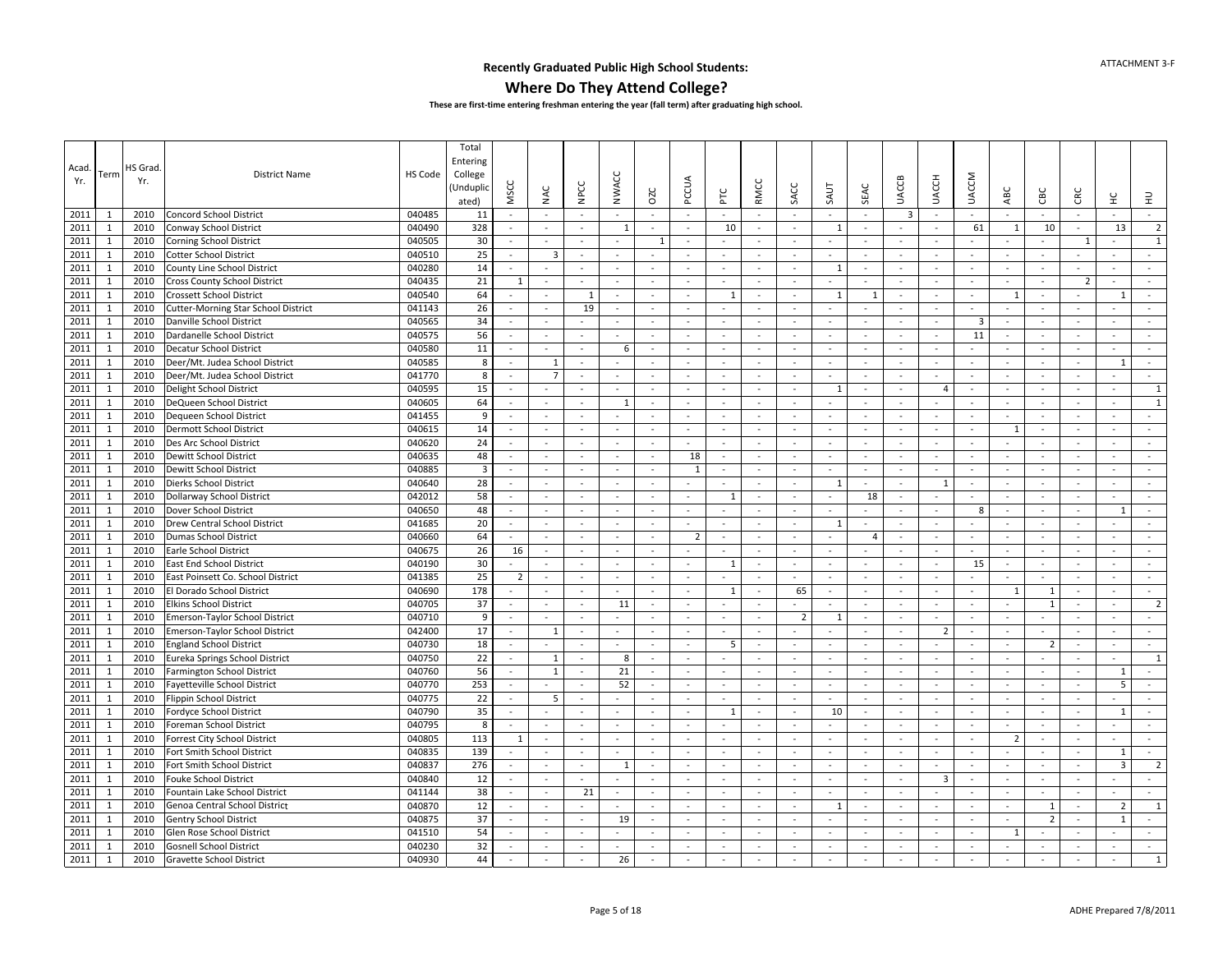ATTACHMENT 3-F

## Recently Graduated Public High School Students:

# Where Do They Attend College?

**These are first-time entering freshman entering the year (fall term) after graduating high school.**

| Acad. Yr. | Term | HS Grad. Yr. | District Name | HS Code | Total Entering College (Unduplicated) | MSCC | NAC | NPCC | NWACC | OZC | PCCUA | PTC | RMCC | SACC | SAUT | SEAC | UACCB | UACCH | UACCM | ABC | CBC | CRC | HC | HU |
|---|---|---|---|---|---|---|---|---|---|---|---|---|---|---|---|---|---|---|---|---|---|---|---|---|
| 2011 | 1 | 2010 | Concord School District | 040485 | 11 | - | - | - | - | - | - | - | - | - | - | - | 3 | - | - | - | - | - | - | - |
| 2011 | 1 | 2010 | Conway School District | 040490 | 328 | - | - | - | 1 | - | - | 10 | - | - | 1 | - | - | - | 61 | 1 | 10 | - | 13 | 2 |
| 2011 | 1 | 2010 | Corning School District | 040505 | 30 | - | - | - | - | 1 | - | - | - | - | - | - | - | - | - | - | - | 1 | - | 1 |
| 2011 | 1 | 2010 | Cotter School District | 040510 | 25 | - | 3 | - | - | - | - | - | - | - | - | - | - | - | - | - | - | - | - | - |
| 2011 | 1 | 2010 | County Line School District | 040280 | 14 | - | - | - | - | - | - | - | - | - | 1 | - | - | - | - | - | - | - | - | - |
| 2011 | 1 | 2010 | Cross County School District | 040435 | 21 | 1 | - | - | - | - | - | - | - | - | - | - | - | - | - | - | - | 2 | - | - |
| 2011 | 1 | 2010 | Crossett School District | 040540 | 64 | - | - | 1 | - | - | - | 1 | - | - | 1 | 1 | - | - | - | 1 | - | - | 1 | - |
| 2011 | 1 | 2010 | Cutter-Morning Star School District | 041143 | 26 | - | - | 19 | - | - | - | - | - | - | - | - | - | - | - | - | - | - | - | - |
| 2011 | 1 | 2010 | Danville School District | 040565 | 34 | - | - | - | - | - | - | - | - | - | - | - | - | - | 3 | - | - | - | - | - |
| 2011 | 1 | 2010 | Dardanelle School District | 040575 | 56 | - | - | - | - | - | - | - | - | - | - | - | - | - | 11 | - | - | - | - | - |
| 2011 | 1 | 2010 | Decatur School District | 040580 | 11 | - | - | - | 6 | - | - | - | - | - | - | - | - | - | - | - | - | - | - | - |
| 2011 | 1 | 2010 | Deer/Mt. Judea School District | 040585 | 8 | - | 1 | - | - | - | - | - | - | - | - | - | - | - | - | - | - | - | 1 | - |
| 2011 | 1 | 2010 | Deer/Mt. Judea School District | 041770 | 8 | - | 7 | - | - | - | - | - | - | - | - | - | - | - | - | - | - | - | - | - |
| 2011 | 1 | 2010 | Delight School District | 040595 | 15 | - | - | - | - | - | - | - | - | - | 1 | - | - | 4 | - | - | - | - | - | 1 |
| 2011 | 1 | 2010 | DeQueen School District | 040605 | 64 | - | - | - | 1 | - | - | - | - | - | - | - | - | - | - | - | - | - | - | 1 |
| 2011 | 1 | 2010 | Dequeen School District | 041455 | 9 | - | - | - | - | - | - | - | - | - | - | - | - | - | - | - | - | - | - | - |
| 2011 | 1 | 2010 | Dermott School District | 040615 | 14 | - | - | - | - | - | - | - | - | - | - | - | - | - | - | 1 | - | - | - | - |
| 2011 | 1 | 2010 | Des Arc School District | 040620 | 24 | - | - | - | - | - | - | - | - | - | - | - | - | - | - | - | - | - | - | - |
| 2011 | 1 | 2010 | Dewitt School District | 040635 | 48 | - | - | - | - | - | 18 | - | - | - | - | - | - | - | - | - | - | - | - | - |
| 2011 | 1 | 2010 | Dewitt School District | 040885 | 3 | - | - | - | - | - | 1 | - | - | - | - | - | - | - | - | - | - | - | - | - |
| 2011 | 1 | 2010 | Dierks School District | 040640 | 28 | - | - | - | - | - | - | - | - | - | 1 | - | - | 1 | - | - | - | - | - | - |
| 2011 | 1 | 2010 | Dollarway School District | 042012 | 58 | - | - | - | - | - | - | 1 | - | - | - | 18 | - | - | - | - | - | - | - | - |
| 2011 | 1 | 2010 | Dover School District | 040650 | 48 | - | - | - | - | - | - | - | - | - | - | - | - | - | 8 | - | - | - | 1 | - |
| 2011 | 1 | 2010 | Drew Central School District | 041685 | 20 | - | - | - | - | - | - | - | - | - | 1 | - | - | - | - | - | - | - | - | - |
| 2011 | 1 | 2010 | Dumas School District | 040660 | 64 | - | - | - | - | - | 2 | - | - | - | - | 4 | - | - | - | - | - | - | - | - |
| 2011 | 1 | 2010 | Earle School District | 040675 | 26 | 16 | - | - | - | - | - | - | - | - | - | - | - | - | - | - | - | - | - | - |
| 2011 | 1 | 2010 | East End School District | 040190 | 30 | - | - | - | - | - | - | 1 | - | - | - | - | - | - | 15 | - | - | - | - | - |
| 2011 | 1 | 2010 | East Poinsett Co. School District | 041385 | 25 | 2 | - | - | - | - | - | - | - | - | - | - | - | - | - | - | - | - | - | - |
| 2011 | 1 | 2010 | El Dorado School District | 040690 | 178 | - | - | - | - | - | - | 1 | - | 65 | - | - | - | - | - | 1 | 1 | - | - | - |
| 2011 | 1 | 2010 | Elkins School District | 040705 | 37 | - | - | - | 11 | - | - | - | - | - | - | - | - | - | - | - | 1 | - | - | 2 |
| 2011 | 1 | 2010 | Emerson-Taylor School District | 040710 | 9 | - | - | - | - | - | - | - | - | 2 | 1 | - | - | - | - | - | - | - | - | - |
| 2011 | 1 | 2010 | Emerson-Taylor School District | 042400 | 17 | - | 1 | - | - | - | - | - | - | - | - | - | - | 2 | - | - | - | - | - | - |
| 2011 | 1 | 2010 | England School District | 040730 | 18 | - | - | - | - | - | - | 5 | - | - | - | - | - | - | - | - | 2 | - | - | - |
| 2011 | 1 | 2010 | Eureka Springs School District | 040750 | 22 | - | 1 | - | 8 | - | - | - | - | - | - | - | - | - | - | - | - | - | - | 1 |
| 2011 | 1 | 2010 | Farmington School District | 040760 | 56 | - | 1 | - | 21 | - | - | - | - | - | - | - | - | - | - | - | - | - | 1 | - |
| 2011 | 1 | 2010 | Fayetteville School District | 040770 | 253 | - | - | - | 52 | - | - | - | - | - | - | - | - | - | - | - | - | - | 5 | - |
| 2011 | 1 | 2010 | Flippin School District | 040775 | 22 | - | 5 | - | - | - | - | - | - | - | - | - | - | - | - | - | - | - | - | - |
| 2011 | 1 | 2010 | Fordyce School District | 040790 | 35 | - | - | - | - | - | - | 1 | - | - | 10 | - | - | - | - | - | - | - | 1 | - |
| 2011 | 1 | 2010 | Foreman School District | 040795 | 8 | - | - | - | - | - | - | - | - | - | - | - | - | - | - | - | - | - | - | - |
| 2011 | 1 | 2010 | Forrest City School District | 040805 | 113 | 1 | - | - | - | - | - | - | - | - | - | - | - | - | - | 2 | - | - | - | - |
| 2011 | 1 | 2010 | Fort Smith School District | 040835 | 139 | - | - | - | - | - | - | - | - | - | - | - | - | - | - | - | - | - | 1 | - |
| 2011 | 1 | 2010 | Fort Smith School District | 040837 | 276 | - | - | - | 1 | - | - | - | - | - | - | - | - | - | - | - | - | - | 3 | 2 |
| 2011 | 1 | 2010 | Fouke School District | 040840 | 12 | - | - | - | - | - | - | - | - | - | - | - | - | 3 | - | - | - | - | - | - |
| 2011 | 1 | 2010 | Fountain Lake School District | 041144 | 38 | - | - | 21 | - | - | - | - | - | - | - | - | - | - | - | - | - | - | - | - |
| 2011 | 1 | 2010 | Genoa Central School District | 040870 | 12 | - | - | - | - | - | - | - | - | - | 1 | - | - | - | - | - | 1 | - | 2 | 1 |
| 2011 | 1 | 2010 | Gentry School District | 040875 | 37 | - | - | - | 19 | - | - | - | - | - | - | - | - | - | - | - | 2 | - | 1 | - |
| 2011 | 1 | 2010 | Glen Rose School District | 041510 | 54 | - | - | - | - | - | - | - | - | - | - | - | - | - | - | 1 | - | - | - | - |
| 2011 | 1 | 2010 | Gosnell School District | 040230 | 32 | - | - | - | - | - | - | - | - | - | - | - | - | - | - | - | - | - | - | - |
| 2011 | 1 | 2010 | Gravette School District | 040930 | 44 | - | - | - | 26 | - | - | - | - | - | - | - | - | - | - | - | - | - | - | 1 |

ADHE Prepared 7/8/2011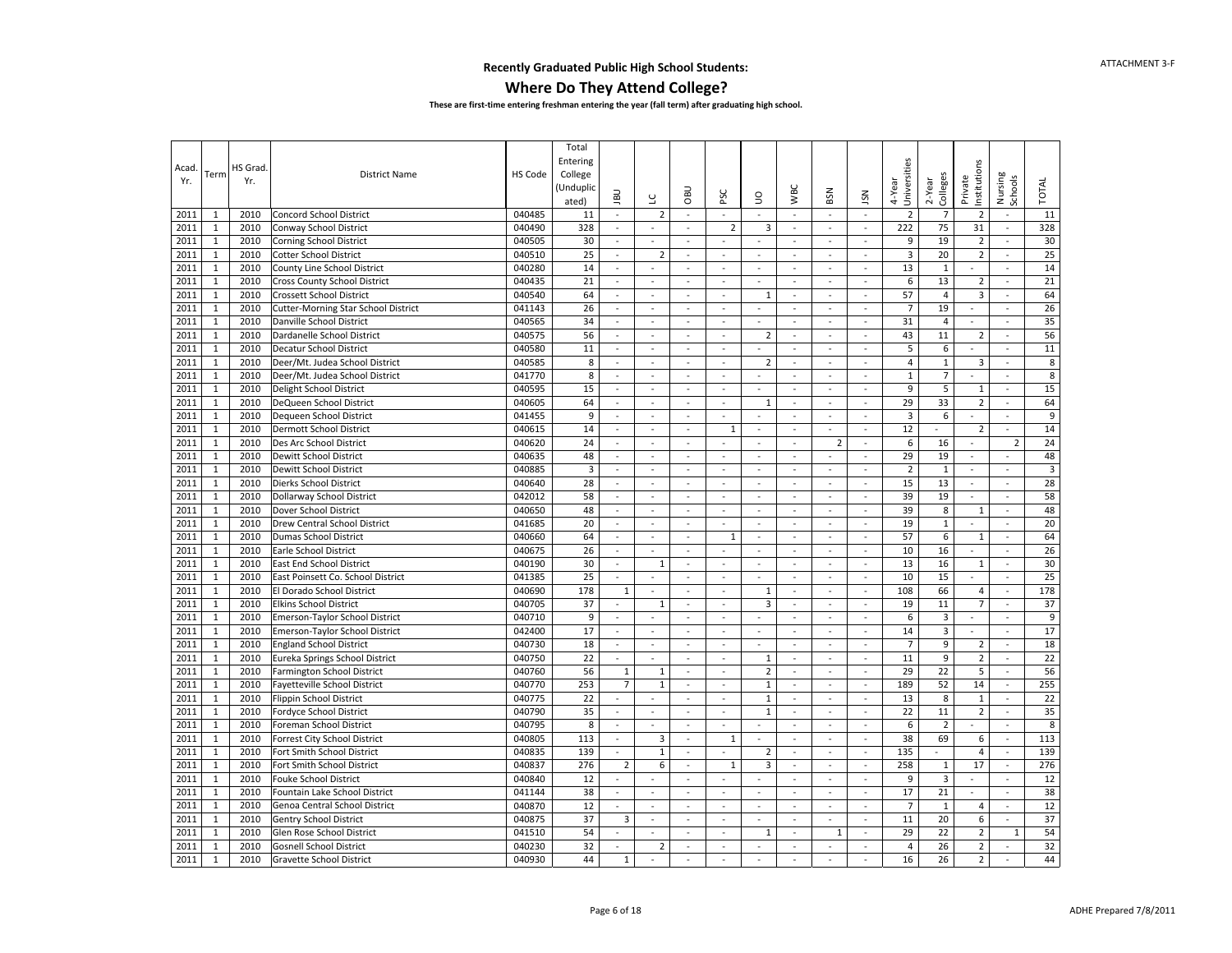**Recently Graduated Public High School Students:**

## Where Do They Attend College?

**These are first-time entering freshman entering the year (fall term) after graduating high school.**

| Acad. Yr. | Term | HS Grad. Yr. | District Name | HS Code | Total Entering College (Unduplicated) | JBU | LC | OBU | PSC | UO | WBC | BSN | JSN | 4-Year Universities | 2-Year Colleges | Private Institutions | Nursing Schools | TOTAL |
|---|---|---|---|---|---|---|---|---|---|---|---|---|---|---|---|---|---|---|
| 2011 | 1 | 2010 | Concord School District | 040485 | 11 | - | 2 | - | - | - | - | - | - | 2 | 7 | 2 | - | 11 |
| 2011 | 1 | 2010 | Conway School District | 040490 | 328 | - | - | - | 2 | 3 | - | - | - | 222 | 75 | 31 | - | 328 |
| 2011 | 1 | 2010 | Corning School District | 040505 | 30 | - | - | - | - | - | - | - | - | 9 | 19 | 2 | - | 30 |
| 2011 | 1 | 2010 | Cotter School District | 040510 | 25 | - | 2 | - | - | - | - | - | - | 3 | 20 | 2 | - | 25 |
| 2011 | 1 | 2010 | County Line School District | 040280 | 14 | - | - | - | - | - | - | - | - | 13 | 1 | - | - | 14 |
| 2011 | 1 | 2010 | Cross County School District | 040435 | 21 | - | - | - | - | - | - | - | - | 6 | 13 | 2 | - | 21 |
| 2011 | 1 | 2010 | Crossett School District | 040540 | 64 | - | - | - | - | 1 | - | - | - | 57 | 4 | 3 | - | 64 |
| 2011 | 1 | 2010 | Cutter-Morning Star School District | 041143 | 26 | - | - | - | - | - | - | - | - | 7 | 19 | - | - | 26 |
| 2011 | 1 | 2010 | Danville School District | 040565 | 34 | - | - | - | - | - | - | - | - | 31 | 4 | - | - | 35 |
| 2011 | 1 | 2010 | Dardanelle School District | 040575 | 56 | - | - | - | - | 2 | - | - | - | 43 | 11 | 2 | - | 56 |
| 2011 | 1 | 2010 | Decatur School District | 040580 | 11 | - | - | - | - | - | - | - | - | 5 | 6 | - | - | 11 |
| 2011 | 1 | 2010 | Deer/Mt. Judea School District | 040585 | 8 | - | - | - | - | 2 | - | - | - | 4 | 1 | 3 | - | 8 |
| 2011 | 1 | 2010 | Deer/Mt. Judea School District | 041770 | 8 | - | - | - | - | - | - | - | - | 1 | 7 | - | - | 8 |
| 2011 | 1 | 2010 | Delight School District | 040595 | 15 | - | - | - | - | - | - | - | - | 9 | 5 | 1 | - | 15 |
| 2011 | 1 | 2010 | DeQueen School District | 040605 | 64 | - | - | - | - | 1 | - | - | - | 29 | 33 | 2 | - | 64 |
| 2011 | 1 | 2010 | Dequeen School District | 041455 | 9 | - | - | - | - | - | - | - | - | 3 | 6 | - | - | 9 |
| 2011 | 1 | 2010 | Dermott School District | 040615 | 14 | - | - | - | 1 | - | - | - | - | 12 | - | 2 | - | 14 |
| 2011 | 1 | 2010 | Des Arc School District | 040620 | 24 | - | - | - | - | - | - | 2 | - | 6 | 16 | - | 2 | 24 |
| 2011 | 1 | 2010 | Dewitt School District | 040635 | 48 | - | - | - | - | - | - | - | - | 29 | 19 | - | - | 48 |
| 2011 | 1 | 2010 | Dewitt School District | 040885 | 3 | - | - | - | - | - | - | - | - | 2 | 1 | - | - | 3 |
| 2011 | 1 | 2010 | Dierks School District | 040640 | 28 | - | - | - | - | - | - | - | - | 15 | 13 | - | - | 28 |
| 2011 | 1 | 2010 | Dollarway School District | 042012 | 58 | - | - | - | - | - | - | - | - | 39 | 19 | - | - | 58 |
| 2011 | 1 | 2010 | Dover School District | 040650 | 48 | - | - | - | - | - | - | - | - | 39 | 8 | 1 | - | 48 |
| 2011 | 1 | 2010 | Drew Central School District | 041685 | 20 | - | - | - | - | - | - | - | - | 19 | 1 | - | - | 20 |
| 2011 | 1 | 2010 | Dumas School District | 040660 | 64 | - | - | - | 1 | - | - | - | - | 57 | 6 | 1 | - | 64 |
| 2011 | 1 | 2010 | Earle School District | 040675 | 26 | - | - | - | - | - | - | - | - | 10 | 16 | - | - | 26 |
| 2011 | 1 | 2010 | East End School District | 040190 | 30 | - | 1 | - | - | - | - | - | - | 13 | 16 | 1 | - | 30 |
| 2011 | 1 | 2010 | East Poinsett Co. School District | 041385 | 25 | - | - | - | - | - | - | - | - | 10 | 15 | - | - | 25 |
| 2011 | 1 | 2010 | El Dorado School District | 040690 | 178 | 1 | - | - | - | 1 | - | - | - | 108 | 66 | 4 | - | 178 |
| 2011 | 1 | 2010 | Elkins School District | 040705 | 37 | - | 1 | - | - | 3 | - | - | - | 19 | 11 | 7 | - | 37 |
| 2011 | 1 | 2010 | Emerson-Taylor School District | 040710 | 9 | - | - | - | - | - | - | - | - | 6 | 3 | - | - | 9 |
| 2011 | 1 | 2010 | Emerson-Taylor School District | 042400 | 17 | - | - | - | - | - | - | - | - | 14 | 3 | - | - | 17 |
| 2011 | 1 | 2010 | England School District | 040730 | 18 | - | - | - | - | - | - | - | - | 7 | 9 | 2 | - | 18 |
| 2011 | 1 | 2010 | Eureka Springs School District | 040750 | 22 | - | - | - | - | 1 | - | - | - | 11 | 9 | 2 | - | 22 |
| 2011 | 1 | 2010 | Farmington School District | 040760 | 56 | 1 | 1 | - | - | 2 | - | - | - | 29 | 22 | 5 | - | 56 |
| 2011 | 1 | 2010 | Fayetteville School District | 040770 | 253 | 7 | 1 | - | - | 1 | - | - | - | 189 | 52 | 14 | - | 255 |
| 2011 | 1 | 2010 | Flippin School District | 040775 | 22 | - | - | - | - | 1 | - | - | - | 13 | 8 | 1 | - | 22 |
| 2011 | 1 | 2010 | Fordyce School District | 040790 | 35 | - | - | - | - | 1 | - | - | - | 22 | 11 | 2 | - | 35 |
| 2011 | 1 | 2010 | Foreman School District | 040795 | 8 | - | - | - | - | - | - | - | - | 6 | 2 | - | - | 8 |
| 2011 | 1 | 2010 | Forrest City School District | 040805 | 113 | - | 3 | - | 1 | - | - | - | - | 38 | 69 | 6 | - | 113 |
| 2011 | 1 | 2010 | Fort Smith School District | 040835 | 139 | - | 1 | - | - | 2 | - | - | - | 135 | - | 4 | - | 139 |
| 2011 | 1 | 2010 | Fort Smith School District | 040837 | 276 | 2 | 6 | - | 1 | 3 | - | - | - | 258 | 1 | 17 | - | 276 |
| 2011 | 1 | 2010 | Fouke School District | 040840 | 12 | - | - | - | - | - | - | - | - | 9 | 3 | - | - | 12 |
| 2011 | 1 | 2010 | Fountain Lake School District | 041144 | 38 | - | - | - | - | - | - | - | - | 17 | 21 | - | - | 38 |
| 2011 | 1 | 2010 | Genoa Central School District | 040870 | 12 | - | - | - | - | - | - | - | - | 7 | 1 | 4 | - | 12 |
| 2011 | 1 | 2010 | Gentry School District | 040875 | 37 | 3 | - | - | - | - | - | - | - | 11 | 20 | 6 | - | 37 |
| 2011 | 1 | 2010 | Glen Rose School District | 041510 | 54 | - | - | - | - | 1 | - | 1 | - | 29 | 22 | 2 | 1 | 54 |
| 2011 | 1 | 2010 | Gosnell School District | 040230 | 32 | - | 2 | - | - | - | - | - | - | 4 | 26 | 2 | - | 32 |
| 2011 | 1 | 2010 | Gravette School District | 040930 | 44 | 1 | - | - | - | - | - | - | - | 16 | 26 | 2 | - | 44 |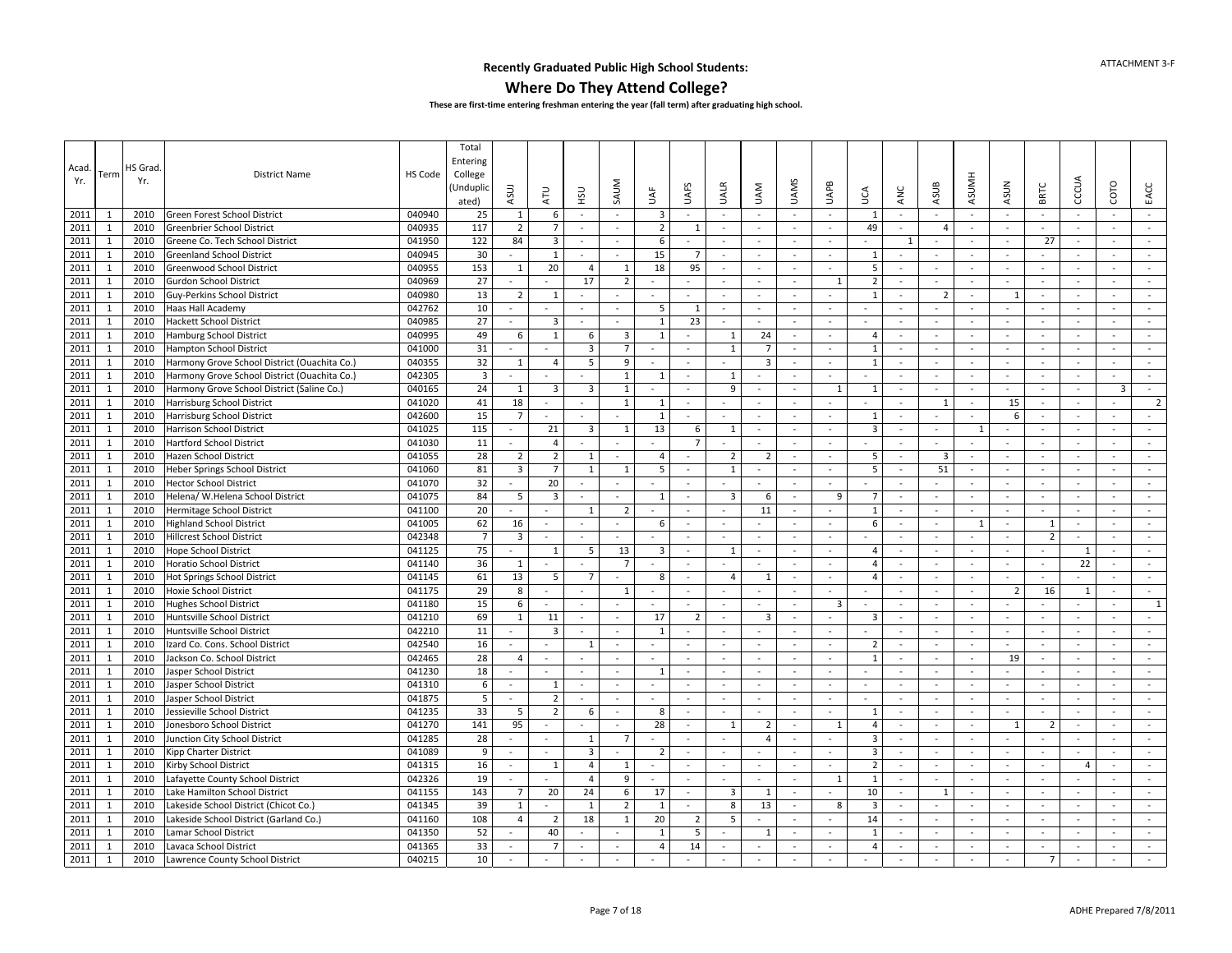## Recently Graduated Public High School Students:

# Where Do They Attend College?

**These are first-time entering freshman entering the year (fall term) after graduating high school.**

| Acad. Yr. | Term | HS Grad. Yr. | District Name | HS Code | Total Entering College (Unduplicated) | ASUJ | ATU | HSU | SAUM | UAF | UAFS | UALR | UAM | UAMS | UAPB | UCA | ANC | ASUB | ASUMH | ASUN | BRTC | CCCUA | COTO | EACC |
|---|---|---|---|---|---|---|---|---|---|---|---|---|---|---|---|---|---|---|---|---|---|---|---|---|
| 2011 | 1 | 2010 | Green Forest School District | 040940 | 25 | 1 | 6 | - | - | 3 | - | - | - | - | - | 1 | - | - | - | - | - | - | - | - |
| 2011 | 1 | 2010 | Greenbrier School District | 040935 | 117 | 2 | 7 | - | - | 2 | 1 | - | - | - | - | 49 | - | 4 | - | - | - | - | - | - |
| 2011 | 1 | 2010 | Greene Co. Tech School District | 041950 | 122 | 84 | 3 | - | - | 6 | - | - | - | - | - | - | 1 | - | - | - | 27 | - | - | - |
| 2011 | 1 | 2010 | Greenland School District | 040945 | 30 | - | 1 | - | - | 15 | 7 | - | - | - | - | 1 | - | - | - | - | - | - | - | - |
| 2011 | 1 | 2010 | Greenwood School District | 040955 | 153 | 1 | 20 | 4 | 1 | 18 | 95 | - | - | - | - | 5 | - | - | - | - | - | - | - | - |
| 2011 | 1 | 2010 | Gurdon School District | 040969 | 27 | - | - | 17 | 2 | - | - | - | - | - | 1 | 2 | - | - | - | - | - | - | - | - |
| 2011 | 1 | 2010 | Guy-Perkins School District | 040980 | 13 | 2 | 1 | - | - | - | - | - | - | - | - | 1 | - | 2 | - | 1 | - | - | - | - |
| 2011 | 1 | 2010 | Haas Hall Academy | 042762 | 10 | - | - | - | - | 5 | 1 | - | - | - | - | - | - | - | - | - | - | - | - | - |
| 2011 | 1 | 2010 | Hackett School District | 040985 | 27 | - | 3 | - | - | 1 | 23 | - | - | - | - | - | - | - | - | - | - | - | - | - |
| 2011 | 1 | 2010 | Hamburg School District | 040995 | 49 | 6 | 1 | 6 | 3 | 1 | - | 1 | 24 | - | - | 4 | - | - | - | - | - | - | - | - |
| 2011 | 1 | 2010 | Hampton School District | 041000 | 31 | - | - | 3 | 7 | - | - | 1 | 7 | - | - | 1 | - | - | - | - | - | - | - | - |
| 2011 | 1 | 2010 | Harmony Grove School District (Ouachita Co.) | 040355 | 32 | 1 | 4 | 5 | 9 | - | - | - | 3 | - | - | 1 | - | - | - | - | - | - | - | - |
| 2011 | 1 | 2010 | Harmony Grove School District (Ouachita Co.) | 042305 | 3 | - | - | - | 1 | 1 | - | 1 | - | - | - | - | - | - | - | - | - | - | - | - |
| 2011 | 1 | 2010 | Harmony Grove School District (Saline Co.) | 040165 | 24 | 1 | 3 | 3 | 1 | - | - | 9 | - | - | 1 | 1 | - | - | - | - | - | - | 3 | - |
| 2011 | 1 | 2010 | Harrisburg School District | 041020 | 41 | 18 | - | - | 1 | 1 | - | - | - | - | - | - | - | 1 | - | 15 | - | - | - | 2 |
| 2011 | 1 | 2010 | Harrisburg School District | 042600 | 15 | 7 | - | - | - | 1 | - | - | - | - | - | 1 | - | - | - | 6 | - | - | - | - |
| 2011 | 1 | 2010 | Harrison School District | 041025 | 115 | - | 21 | 3 | 1 | 13 | 6 | 1 | - | - | - | 3 | - | - | 1 | - | - | - | - | - |
| 2011 | 1 | 2010 | Hartford School District | 041030 | 11 | - | 4 | - | - | - | 7 | - | - | - | - | - | - | - | - | - | - | - | - | - |
| 2011 | 1 | 2010 | Hazen School District | 041055 | 28 | 2 | 2 | 1 | - | 4 | - | 2 | 2 | - | - | 5 | - | 3 | - | - | - | - | - | - |
| 2011 | 1 | 2010 | Heber Springs School District | 041060 | 81 | 3 | 7 | 1 | 1 | 5 | - | 1 | - | - | - | 5 | - | 51 | - | - | - | - | - | - |
| 2011 | 1 | 2010 | Hector School District | 041070 | 32 | - | 20 | - | - | - | - | - | - | - | - | - | - | - | - | - | - | - | - | - |
| 2011 | 1 | 2010 | Helena/ W.Helena School District | 041075 | 84 | 5 | 3 | - | - | 1 | - | 3 | 6 | - | 9 | 7 | - | - | - | - | - | - | - | - |
| 2011 | 1 | 2010 | Hermitage School District | 041100 | 20 | - | - | 1 | 2 | - | - | - | 11 | - | - | 1 | - | - | - | - | - | - | - | - |
| 2011 | 1 | 2010 | Highland School District | 041005 | 62 | 16 | - | - | - | 6 | - | - | - | - | - | 6 | - | - | 1 | - | 1 | - | - | - |
| 2011 | 1 | 2010 | Hillcrest School District | 042348 | 7 | 3 | - | - | - | - | - | - | - | - | - | - | - | - | - | - | 2 | - | - | - |
| 2011 | 1 | 2010 | Hope School District | 041125 | 75 | - | 1 | 5 | 13 | 3 | - | 1 | - | - | - | 4 | - | - | - | - | - | 1 | - | - |
| 2011 | 1 | 2010 | Horatio School District | 041140 | 36 | 1 | - | - | 7 | - | - | - | - | - | - | 4 | - | - | - | - | - | 22 | - | - |
| 2011 | 1 | 2010 | Hot Springs School District | 041145 | 61 | 13 | 5 | 7 | - | 8 | - | 4 | 1 | - | - | 4 | - | - | - | - | - | - | - | - |
| 2011 | 1 | 2010 | Hoxie School District | 041175 | 29 | 8 | - | - | 1 | - | - | - | - | - | - | - | - | - | - | 2 | 16 | 1 | - | - |
| 2011 | 1 | 2010 | Hughes School District | 041180 | 15 | 6 | - | - | - | - | - | - | - | - | 3 | - | - | - | - | - | - | - | - | 1 |
| 2011 | 1 | 2010 | Huntsville School District | 041210 | 69 | 1 | 11 | - | - | 17 | 2 | - | 3 | - | - | 3 | - | - | - | - | - | - | - | - |
| 2011 | 1 | 2010 | Huntsville School District | 042210 | 11 | - | 3 | - | - | 1 | - | - | - | - | - | - | - | - | - | - | - | - | - | - |
| 2011 | 1 | 2010 | Izard Co. Cons. School District | 042540 | 16 | - | - | 1 | - | - | - | - | - | - | - | 2 | - | - | - | - | - | - | - | - |
| 2011 | 1 | 2010 | Jackson Co. School District | 042465 | 28 | 4 | - | - | - | - | - | - | - | - | - | 1 | - | - | - | 19 | - | - | - | - |
| 2011 | 1 | 2010 | Jasper School District | 041230 | 18 | - | - | - | - | 1 | - | - | - | - | - | - | - | - | - | - | - | - | - | - |
| 2011 | 1 | 2010 | Jasper School District | 041310 | 6 | - | 1 | - | - | - | - | - | - | - | - | - | - | - | - | - | - | - | - | - |
| 2011 | 1 | 2010 | Jasper School District | 041875 | 5 | - | 2 | - | - | - | - | - | - | - | - | - | - | - | - | - | - | - | - | - |
| 2011 | 1 | 2010 | Jessieville School District | 041235 | 33 | 5 | 2 | 6 | - | 8 | - | - | - | - | - | 1 | - | - | - | - | - | - | - | - |
| 2011 | 1 | 2010 | Jonesboro School District | 041270 | 141 | 95 | - | - | - | 28 | - | 1 | 2 | - | 1 | 4 | - | - | - | 1 | 2 | - | - | - |
| 2011 | 1 | 2010 | Junction City School District | 041285 | 28 | - | - | 1 | 7 | - | - | - | 4 | - | - | 3 | - | - | - | - | - | - | - | - |
| 2011 | 1 | 2010 | Kipp Charter District | 041089 | 9 | - | - | 3 | - | 2 | - | - | - | - | - | 3 | - | - | - | - | - | - | - | - |
| 2011 | 1 | 2010 | Kirby School District | 041315 | 16 | - | 1 | 4 | 1 | - | - | - | - | - | - | 2 | - | - | - | - | - | 4 | - | - |
| 2011 | 1 | 2010 | Lafayette County School District | 042326 | 19 | - | - | 4 | 9 | - | - | - | - | - | 1 | 1 | - | - | - | - | - | - | - | - |
| 2011 | 1 | 2010 | Lake Hamilton School District | 041155 | 143 | 7 | 20 | 24 | 6 | 17 | - | 3 | 1 | - | - | 10 | - | 1 | - | - | - | - | - | - |
| 2011 | 1 | 2010 | Lakeside School District (Chicot Co.) | 041345 | 39 | 1 | - | 1 | 2 | 1 | - | 8 | 13 | - | 8 | 3 | - | - | - | - | - | - | - | - |
| 2011 | 1 | 2010 | Lakeside School District (Garland Co.) | 041160 | 108 | 4 | 2 | 18 | 1 | 20 | 2 | 5 | - | - | - | 14 | - | - | - | - | - | - | - | - |
| 2011 | 1 | 2010 | Lamar School District | 041350 | 52 | - | 40 | - | - | 1 | 5 | - | 1 | - | - | 1 | - | - | - | - | - | - | - | - |
| 2011 | 1 | 2010 | Lavaca School District | 041365 | 33 | - | 7 | - | - | 4 | 14 | - | - | - | - | 4 | - | - | - | - | - | - | - | - |
| 2011 | 1 | 2010 | Lawrence County School District | 040215 | 10 | - | - | - | - | - | - | - | - | - | - | - | - | - | - | - | 7 | - | - | - |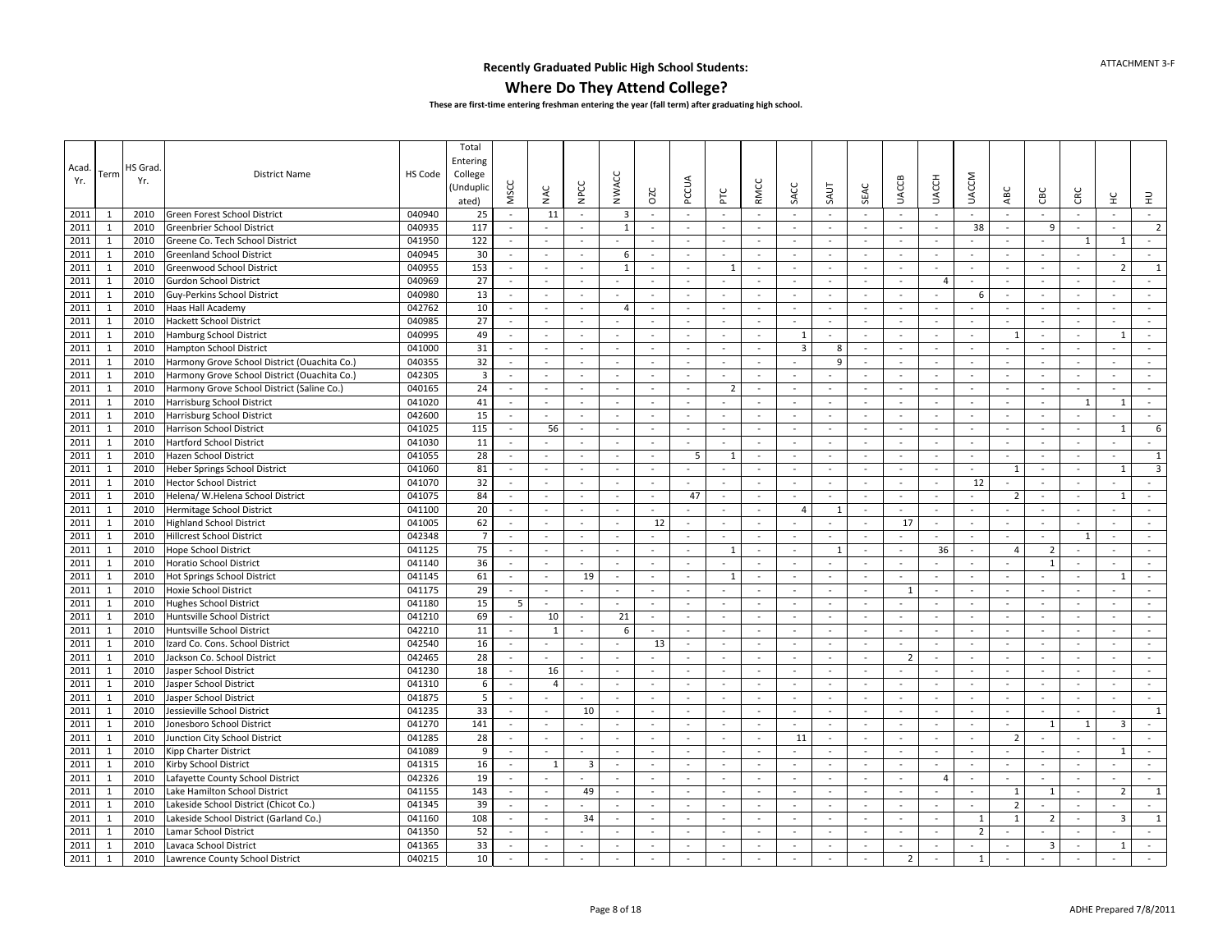ATTACHMENT 3-F

## Recently Graduated Public High School Students:

# Where Do They Attend College?

**These are first-time entering freshman entering the year (fall term) after graduating high school.**

| Acad. Yr. | Term | HS Grad. Yr. | District Name | HS Code | Total Entering College (Unduplicated) | MSCC | NAC | NPCC | NWACC | OZC | PCCUA | PTC | RMCC | SACC | SAUT | SEAC | UACCB | UACCH | UACCM | ABC | CBC | CRC | HC | HU |
|---|---|---|---|---|---|---|---|---|---|---|---|---|---|---|---|---|---|---|---|---|---|---|---|---|
| 2011 | 1 | 2010 | Green Forest School District | 040940 | 25 | - | 11 | - | 3 | - | - | - | - | - | - | - | - | - | - | - | - | - | - | - |
| 2011 | 1 | 2010 | Greenbrier School District | 040935 | 117 | - | - | - | 1 | - | - | - | - | - | - | - | - | - | 38 | - | 9 | - | - | 2 |
| 2011 | 1 | 2010 | Greene Co. Tech School District | 041950 | 122 | - | - | - | - | - | - | - | - | - | - | - | - | - | - | - | - | 1 | 1 | - |
| 2011 | 1 | 2010 | Greenland School District | 040945 | 30 | - | - | - | 6 | - | - | - | - | - | - | - | - | - | - | - | - | - | - | - |
| 2011 | 1 | 2010 | Greenwood School District | 040955 | 153 | - | - | - | 1 | - | - | 1 | - | - | - | - | - | - | - | - | - | - | 2 | 1 |
| 2011 | 1 | 2010 | Gurdon School District | 040969 | 27 | - | - | - | - | - | - | - | - | - | - | - | - | 4 | - | - | - | - | - | - |
| 2011 | 1 | 2010 | Guy-Perkins School District | 040980 | 13 | - | - | - | - | - | - | - | - | - | - | - | - | - | 6 | - | - | - | - | - |
| 2011 | 1 | 2010 | Haas Hall Academy | 042762 | 10 | - | - | - | 4 | - | - | - | - | - | - | - | - | - | - | - | - | - | - | - |
| 2011 | 1 | 2010 | Hackett School District | 040985 | 27 | - | - | - | - | - | - | - | - | - | - | - | - | - | - | - | - | - | - | - |
| 2011 | 1 | 2010 | Hamburg School District | 040995 | 49 | - | - | - | - | - | - | - | - | 1 | - | - | - | - | - | 1 | - | - | 1 | - |
| 2011 | 1 | 2010 | Hampton School District | 041000 | 31 | - | - | - | - | - | - | - | - | 3 | 8 | - | - | - | - | - | - | - | - | - |
| 2011 | 1 | 2010 | Harmony Grove School District (Ouachita Co.) | 040355 | 32 | - | - | - | - | - | - | - | - | - | 9 | - | - | - | - | - | - | - | - | - |
| 2011 | 1 | 2010 | Harmony Grove School District (Ouachita Co.) | 042305 | 3 | - | - | - | - | - | - | - | - | - | - | - | - | - | - | - | - | - | - | - |
| 2011 | 1 | 2010 | Harmony Grove School District (Saline Co.) | 040165 | 24 | - | - | - | - | - | - | 2 | - | - | - | - | - | - | - | - | - | - | - | - |
| 2011 | 1 | 2010 | Harrisburg School District | 041020 | 41 | - | - | - | - | - | - | - | - | - | - | - | - | - | - | - | - | 1 | 1 | - |
| 2011 | 1 | 2010 | Harrisburg School District | 042600 | 15 | - | - | - | - | - | - | - | - | - | - | - | - | - | - | - | - | - | - | - |
| 2011 | 1 | 2010 | Harrison School District | 041025 | 115 | - | 56 | - | - | - | - | - | - | - | - | - | - | - | - | - | - | - | 1 | 6 |
| 2011 | 1 | 2010 | Hartford School District | 041030 | 11 | - | - | - | - | - | - | - | - | - | - | - | - | - | - | - | - | - | - | - |
| 2011 | 1 | 2010 | Hazen School District | 041055 | 28 | - | - | - | - | - | 5 | 1 | - | - | - | - | - | - | - | - | - | - | - | 1 |
| 2011 | 1 | 2010 | Heber Springs School District | 041060 | 81 | - | - | - | - | - | - | - | - | - | - | - | - | - | - | 1 | - | - | 1 | 3 |
| 2011 | 1 | 2010 | Hector School District | 041070 | 32 | - | - | - | - | - | - | - | - | - | - | - | - | - | 12 | - | - | - | - | - |
| 2011 | 1 | 2010 | Helena/ W.Helena School District | 041075 | 84 | - | - | - | - | - | 47 | - | - | - | - | - | - | - | - | 2 | - | - | 1 | - |
| 2011 | 1 | 2010 | Hermitage School District | 041100 | 20 | - | - | - | - | - | - | - | - | 4 | 1 | - | - | - | - | - | - | - | - | - |
| 2011 | 1 | 2010 | Highland School District | 041005 | 62 | - | - | - | - | 12 | - | - | - | - | - | - | 17 | - | - | - | - | - | - | - |
| 2011 | 1 | 2010 | Hillcrest School District | 042348 | 7 | - | - | - | - | - | - | - | - | - | - | - | - | - | - | - | - | 1 | - | - |
| 2011 | 1 | 2010 | Hope School District | 041125 | 75 | - | - | - | - | - | - | 1 | - | - | 1 | - | - | 36 | - | 4 | 2 | - | - | - |
| 2011 | 1 | 2010 | Horatio School District | 041140 | 36 | - | - | - | - | - | - | - | - | - | - | - | - | - | - | - | 1 | - | - | - |
| 2011 | 1 | 2010 | Hot Springs School District | 041145 | 61 | - | - | 19 | - | - | - | 1 | - | - | - | - | - | - | - | - | - | - | 1 | - |
| 2011 | 1 | 2010 | Hoxie School District | 041175 | 29 | - | - | - | - | - | - | - | - | - | - | - | 1 | - | - | - | - | - | - | - |
| 2011 | 1 | 2010 | Hughes School District | 041180 | 15 | 5 | - | - | - | - | - | - | - | - | - | - | - | - | - | - | - | - | - | - |
| 2011 | 1 | 2010 | Huntsville School District | 041210 | 69 | - | 10 | - | 21 | - | - | - | - | - | - | - | - | - | - | - | - | - | - | - |
| 2011 | 1 | 2010 | Huntsville School District | 042210 | 11 | - | 1 | - | 6 | - | - | - | - | - | - | - | - | - | - | - | - | - | - | - |
| 2011 | 1 | 2010 | Izard Co. Cons. School District | 042540 | 16 | - | - | - | - | 13 | - | - | - | - | - | - | - | - | - | - | - | - | - | - |
| 2011 | 1 | 2010 | Jackson Co. School District | 042465 | 28 | - | - | - | - | - | - | - | - | - | - | - | 2 | - | - | - | - | - | - | - |
| 2011 | 1 | 2010 | Jasper School District | 041230 | 18 | - | 16 | - | - | - | - | - | - | - | - | - | - | - | - | - | - | - | - | - |
| 2011 | 1 | 2010 | Jasper School District | 041310 | 6 | - | 4 | - | - | - | - | - | - | - | - | - | - | - | - | - | - | - | - | - |
| 2011 | 1 | 2010 | Jasper School District | 041875 | 5 | - | - | - | - | - | - | - | - | - | - | - | - | - | - | - | - | - | - | - |
| 2011 | 1 | 2010 | Jessieville School District | 041235 | 33 | - | - | 10 | - | - | - | - | - | - | - | - | - | - | - | - | - | - | - | 1 |
| 2011 | 1 | 2010 | Jonesboro School District | 041270 | 141 | - | - | - | - | - | - | - | - | - | - | - | - | - | - | - | 1 | 1 | 3 | - |
| 2011 | 1 | 2010 | Junction City School District | 041285 | 28 | - | - | - | - | - | - | - | - | 11 | - | - | - | - | - | 2 | - | - | - | - |
| 2011 | 1 | 2010 | Kipp Charter District | 041089 | 9 | - | - | - | - | - | - | - | - | - | - | - | - | - | - | - | - | - | 1 | - |
| 2011 | 1 | 2010 | Kirby School District | 041315 | 16 | - | 1 | 3 | - | - | - | - | - | - | - | - | - | - | - | - | - | - | - | - |
| 2011 | 1 | 2010 | Lafayette County School District | 042326 | 19 | - | - | - | - | - | - | - | - | - | - | - | - | 4 | - | - | - | - | - | - |
| 2011 | 1 | 2010 | Lake Hamilton School District | 041155 | 143 | - | - | 49 | - | - | - | - | - | - | - | - | - | - | - | 1 | 1 | - | 2 | 1 |
| 2011 | 1 | 2010 | Lakeside School District (Chicot Co.) | 041345 | 39 | - | - | - | - | - | - | - | - | - | - | - | - | - | - | 2 | - | - | - | - |
| 2011 | 1 | 2010 | Lakeside School District (Garland Co.) | 041160 | 108 | - | - | 34 | - | - | - | - | - | - | - | - | - | - | 1 | 1 | 2 | - | 3 | 1 |
| 2011 | 1 | 2010 | Lamar School District | 041350 | 52 | - | - | - | - | - | - | - | - | - | - | - | - | - | 2 | - | - | - | - | - |
| 2011 | 1 | 2010 | Lavaca School District | 041365 | 33 | - | - | - | - | - | - | - | - | - | - | - | - | - | - | - | 3 | - | 1 | - |
| 2011 | 1 | 2010 | Lawrence County School District | 040215 | 10 | - | - | - | - | - | - | - | - | - | - | - | 2 | - | 1 | - | - | - | - | - |

ADHE Prepared 7/8/2011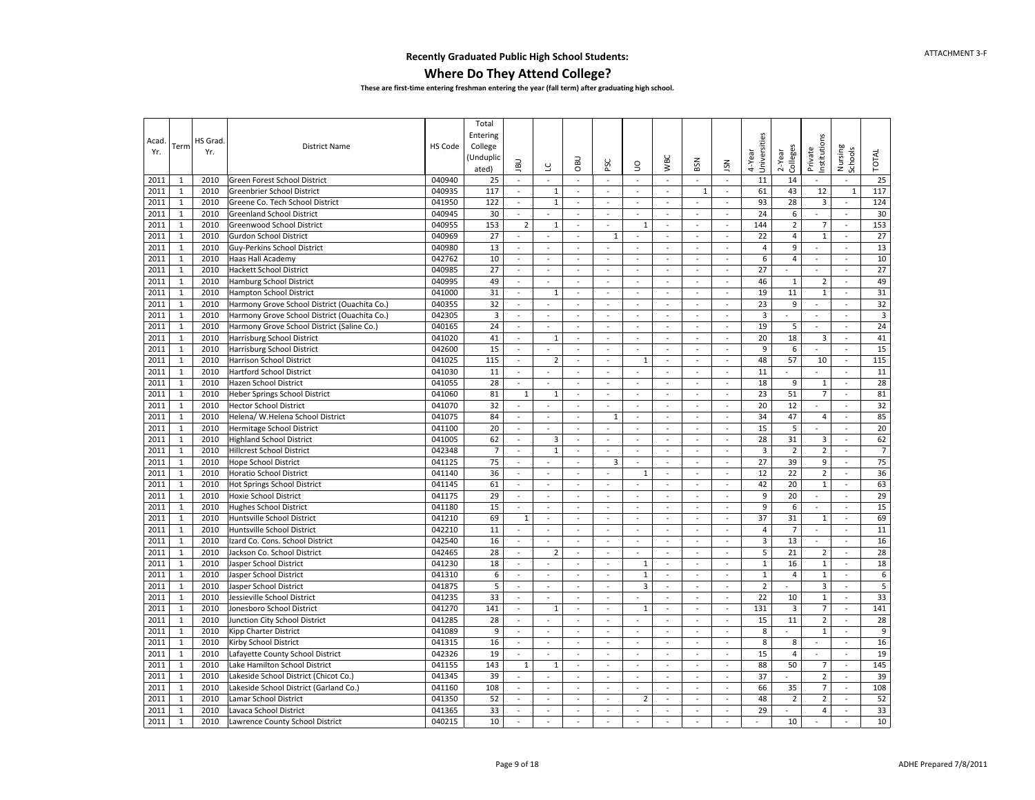ATTACHMENT 3-F

## Recently Graduated Public High School Students:

# Where Do They Attend College?

**These are first-time entering freshman entering the year (fall term) after graduating high school.**

| Acad. Yr. | Term | HS Grad. Yr. | District Name | HS Code | Total Entering College (Unduplicated) | JBU | LC | OBU | PSC | UO | WBC | BSN | JSN | 4-Year Universities | 2-Year Colleges | Private Institutions | Nursing Schools | TOTAL |
|---|---|---|---|---|---|---|---|---|---|---|---|---|---|---|---|---|---|---|
| 2011 | 1 | 2010 | Green Forest School District | 040940 | 25 | - | - | - | - | - | - | - | - | 11 | 14 | - | - | 25 |
| 2011 | 1 | 2010 | Greenbrier School District | 040935 | 117 | - | 1 | - | - | - | - | 1 | - | 61 | 43 | 12 | 1 | 117 |
| 2011 | 1 | 2010 | Greene Co. Tech School District | 041950 | 122 | - | 1 | - | - | - | - | - | - | 93 | 28 | 3 | - | 124 |
| 2011 | 1 | 2010 | Greenland School District | 040945 | 30 | - | - | - | - | - | - | - | - | 24 | 6 | - | - | 30 |
| 2011 | 1 | 2010 | Greenwood School District | 040955 | 153 | 2 | 1 | - | - | 1 | - | - | - | 144 | 2 | 7 | - | 153 |
| 2011 | 1 | 2010 | Gurdon School District | 040969 | 27 | - | - | - | 1 | - | - | - | - | 22 | 4 | 1 | - | 27 |
| 2011 | 1 | 2010 | Guy-Perkins School District | 040980 | 13 | - | - | - | - | - | - | - | - | 4 | 9 | - | - | 13 |
| 2011 | 1 | 2010 | Haas Hall Academy | 042762 | 10 | - | - | - | - | - | - | - | - | 6 | 4 | - | - | 10 |
| 2011 | 1 | 2010 | Hackett School District | 040985 | 27 | - | - | - | - | - | - | - | - | 27 | - | - | - | 27 |
| 2011 | 1 | 2010 | Hamburg School District | 040995 | 49 | - | - | - | - | - | - | - | - | 46 | 1 | 2 | - | 49 |
| 2011 | 1 | 2010 | Hampton School District | 041000 | 31 | - | 1 | - | - | - | - | - | - | 19 | 11 | 1 | - | 31 |
| 2011 | 1 | 2010 | Harmony Grove School District (Ouachita Co.) | 040355 | 32 | - | - | - | - | - | - | - | - | 23 | 9 | - | - | 32 |
| 2011 | 1 | 2010 | Harmony Grove School District (Ouachita Co.) | 042305 | 3 | - | - | - | - | - | - | - | - | 3 | - | - | - | 3 |
| 2011 | 1 | 2010 | Harmony Grove School District (Saline Co.) | 040165 | 24 | - | - | - | - | - | - | - | - | 19 | 5 | - | - | 24 |
| 2011 | 1 | 2010 | Harrisburg School District | 041020 | 41 | - | 1 | - | - | - | - | - | - | 20 | 18 | 3 | - | 41 |
| 2011 | 1 | 2010 | Harrisburg School District | 042600 | 15 | - | - | - | - | - | - | - | - | 9 | 6 | - | - | 15 |
| 2011 | 1 | 2010 | Harrison School District | 041025 | 115 | - | 2 | - | - | 1 | - | - | - | 48 | 57 | 10 | - | 115 |
| 2011 | 1 | 2010 | Hartford School District | 041030 | 11 | - | - | - | - | - | - | - | - | 11 | - | - | - | 11 |
| 2011 | 1 | 2010 | Hazen School District | 041055 | 28 | - | - | - | - | - | - | - | - | 18 | 9 | 1 | - | 28 |
| 2011 | 1 | 2010 | Heber Springs School District | 041060 | 81 | 1 | 1 | - | - | - | - | - | - | 23 | 51 | 7 | - | 81 |
| 2011 | 1 | 2010 | Hector School District | 041070 | 32 | - | - | - | - | - | - | - | - | 20 | 12 | - | - | 32 |
| 2011 | 1 | 2010 | Helena/ W.Helena School District | 041075 | 84 | - | - | - | 1 | - | - | - | - | 34 | 47 | 4 | - | 85 |
| 2011 | 1 | 2010 | Hermitage School District | 041100 | 20 | - | - | - | - | - | - | - | - | 15 | 5 | - | - | 20 |
| 2011 | 1 | 2010 | Highland School District | 041005 | 62 | - | 3 | - | - | - | - | - | - | 28 | 31 | 3 | - | 62 |
| 2011 | 1 | 2010 | Hillcrest School District | 042348 | 7 | - | 1 | - | - | - | - | - | - | 3 | 2 | 2 | - | 7 |
| 2011 | 1 | 2010 | Hope School District | 041125 | 75 | - | - | - | 3 | - | - | - | - | 27 | 39 | 9 | - | 75 |
| 2011 | 1 | 2010 | Horatio School District | 041140 | 36 | - | - | - | - | 1 | - | - | - | 12 | 22 | 2 | - | 36 |
| 2011 | 1 | 2010 | Hot Springs School District | 041145 | 61 | - | - | - | - | - | - | - | - | 42 | 20 | 1 | - | 63 |
| 2011 | 1 | 2010 | Hoxie School District | 041175 | 29 | - | - | - | - | - | - | - | - | 9 | 20 | - | - | 29 |
| 2011 | 1 | 2010 | Hughes School District | 041180 | 15 | - | - | - | - | - | - | - | - | 9 | 6 | - | - | 15 |
| 2011 | 1 | 2010 | Huntsville School District | 041210 | 69 | 1 | - | - | - | - | - | - | - | 37 | 31 | 1 | - | 69 |
| 2011 | 1 | 2010 | Huntsville School District | 042210 | 11 | - | - | - | - | - | - | - | - | 4 | 7 | - | - | 11 |
| 2011 | 1 | 2010 | Izard Co. Cons. School District | 042540 | 16 | - | - | - | - | - | - | - | - | 3 | 13 | - | - | 16 |
| 2011 | 1 | 2010 | Jackson Co. School District | 042465 | 28 | - | 2 | - | - | - | - | - | - | 5 | 21 | 2 | - | 28 |
| 2011 | 1 | 2010 | Jasper School District | 041230 | 18 | - | - | - | - | 1 | - | - | - | 1 | 16 | 1 | - | 18 |
| 2011 | 1 | 2010 | Jasper School District | 041310 | 6 | - | - | - | - | 1 | - | - | - | 1 | 4 | 1 | - | 6 |
| 2011 | 1 | 2010 | Jasper School District | 041875 | 5 | - | - | - | - | 3 | - | - | - | 2 | - | 3 | - | 5 |
| 2011 | 1 | 2010 | Jessieville School District | 041235 | 33 | - | - | - | - | - | - | - | - | 22 | 10 | 1 | - | 33 |
| 2011 | 1 | 2010 | Jonesboro School District | 041270 | 141 | - | 1 | - | - | 1 | - | - | - | 131 | 3 | 7 | - | 141 |
| 2011 | 1 | 2010 | Junction City School District | 041285 | 28 | - | - | - | - | - | - | - | - | 15 | 11 | 2 | - | 28 |
| 2011 | 1 | 2010 | Kipp Charter District | 041089 | 9 | - | - | - | - | - | - | - | - | 8 | - | 1 | - | 9 |
| 2011 | 1 | 2010 | Kirby School District | 041315 | 16 | - | - | - | - | - | - | - | - | 8 | 8 | - | - | 16 |
| 2011 | 1 | 2010 | Lafayette County School District | 042326 | 19 | - | - | - | - | - | - | - | - | 15 | 4 | - | - | 19 |
| 2011 | 1 | 2010 | Lake Hamilton School District | 041155 | 143 | 1 | 1 | - | - | - | - | - | - | 88 | 50 | 7 | - | 145 |
| 2011 | 1 | 2010 | Lakeside School District (Chicot Co.) | 041345 | 39 | - | - | - | - | - | - | - | - | 37 | - | 2 | - | 39 |
| 2011 | 1 | 2010 | Lakeside School District (Garland Co.) | 041160 | 108 | - | - | - | - | - | - | - | - | 66 | 35 | 7 | - | 108 |
| 2011 | 1 | 2010 | Lamar School District | 041350 | 52 | - | - | - | - | 2 | - | - | - | 48 | 2 | 2 | - | 52 |
| 2011 | 1 | 2010 | Lavaca School District | 041365 | 33 | - | - | - | - | - | - | - | - | 29 | - | 4 | - | 33 |
| 2011 | 1 | 2010 | Lawrence County School District | 040215 | 10 | - | - | - | - | - | - | - | - | - | 10 | - | - | 10 |

ADHE Prepared 7/8/2011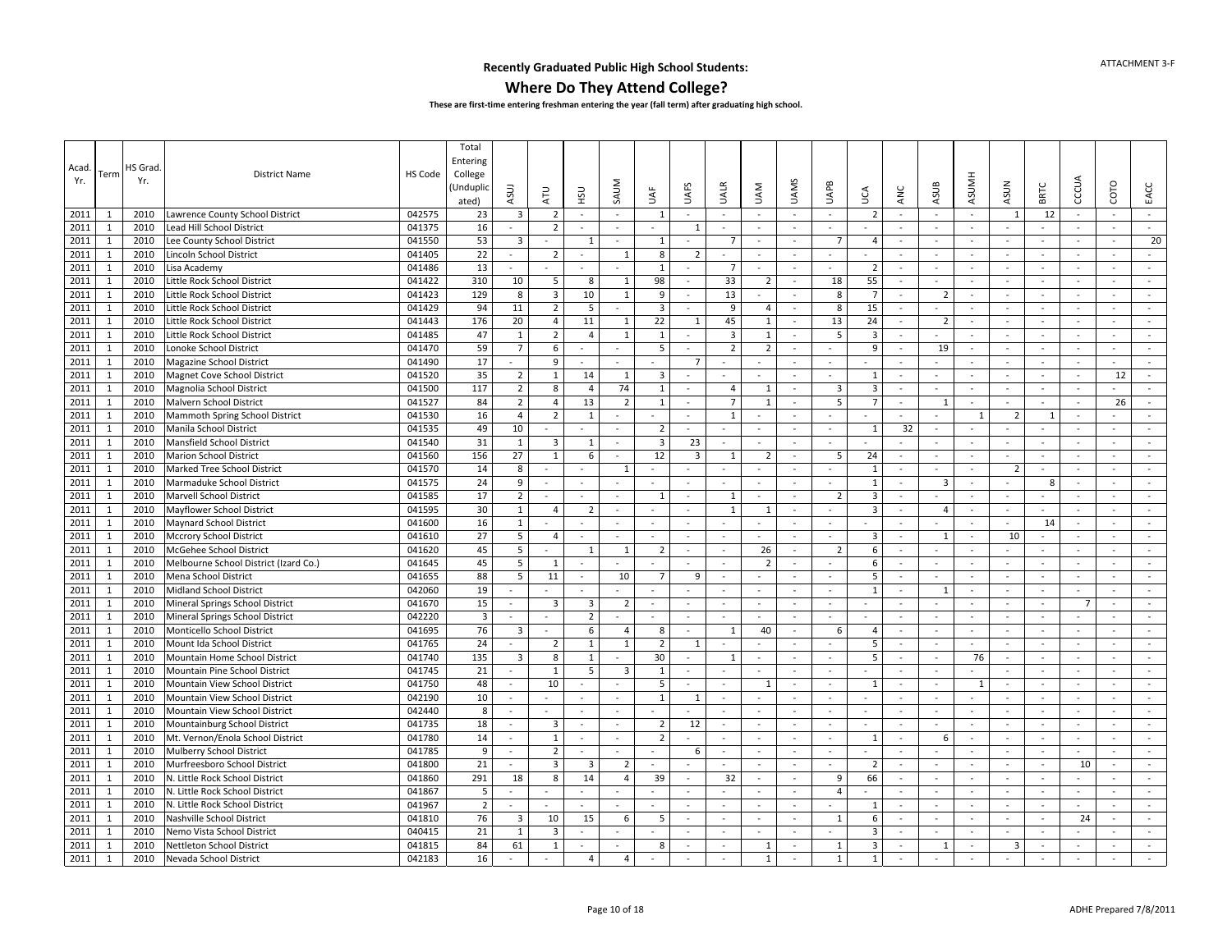# Recently Graduated Public High School Students:

## Where Do They Attend College?

**These are first-time entering freshman entering the year (fall term) after graduating high school.**

| Acad. Yr. | Term | HS Grad. Yr. | District Name | HS Code | Total Entering College (Unduplicated) | ASUJ | ATU | HSU | SAUM | UAF | UAFS | UALR | UAM | UAMS | UAPB | UCA | ANC | ASUB | ASUMH | ASUN | BRTC | CCCUA | COTO | EACC |
|---|---|---|---|---|---|---|---|---|---|---|---|---|---|---|---|---|---|---|---|---|---|---|---|---|
| 2011 | 1 | 2010 | Lawrence County School District | 042575 | 23 | 3 | 2 | - | - | 1 | - | - | - | - | - | 2 | - | - | - | 1 | 12 | - | - | - |
| 2011 | 1 | 2010 | Lead Hill School District | 041375 | 16 | - | 2 | - | - | - | 1 | - | - | - | - | - | - | - | - | - | - | - | - | - |
| 2011 | 1 | 2010 | Lee County School District | 041550 | 53 | 3 | - | 1 | - | 1 | - | 7 | - | - | 7 | 4 | - | - | - | - | - | - | - | 20 |
| 2011 | 1 | 2010 | Lincoln School District | 041405 | 22 | - | 2 | - | 1 | 8 | 2 | - | - | - | - | - | - | - | - | - | - | - | - | - |
| 2011 | 1 | 2010 | Lisa Academy | 041486 | 13 | - | - | - | - | 1 | - | 7 | - | - | - | 2 | - | - | - | - | - | - | - | - |
| 2011 | 1 | 2010 | Little Rock School District | 041422 | 310 | 10 | 5 | 8 | 1 | 98 | - | 33 | 2 | - | 18 | 55 | - | - | - | - | - | - | - | - |
| 2011 | 1 | 2010 | Little Rock School District | 041423 | 129 | 8 | 3 | 10 | 1 | 9 | - | 13 | - | - | 8 | 7 | - | 2 | - | - | - | - | - | - |
| 2011 | 1 | 2010 | Little Rock School District | 041429 | 94 | 11 | 2 | 5 | - | 3 | - | 9 | 4 | - | 8 | 15 | - | - | - | - | - | - | - | - |
| 2011 | 1 | 2010 | Little Rock School District | 041443 | 176 | 20 | 4 | 11 | 1 | 22 | 1 | 45 | 1 | - | 13 | 24 | - | 2 | - | - | - | - | - | - |
| 2011 | 1 | 2010 | Little Rock School District | 041485 | 47 | 1 | 2 | 4 | 1 | 1 | - | 3 | 1 | - | 5 | 3 | - | - | - | - | - | - | - | - |
| 2011 | 1 | 2010 | Lonoke School District | 041470 | 59 | 7 | 6 | - | - | 5 | - | 2 | 2 | - | - | 9 | - | 19 | - | - | - | - | - | - |
| 2011 | 1 | 2010 | Magazine School District | 041490 | 17 | - | 9 | - | - | - | 7 | - | - | - | - | - | - | - | - | - | - | - | - | - |
| 2011 | 1 | 2010 | Magnet Cove School District | 041520 | 35 | 2 | 1 | 14 | 1 | 3 | - | - | - | - | - | 1 | - | - | - | - | - | - | 12 | - |
| 2011 | 1 | 2010 | Magnolia School District | 041500 | 117 | 2 | 8 | 4 | 74 | 1 | - | 4 | 1 | - | 3 | 3 | - | - | - | - | - | - | - | - |
| 2011 | 1 | 2010 | Malvern School District | 041527 | 84 | 2 | 4 | 13 | 2 | 1 | - | 7 | 1 | - | 5 | 7 | - | 1 | - | - | - | - | 26 | - |
| 2011 | 1 | 2010 | Mammoth Spring School District | 041530 | 16 | 4 | 2 | 1 | - | - | - | 1 | - | - | - | - | - | - | 1 | 2 | 1 | - | - | - |
| 2011 | 1 | 2010 | Manila School District | 041535 | 49 | 10 | - | - | - | 2 | - | - | - | - | - | 1 | 32 | - | - | - | - | - | - | - |
| 2011 | 1 | 2010 | Mansfield School District | 041540 | 31 | 1 | 3 | 1 | - | 3 | 23 | - | - | - | - | - | - | - | - | - | - | - | - | - |
| 2011 | 1 | 2010 | Marion School District | 041560 | 156 | 27 | 1 | 6 | - | 12 | 3 | 1 | 2 | - | 5 | 24 | - | - | - | - | - | - | - | - |
| 2011 | 1 | 2010 | Marked Tree School District | 041570 | 14 | 8 | - | - | 1 | - | - | - | - | - | - | 1 | - | - | - | 2 | - | - | - | - |
| 2011 | 1 | 2010 | Marmaduke School District | 041575 | 24 | 9 | - | - | - | - | - | - | - | - | - | 1 | - | 3 | - | - | 8 | - | - | - |
| 2011 | 1 | 2010 | Marvell School District | 041585 | 17 | 2 | - | - | - | 1 | - | 1 | - | - | 2 | 3 | - | - | - | - | - | - | - | - |
| 2011 | 1 | 2010 | Mayflower School District | 041595 | 30 | 1 | 4 | 2 | - | - | - | 1 | 1 | - | - | 3 | - | 4 | - | - | - | - | - | - |
| 2011 | 1 | 2010 | Maynard School District | 041600 | 16 | 1 | - | - | - | - | - | - | - | - | - | - | - | - | - | - | 14 | - | - | - |
| 2011 | 1 | 2010 | Mccrory School District | 041610 | 27 | 5 | 4 | - | - | - | - | - | - | - | - | 3 | - | 1 | - | 10 | - | - | - | - |
| 2011 | 1 | 2010 | McGehee School District | 041620 | 45 | 5 | - | 1 | 1 | 2 | - | - | 26 | - | 2 | 6 | - | - | - | - | - | - | - | - |
| 2011 | 1 | 2010 | Melbourne School District (Izard Co.) | 041645 | 45 | 5 | 1 | - | - | - | - | - | 2 | - | - | 6 | - | - | - | - | - | - | - | - |
| 2011 | 1 | 2010 | Mena School District | 041655 | 88 | 5 | 11 | - | 10 | 7 | 9 | - | - | - | - | 5 | - | - | - | - | - | - | - | - |
| 2011 | 1 | 2010 | Midland School District | 042060 | 19 | - | - | - | - | - | - | - | - | - | - | 1 | - | 1 | - | - | - | - | - | - |
| 2011 | 1 | 2010 | Mineral Springs School District | 041670 | 15 | - | 3 | 3 | 2 | - | - | - | - | - | - | - | - | - | - | - | - | 7 | - | - |
| 2011 | 1 | 2010 | Mineral Springs School District | 042220 | 3 | - | - | 2 | - | - | - | - | - | - | - | - | - | - | - | - | - | - | - | - |
| 2011 | 1 | 2010 | Monticello School District | 041695 | 76 | 3 | - | 6 | 4 | 8 | - | 1 | 40 | - | 6 | 4 | - | - | - | - | - | - | - | - |
| 2011 | 1 | 2010 | Mount Ida School District | 041765 | 24 | - | 2 | 1 | 1 | 2 | 1 | - | - | - | - | 5 | - | - | - | - | - | - | - | - |
| 2011 | 1 | 2010 | Mountain Home School District | 041740 | 135 | 3 | 8 | 1 | - | 30 | - | 1 | - | - | - | 5 | - | - | 76 | - | - | - | - | - |
| 2011 | 1 | 2010 | Mountain Pine School District | 041745 | 21 | - | 1 | 5 | 3 | 1 | - | - | - | - | - | - | - | - | - | - | - | - | - | - |
| 2011 | 1 | 2010 | Mountain View School District | 041750 | 48 | - | 10 | - | - | 5 | - | - | 1 | - | - | 1 | - | - | 1 | - | - | - | - | - |
| 2011 | 1 | 2010 | Mountain View School District | 042190 | 10 | - | - | - | - | 1 | 1 | - | - | - | - | - | - | - | - | - | - | - | - | - |
| 2011 | 1 | 2010 | Mountain View School District | 042440 | 8 | - | - | - | - | - | - | - | - | - | - | - | - | - | - | - | - | - | - | - |
| 2011 | 1 | 2010 | Mountainburg School District | 041735 | 18 | - | 3 | - | - | 2 | 12 | - | - | - | - | - | - | - | - | - | - | - | - | - |
| 2011 | 1 | 2010 | Mt. Vernon/Enola School District | 041780 | 14 | - | 1 | - | - | 2 | - | - | - | - | - | 1 | - | 6 | - | - | - | - | - | - |
| 2011 | 1 | 2010 | Mulberry School District | 041785 | 9 | - | 2 | - | - | - | 6 | - | - | - | - | - | - | - | - | - | - | - | - | - |
| 2011 | 1 | 2010 | Murfreesboro School District | 041800 | 21 | - | 3 | 3 | 2 | - | - | - | - | - | - | 2 | - | - | - | - | - | 10 | - | - |
| 2011 | 1 | 2010 | N. Little Rock School District | 041860 | 291 | 18 | 8 | 14 | 4 | 39 | - | 32 | - | - | 9 | 66 | - | - | - | - | - | - | - | - |
| 2011 | 1 | 2010 | N. Little Rock School District | 041867 | 5 | - | - | - | - | - | - | - | - | - | 4 | - | - | - | - | - | - | - | - | - |
| 2011 | 1 | 2010 | N. Little Rock School District | 041967 | 2 | - | - | - | - | - | - | - | - | - | - | 1 | - | - | - | - | - | - | - | - |
| 2011 | 1 | 2010 | Nashville School District | 041810 | 76 | 3 | 10 | 15 | 6 | 5 | - | - | - | - | 1 | 6 | - | - | - | - | - | 24 | - | - |
| 2011 | 1 | 2010 | Nemo Vista School District | 040415 | 21 | 1 | 3 | - | - | - | - | - | - | - | - | 3 | - | - | - | - | - | - | - | - |
| 2011 | 1 | 2010 | Nettleton School District | 041815 | 84 | 61 | 1 | - | - | 8 | - | - | 1 | - | 1 | 3 | - | 1 | - | 3 | - | - | - | - |
| 2011 | 1 | 2010 | Nevada School District | 042183 | 16 | - | - | 4 | 4 | - | - | - | 1 | - | 1 | 1 | - | - | - | - | - | - | - | - |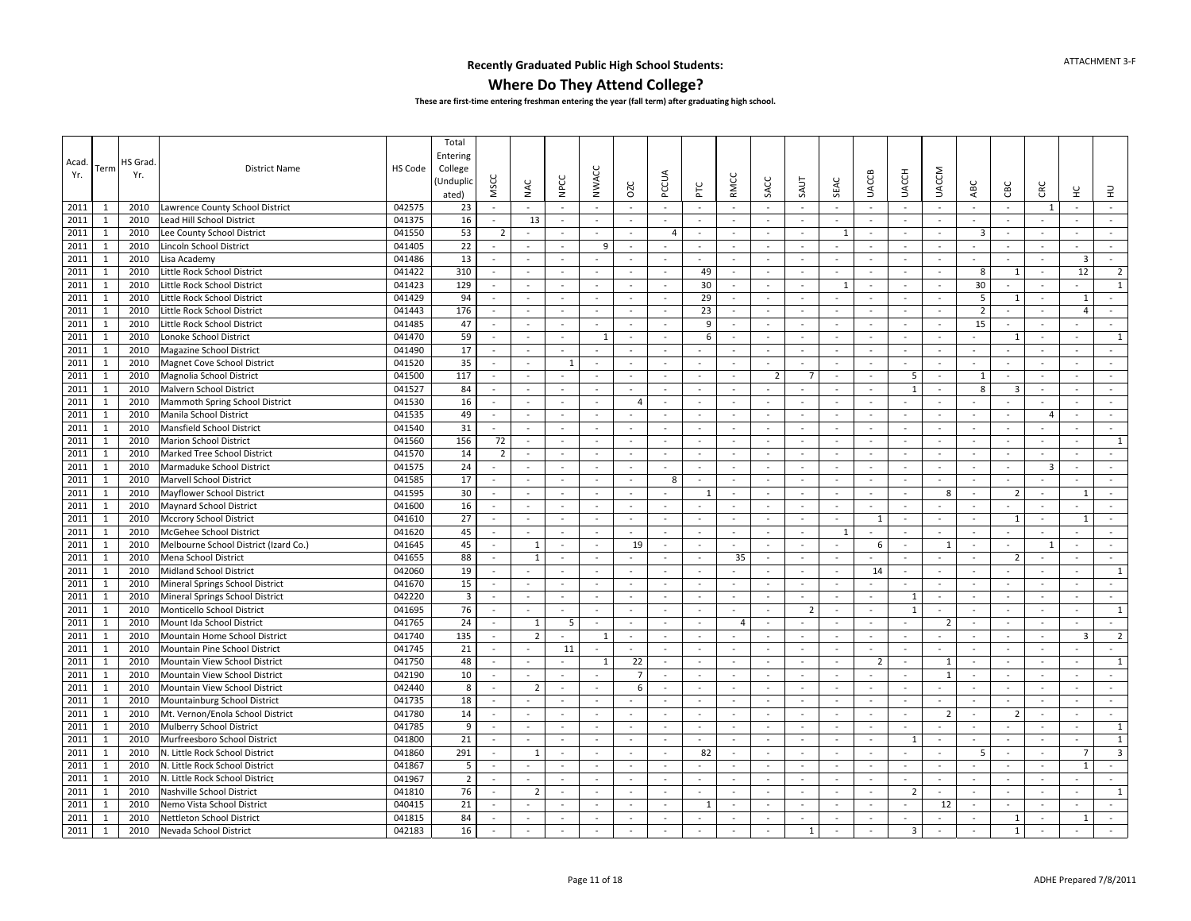## Recently Graduated Public High School Students:

# Where Do They Attend College?

**These are first-time entering freshman entering the year (fall term) after graduating high school.**

| Acad. Yr. | Term | HS Grad. Yr. | District Name | HS Code | Total Entering College (Unduplicated) | MSCC | NAC | NPCC | NWACC | OZC | PCCUA | PTC | RMCC | SACC | SAUT | SEAC | UACCB | UACCH | UACCM | ABC | CBC | CRC | HC | HU |
|---|---|---|---|---|---|---|---|---|---|---|---|---|---|---|---|---|---|---|---|---|---|---|---|---|
| 2011 | 1 | 2010 | Lawrence County School District | 042575 | 23 | - | - | - | - | - | - | - | - | - | - | - | - | - | - | - | - | 1 | - | - |
| 2011 | 1 | 2010 | Lead Hill School District | 041375 | 16 | - | 13 | - | - | - | - | - | - | - | - | - | - | - | - | - | - | - | - | - |
| 2011 | 1 | 2010 | Lee County School District | 041550 | 53 | 2 | - | - | - | - | 4 | - | - | - | - | 1 | - | - | - | 3 | - | - | - | - |
| 2011 | 1 | 2010 | Lincoln School District | 041405 | 22 | - | - | - | 9 | - | - | - | - | - | - | - | - | - | - | - | - | - | - | - |
| 2011 | 1 | 2010 | Lisa Academy | 041486 | 13 | - | - | - | - | - | - | - | - | - | - | - | - | - | - | - | - | - | 3 | - |
| 2011 | 1 | 2010 | Little Rock School District | 041422 | 310 | - | - | - | - | - | - | 49 | - | - | - | - | - | - | - | 8 | 1 | - | 12 | 2 |
| 2011 | 1 | 2010 | Little Rock School District | 041423 | 129 | - | - | - | - | - | - | 30 | - | - | - | 1 | - | - | - | 30 | - | - | - | 1 |
| 2011 | 1 | 2010 | Little Rock School District | 041429 | 94 | - | - | - | - | - | - | 29 | - | - | - | - | - | - | - | 5 | 1 | - | 1 | - |
| 2011 | 1 | 2010 | Little Rock School District | 041443 | 176 | - | - | - | - | - | - | 23 | - | - | - | - | - | - | - | 2 | - | - | 4 | - |
| 2011 | 1 | 2010 | Little Rock School District | 041485 | 47 | - | - | - | - | - | - | 9 | - | - | - | - | - | - | - | 15 | - | - | - | - |
| 2011 | 1 | 2010 | Lonoke School District | 041470 | 59 | - | - | - | 1 | - | - | 6 | - | - | - | - | - | - | - | - | 1 | - | - | 1 |
| 2011 | 1 | 2010 | Magazine School District | 041490 | 17 | - | - | - | - | - | - | - | - | - | - | - | - | - | - | - | - | - | - | - |
| 2011 | 1 | 2010 | Magnet Cove School District | 041520 | 35 | - | - | 1 | - | - | - | - | - | - | - | - | - | - | - | - | - | - | - | - |
| 2011 | 1 | 2010 | Magnolia School District | 041500 | 117 | - | - | - | - | - | - | - | - | 2 | 7 | - | - | 5 | - | 1 | - | - | - | - |
| 2011 | 1 | 2010 | Malvern School District | 041527 | 84 | - | - | - | - | - | - | - | - | - | - | - | - | 1 | - | 8 | 3 | - | - | - |
| 2011 | 1 | 2010 | Mammoth Spring School District | 041530 | 16 | - | - | - | - | 4 | - | - | - | - | - | - | - | - | - | - | - | - | - | - |
| 2011 | 1 | 2010 | Manila School District | 041535 | 49 | - | - | - | - | - | - | - | - | - | - | - | - | - | - | - | - | 4 | - | - |
| 2011 | 1 | 2010 | Mansfield School District | 041540 | 31 | - | - | - | - | - | - | - | - | - | - | - | - | - | - | - | - | - | - | - |
| 2011 | 1 | 2010 | Marion School District | 041560 | 156 | 72 | - | - | - | - | - | - | - | - | - | - | - | - | - | - | - | - | - | 1 |
| 2011 | 1 | 2010 | Marked Tree School District | 041570 | 14 | 2 | - | - | - | - | - | - | - | - | - | - | - | - | - | - | - | - | - | - |
| 2011 | 1 | 2010 | Marmaduke School District | 041575 | 24 | - | - | - | - | - | - | - | - | - | - | - | - | - | - | - | - | 3 | - | - |
| 2011 | 1 | 2010 | Marvell School District | 041585 | 17 | - | - | - | - | - | 8 | - | - | - | - | - | - | - | - | - | - | - | - | - |
| 2011 | 1 | 2010 | Mayflower School District | 041595 | 30 | - | - | - | - | - | - | 1 | - | - | - | - | - | - | 8 | - | 2 | - | 1 | - |
| 2011 | 1 | 2010 | Maynard School District | 041600 | 16 | - | - | - | - | - | - | - | - | - | - | - | - | - | - | - | - | - | - | - |
| 2011 | 1 | 2010 | Mccrory School District | 041610 | 27 | - | - | - | - | - | - | - | - | - | - | - | 1 | - | - | - | 1 | - | 1 | - |
| 2011 | 1 | 2010 | McGehee School District | 041620 | 45 | - | - | - | - | - | - | - | - | - | - | 1 | - | - | - | - | - | - | - | - |
| 2011 | 1 | 2010 | Melbourne School District (Izard Co.) | 041645 | 45 | - | 1 | - | - | 19 | - | - | - | - | - | - | 6 | - | 1 | - | - | 1 | - | - |
| 2011 | 1 | 2010 | Mena School District | 041655 | 88 | - | 1 | - | - | - | - | - | 35 | - | - | - | - | - | - | - | 2 | - | - | - |
| 2011 | 1 | 2010 | Midland School District | 042060 | 19 | - | - | - | - | - | - | - | - | - | - | - | 14 | - | - | - | - | - | - | 1 |
| 2011 | 1 | 2010 | Mineral Springs School District | 041670 | 15 | - | - | - | - | - | - | - | - | - | - | - | - | - | - | - | - | - | - | - |
| 2011 | 1 | 2010 | Mineral Springs School District | 042220 | 3 | - | - | - | - | - | - | - | - | - | - | - | - | 1 | - | - | - | - | - | - |
| 2011 | 1 | 2010 | Monticello School District | 041695 | 76 | - | - | - | - | - | - | - | - | - | 2 | - | - | 1 | - | - | - | - | - | 1 |
| 2011 | 1 | 2010 | Mount Ida School District | 041765 | 24 | - | 1 | 5 | - | - | - | - | 4 | - | - | - | - | - | 2 | - | - | - | - | - |
| 2011 | 1 | 2010 | Mountain Home School District | 041740 | 135 | - | 2 | - | 1 | - | - | - | - | - | - | - | - | - | - | - | - | - | 3 | 2 |
| 2011 | 1 | 2010 | Mountain Pine School District | 041745 | 21 | - | - | 11 | - | - | - | - | - | - | - | - | - | - | - | - | - | - | - | - |
| 2011 | 1 | 2010 | Mountain View School District | 041750 | 48 | - | - | - | 1 | 22 | - | - | - | - | - | - | 2 | - | 1 | - | - | - | - | 1 |
| 2011 | 1 | 2010 | Mountain View School District | 042190 | 10 | - | - | - | - | 7 | - | - | - | - | - | - | - | - | 1 | - | - | - | - | - |
| 2011 | 1 | 2010 | Mountain View School District | 042440 | 8 | - | 2 | - | - | 6 | - | - | - | - | - | - | - | - | - | - | - | - | - | - |
| 2011 | 1 | 2010 | Mountainburg School District | 041735 | 18 | - | - | - | - | - | - | - | - | - | - | - | - | - | - | - | - | - | - | - |
| 2011 | 1 | 2010 | Mt. Vernon/Enola School District | 041780 | 14 | - | - | - | - | - | - | - | - | - | - | - | - | - | 2 | - | 2 | - | - | - |
| 2011 | 1 | 2010 | Mulberry School District | 041785 | 9 | - | - | - | - | - | - | - | - | - | - | - | - | - | - | - | - | - | - | 1 |
| 2011 | 1 | 2010 | Murfreesboro School District | 041800 | 21 | - | - | - | - | - | - | - | - | - | - | - | - | 1 | - | - | - | - | - | 1 |
| 2011 | 1 | 2010 | N. Little Rock School District | 041860 | 291 | - | 1 | - | - | - | - | 82 | - | - | - | - | - | - | - | 5 | - | - | 7 | 3 |
| 2011 | 1 | 2010 | N. Little Rock School District | 041867 | 5 | - | - | - | - | - | - | - | - | - | - | - | - | - | - | - | - | - | 1 | - |
| 2011 | 1 | 2010 | N. Little Rock School District | 041967 | 2 | - | - | - | - | - | - | - | - | - | - | - | - | - | - | - | - | - | - | - |
| 2011 | 1 | 2010 | Nashville School District | 041810 | 76 | - | 2 | - | - | - | - | - | - | - | - | - | - | 2 | - | - | - | - | - | 1 |
| 2011 | 1 | 2010 | Nemo Vista School District | 040415 | 21 | - | - | - | - | - | - | 1 | - | - | - | - | - | - | 12 | - | - | - | - | - |
| 2011 | 1 | 2010 | Nettleton School District | 041815 | 84 | - | - | - | - | - | - | - | - | - | - | - | - | - | - | - | 1 | - | 1 | - |
| 2011 | 1 | 2010 | Nevada School District | 042183 | 16 | - | - | - | - | - | - | - | - | - | 1 | - | - | 3 | - | - | 1 | - | - | - |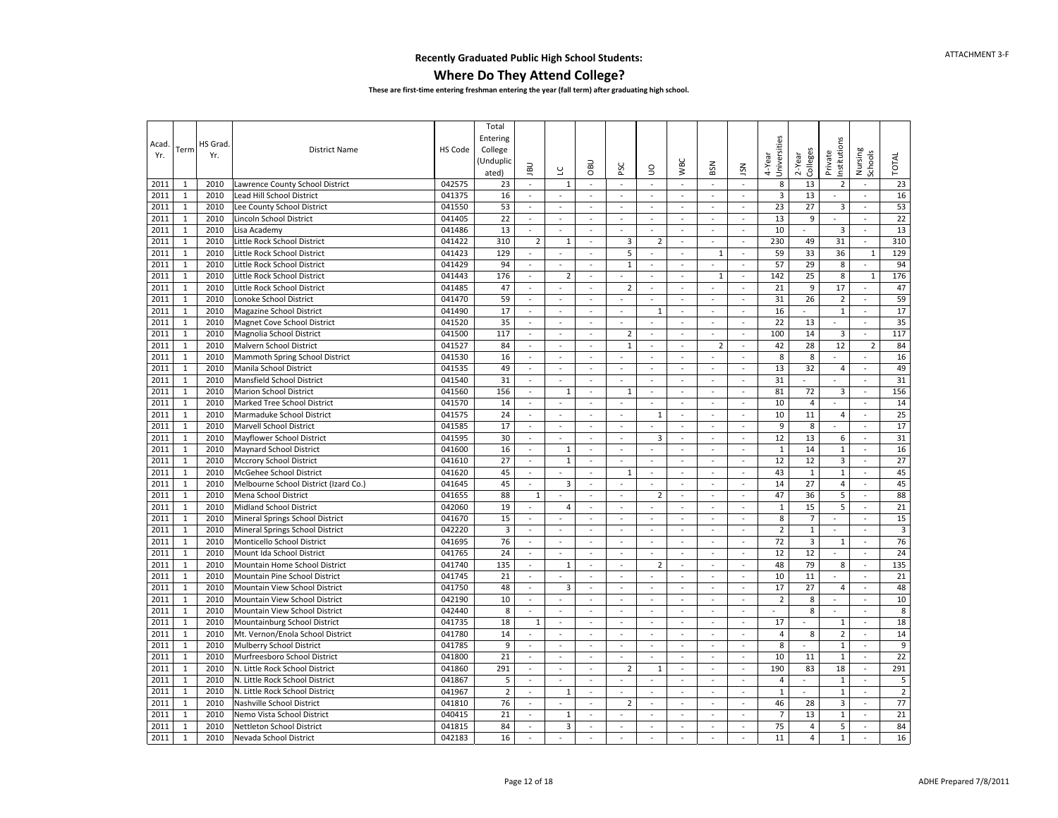## Recently Graduated Public High School Students:

# Where Do They Attend College?

**These are first-time entering freshman entering the year (fall term) after graduating high school.**

| Acad. Yr. | Term | HS Grad. Yr. | District Name | HS Code | Total Entering College (Unduplicated) | JBU | LC | OBU | PSC | UO | WBC | BSN | JSN | 4-Year Universities | 2-Year Colleges | Private Institutions | Nursing Schools | TOTAL |
|---|---|---|---|---|---|---|---|---|---|---|---|---|---|---|---|---|---|---|
| 2011 | 1 | 2010 | Lawrence County School District | 042575 | 23 | - | 1 | - | - | - | - | - | - | 8 | 13 | 2 | - | 23 |
| 2011 | 1 | 2010 | Lead Hill School District | 041375 | 16 | - | - | - | - | - | - | - | - | 3 | 13 | - | - | 16 |
| 2011 | 1 | 2010 | Lee County School District | 041550 | 53 | - | - | - | - | - | - | - | - | 23 | 27 | 3 | - | 53 |
| 2011 | 1 | 2010 | Lincoln School District | 041405 | 22 | - | - | - | - | - | - | - | - | 13 | 9 | - | - | 22 |
| 2011 | 1 | 2010 | Lisa Academy | 041486 | 13 | - | - | - | - | - | - | - | - | 10 | - | 3 | - | 13 |
| 2011 | 1 | 2010 | Little Rock School District | 041422 | 310 | 2 | 1 | - | 3 | 2 | - | - | - | 230 | 49 | 31 | - | 310 |
| 2011 | 1 | 2010 | Little Rock School District | 041423 | 129 | - | - | - | 5 | - | - | 1 | - | 59 | 33 | 36 | 1 | 129 |
| 2011 | 1 | 2010 | Little Rock School District | 041429 | 94 | - | - | - | 1 | - | - | - | - | 57 | 29 | 8 | - | 94 |
| 2011 | 1 | 2010 | Little Rock School District | 041443 | 176 | - | 2 | - | - | - | - | 1 | - | 142 | 25 | 8 | 1 | 176 |
| 2011 | 1 | 2010 | Little Rock School District | 041485 | 47 | - | - | - | 2 | - | - | - | - | 21 | 9 | 17 | - | 47 |
| 2011 | 1 | 2010 | Lonoke School District | 041470 | 59 | - | - | - | - | - | - | - | - | 31 | 26 | 2 | - | 59 |
| 2011 | 1 | 2010 | Magazine School District | 041490 | 17 | - | - | - | - | 1 | - | - | - | 16 | - | 1 | - | 17 |
| 2011 | 1 | 2010 | Magnet Cove School District | 041520 | 35 | - | - | - | - | - | - | - | - | 22 | 13 | - | - | 35 |
| 2011 | 1 | 2010 | Magnolia School District | 041500 | 117 | - | - | - | 2 | - | - | - | - | 100 | 14 | 3 | - | 117 |
| 2011 | 1 | 2010 | Malvern School District | 041527 | 84 | - | - | - | 1 | - | - | 2 | - | 42 | 28 | 12 | 2 | 84 |
| 2011 | 1 | 2010 | Mammoth Spring School District | 041530 | 16 | - | - | - | - | - | - | - | - | 8 | 8 | - | - | 16 |
| 2011 | 1 | 2010 | Manila School District | 041535 | 49 | - | - | - | - | - | - | - | - | 13 | 32 | 4 | - | 49 |
| 2011 | 1 | 2010 | Mansfield School District | 041540 | 31 | - | - | - | - | - | - | - | - | 31 | - | - | - | 31 |
| 2011 | 1 | 2010 | Marion School District | 041560 | 156 | - | 1 | - | 1 | - | - | - | - | 81 | 72 | 3 | - | 156 |
| 2011 | 1 | 2010 | Marked Tree School District | 041570 | 14 | - | - | - | - | - | - | - | - | 10 | 4 | - | - | 14 |
| 2011 | 1 | 2010 | Marmaduke School District | 041575 | 24 | - | - | - | - | 1 | - | - | - | 10 | 11 | 4 | - | 25 |
| 2011 | 1 | 2010 | Marvell School District | 041585 | 17 | - | - | - | - | - | - | - | - | 9 | 8 | - | - | 17 |
| 2011 | 1 | 2010 | Mayflower School District | 041595 | 30 | - | - | - | - | 3 | - | - | - | 12 | 13 | 6 | - | 31 |
| 2011 | 1 | 2010 | Maynard School District | 041600 | 16 | - | 1 | - | - | - | - | - | - | 1 | 14 | 1 | - | 16 |
| 2011 | 1 | 2010 | Mccrory School District | 041610 | 27 | - | 1 | - | - | - | - | - | - | 12 | 12 | 3 | - | 27 |
| 2011 | 1 | 2010 | McGehee School District | 041620 | 45 | - | - | - | 1 | - | - | - | - | 43 | 1 | 1 | - | 45 |
| 2011 | 1 | 2010 | Melbourne School District (Izard Co.) | 041645 | 45 | - | 3 | - | - | - | - | - | - | 14 | 27 | 4 | - | 45 |
| 2011 | 1 | 2010 | Mena School District | 041655 | 88 | 1 | - | - | - | 2 | - | - | - | 47 | 36 | 5 | - | 88 |
| 2011 | 1 | 2010 | Midland School District | 042060 | 19 | - | 4 | - | - | - | - | - | - | 1 | 15 | 5 | - | 21 |
| 2011 | 1 | 2010 | Mineral Springs School District | 041670 | 15 | - | - | - | - | - | - | - | - | 8 | 7 | - | - | 15 |
| 2011 | 1 | 2010 | Mineral Springs School District | 042220 | 3 | - | - | - | - | - | - | - | - | 2 | 1 | - | - | 3 |
| 2011 | 1 | 2010 | Monticello School District | 041695 | 76 | - | - | - | - | - | - | - | - | 72 | 3 | 1 | - | 76 |
| 2011 | 1 | 2010 | Mount Ida School District | 041765 | 24 | - | - | - | - | - | - | - | - | 12 | 12 | - | - | 24 |
| 2011 | 1 | 2010 | Mountain Home School District | 041740 | 135 | - | 1 | - | - | 2 | - | - | - | 48 | 79 | 8 | - | 135 |
| 2011 | 1 | 2010 | Mountain Pine School District | 041745 | 21 | - | - | - | - | - | - | - | - | 10 | 11 | - | - | 21 |
| 2011 | 1 | 2010 | Mountain View School District | 041750 | 48 | - | 3 | - | - | - | - | - | - | 17 | 27 | 4 | - | 48 |
| 2011 | 1 | 2010 | Mountain View School District | 042190 | 10 | - | - | - | - | - | - | - | - | 2 | 8 | - | - | 10 |
| 2011 | 1 | 2010 | Mountain View School District | 042440 | 8 | - | - | - | - | - | - | - | - | - | 8 | - | - | 8 |
| 2011 | 1 | 2010 | Mountainburg School District | 041735 | 18 | 1 | - | - | - | - | - | - | - | 17 | - | 1 | - | 18 |
| 2011 | 1 | 2010 | Mt. Vernon/Enola School District | 041780 | 14 | - | - | - | - | - | - | - | - | 4 | 8 | 2 | - | 14 |
| 2011 | 1 | 2010 | Mulberry School District | 041785 | 9 | - | - | - | - | - | - | - | - | 8 | - | 1 | - | 9 |
| 2011 | 1 | 2010 | Murfreesboro School District | 041800 | 21 | - | - | - | - | - | - | - | - | 10 | 11 | 1 | - | 22 |
| 2011 | 1 | 2010 | N. Little Rock School District | 041860 | 291 | - | - | - | 2 | 1 | - | - | - | 190 | 83 | 18 | - | 291 |
| 2011 | 1 | 2010 | N. Little Rock School District | 041867 | 5 | - | - | - | - | - | - | - | - | 4 | - | 1 | - | 5 |
| 2011 | 1 | 2010 | N. Little Rock School District | 041967 | 2 | - | 1 | - | - | - | - | - | - | 1 | - | 1 | - | 2 |
| 2011 | 1 | 2010 | Nashville School District | 041810 | 76 | - | - | - | 2 | - | - | - | - | 46 | 28 | 3 | - | 77 |
| 2011 | 1 | 2010 | Nemo Vista School District | 040415 | 21 | - | 1 | - | - | - | - | - | - | 7 | 13 | 1 | - | 21 |
| 2011 | 1 | 2010 | Nettleton School District | 041815 | 84 | - | 3 | - | - | - | - | - | - | 75 | 4 | 5 | - | 84 |
| 2011 | 1 | 2010 | Nevada School District | 042183 | 16 | - | - | - | - | - | - | - | - | 11 | 4 | 1 | - | 16 |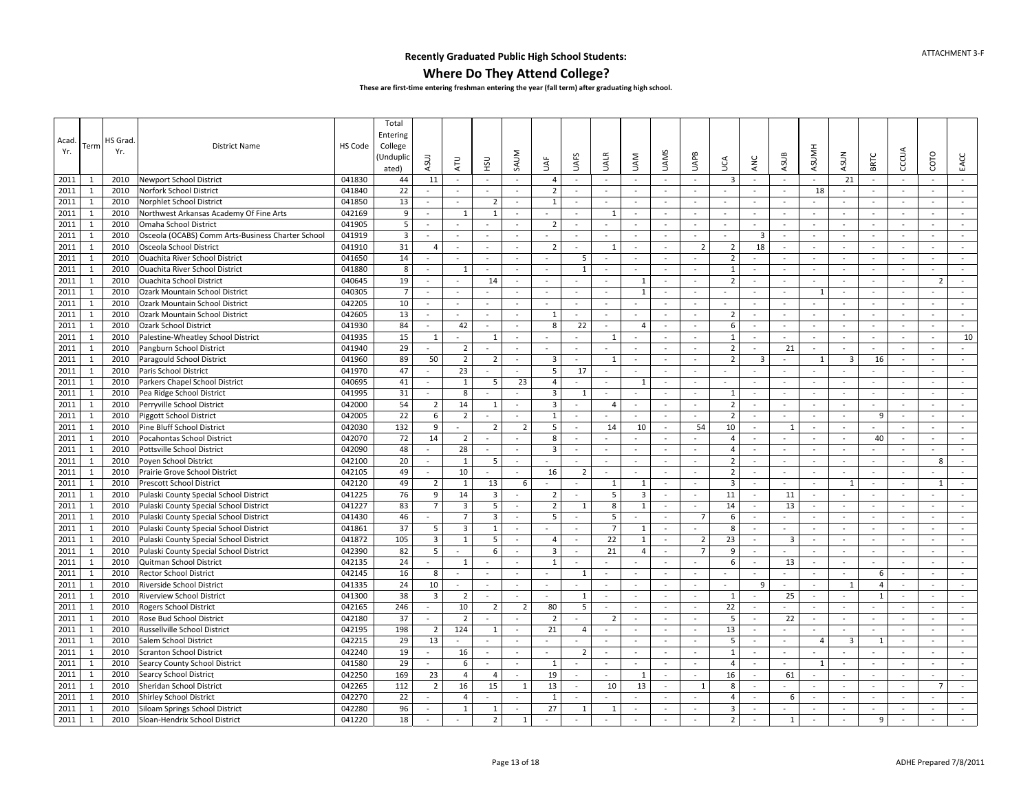ATTACHMENT 3-F

# Recently Graduated Public High School Students:

## Where Do They Attend College?

**These are first-time entering freshman entering the year (fall term) after graduating high school.**

| Acad. Yr. | Term | HS Grad. Yr. | District Name | HS Code | Total Entering College (Unduplicated) | ASUJ | ATU | HSU | SAUM | UAF | UAFS | UALR | UAM | UAMS | UAPB | UCA | ANC | ASUB | ASUMH | ASUN | BRTC | CCCUA | COTO | EACC |
|---|---|---|---|---|---|---|---|---|---|---|---|---|---|---|---|---|---|---|---|---|---|---|---|---|
| 2011 | 1 | 2010 | Newport School District | 041830 | 44 | 11 | - | - | - | 4 | - | - | - | - | - | 3 | - | - | - | 21 | - | - | - | - |
| 2011 | 1 | 2010 | Norfork School District | 041840 | 22 | - | - | - | - | 2 | - | - | - | - | - | - | - | - | 18 | - | - | - | - | - |
| 2011 | 1 | 2010 | Norphlet School District | 041850 | 13 | - | - | 2 | - | 1 | - | - | - | - | - | - | - | - | - | - | - | - | - | - |
| 2011 | 1 | 2010 | Northwest Arkansas Academy Of Fine Arts | 042169 | 9 | - | 1 | 1 | - | - | - | 1 | - | - | - | - | - | - | - | - | - | - | - | - |
| 2011 | 1 | 2010 | Omaha School District | 041905 | 5 | - | - | - | - | 2 | - | - | - | - | - | - | - | - | - | - | - | - | - | - |
| 2011 | 1 | 2010 | Osceola (OCABS) Comm Arts-Business Charter School | 041919 | 3 | - | - | - | - | - | - | - | - | - | - | - | 3 | - | - | - | - | - | - | - |
| 2011 | 1 | 2010 | Osceola School District | 041910 | 31 | 4 | - | - | - | 2 | - | 1 | - | - | 2 | 2 | 18 | - | - | - | - | - | - | - |
| 2011 | 1 | 2010 | Ouachita River School District | 041650 | 14 | - | - | - | - | - | 5 | - | - | - | - | 2 | - | - | - | - | - | - | - | - |
| 2011 | 1 | 2010 | Ouachita River School District | 041880 | 8 | - | 1 | - | - | - | 1 | - | - | - | - | 1 | - | - | - | - | - | - | - | - |
| 2011 | 1 | 2010 | Ouachita School District | 040645 | 19 | - | - | 14 | - | - | - | - | 1 | - | - | 2 | - | - | - | - | - | - | 2 | - |
| 2011 | 1 | 2010 | Ozark Mountain School District | 040305 | 7 | - | - | - | - | - | - | - | 1 | - | - | - | - | - | 1 | - | - | - | - | - |
| 2011 | 1 | 2010 | Ozark Mountain School District | 042205 | 10 | - | - | - | - | - | - | - | - | - | - | - | - | - | - | - | - | - | - | - |
| 2011 | 1 | 2010 | Ozark Mountain School District | 042605 | 13 | - | - | - | - | 1 | - | - | - | - | - | 2 | - | - | - | - | - | - | - | - |
| 2011 | 1 | 2010 | Ozark School District | 041930 | 84 | - | 42 | - | - | 8 | 22 | - | 4 | - | - | 6 | - | - | - | - | - | - | - | - |
| 2011 | 1 | 2010 | Palestine-Wheatley School District | 041935 | 15 | 1 | - | 1 | - | - | - | 1 | - | - | - | 1 | - | - | - | - | - | - | - | 10 |
| 2011 | 1 | 2010 | Pangburn School District | 041940 | 29 | - | 2 | - | - | - | - | - | - | - | - | 2 | - | 21 | - | - | - | - | - | - |
| 2011 | 1 | 2010 | Paragould School District | 041960 | 89 | 50 | 2 | 2 | - | 3 | - | 1 | - | - | - | 2 | 3 | - | 1 | 3 | 16 | - | - | - |
| 2011 | 1 | 2010 | Paris School District | 041970 | 47 | - | 23 | - | - | 5 | 17 | - | - | - | - | - | - | - | - | - | - | - | - | - |
| 2011 | 1 | 2010 | Parkers Chapel School District | 040695 | 41 | - | 1 | 5 | 23 | 4 | - | - | 1 | - | - | - | - | - | - | - | - | - | - | - |
| 2011 | 1 | 2010 | Pea Ridge School District | 041995 | 31 | - | 8 | - | - | 3 | 1 | - | - | - | - | 1 | - | - | - | - | - | - | - | - |
| 2011 | 1 | 2010 | Perryville School District | 042000 | 54 | 2 | 14 | 1 | - | 3 | - | 4 | - | - | - | 2 | - | - | - | - | - | - | - | - |
| 2011 | 1 | 2010 | Piggott School District | 042005 | 22 | 6 | 2 | - | - | 1 | - | - | - | - | - | 2 | - | - | - | - | 9 | - | - | - |
| 2011 | 1 | 2010 | Pine Bluff School District | 042030 | 132 | 9 | - | 2 | 2 | 5 | - | 14 | 10 | - | 54 | 10 | - | 1 | - | - | - | - | - | - |
| 2011 | 1 | 2010 | Pocahontas School District | 042070 | 72 | 14 | 2 | - | - | 8 | - | - | - | - | - | 4 | - | - | - | - | 40 | - | - | - |
| 2011 | 1 | 2010 | Pottsville School District | 042090 | 48 | - | 28 | - | - | 3 | - | - | - | - | - | 4 | - | - | - | - | - | - | - | - |
| 2011 | 1 | 2010 | Poyen School District | 042100 | 20 | - | 1 | 5 | - | - | - | - | - | - | - | 2 | - | - | - | - | - | - | 8 | - |
| 2011 | 1 | 2010 | Prairie Grove School District | 042105 | 49 | - | 10 | - | - | 16 | 2 | - | - | - | - | 2 | - | - | - | - | - | - | - | - |
| 2011 | 1 | 2010 | Prescott School District | 042120 | 49 | 2 | 1 | 13 | 6 | - | - | 1 | 1 | - | - | 3 | - | - | - | 1 | - | - | 1 | - |
| 2011 | 1 | 2010 | Pulaski County Special School District | 041225 | 76 | 9 | 14 | 3 | - | 2 | - | 5 | 3 | - | - | 11 | - | 11 | - | - | - | - | - | - |
| 2011 | 1 | 2010 | Pulaski County Special School District | 041227 | 83 | 7 | 3 | 5 | - | 2 | 1 | 8 | 1 | - | - | 14 | - | 13 | - | - | - | - | - | - |
| 2011 | 1 | 2010 | Pulaski County Special School District | 041430 | 46 | - | 7 | 3 | - | 5 | - | 5 | - | - | 7 | 6 | - | - | - | - | - | - | - | - |
| 2011 | 1 | 2010 | Pulaski County Special School District | 041861 | 37 | 5 | 3 | 1 | - | - | - | 7 | 1 | - | - | 8 | - | - | - | - | - | - | - | - |
| 2011 | 1 | 2010 | Pulaski County Special School District | 041872 | 105 | 3 | 1 | 5 | - | 4 | - | 22 | 1 | - | 2 | 23 | - | 3 | - | - | - | - | - | - |
| 2011 | 1 | 2010 | Pulaski County Special School District | 042390 | 82 | 5 | - | 6 | - | 3 | - | 21 | 4 | - | 7 | 9 | - | - | - | - | - | - | - | - |
| 2011 | 1 | 2010 | Quitman School District | 042135 | 24 | - | 1 | - | - | 1 | - | - | - | - | - | 6 | - | 13 | - | - | - | - | - | - |
| 2011 | 1 | 2010 | Rector School District | 042145 | 16 | 8 | - | - | - | - | 1 | - | - | - | - | - | - | - | - | - | 6 | - | - | - |
| 2011 | 1 | 2010 | Riverside School District | 041335 | 24 | 10 | - | - | - | - | - | - | - | - | - | - | 9 | - | - | 1 | 4 | - | - | - |
| 2011 | 1 | 2010 | Riverview School District | 041300 | 38 | 3 | 2 | - | - | - | 1 | - | - | - | - | 1 | - | 25 | - | - | 1 | - | - | - |
| 2011 | 1 | 2010 | Rogers School District | 042165 | 246 | - | 10 | 2 | 2 | 80 | 5 | - | - | - | - | 22 | - | - | - | - | - | - | - | - |
| 2011 | 1 | 2010 | Rose Bud School District | 042180 | 37 | - | 2 | - | - | 2 | - | 2 | - | - | - | 5 | - | 22 | - | - | - | - | - | - |
| 2011 | 1 | 2010 | Russellville School District | 042195 | 198 | 2 | 124 | 1 | - | 21 | 4 | - | - | - | - | 13 | - | - | - | - | - | - | - | - |
| 2011 | 1 | 2010 | Salem School District | 042215 | 29 | 13 | - | - | - | - | - | - | - | - | - | 5 | - | - | 4 | 3 | 1 | - | - | - |
| 2011 | 1 | 2010 | Scranton School District | 042240 | 19 | - | 16 | - | - | - | 2 | - | - | - | - | 1 | - | - | - | - | - | - | - | - |
| 2011 | 1 | 2010 | Searcy County School District | 041580 | 29 | - | 6 | - | - | 1 | - | - | - | - | - | 4 | - | - | 1 | - | - | - | - | - |
| 2011 | 1 | 2010 | Searcy School District | 042250 | 169 | 23 | 4 | 4 | - | 19 | - | - | 1 | - | - | 16 | - | 61 | - | - | - | - | - | - |
| 2011 | 1 | 2010 | Sheridan School District | 042265 | 112 | 2 | 16 | 15 | 1 | 13 | - | 10 | 13 | - | 1 | 8 | - | - | - | - | - | - | 7 | - |
| 2011 | 1 | 2010 | Shirley School District | 042270 | 22 | - | 4 | - | - | 1 | - | - | - | - | - | 4 | - | 6 | - | - | - | - | - | - |
| 2011 | 1 | 2010 | Siloam Springs School District | 042280 | 96 | - | 1 | 1 | - | 27 | 1 | 1 | - | - | - | 3 | - | - | - | - | - | - | - | - |
| 2011 | 1 | 2010 | Sloan-Hendrix School District | 041220 | 18 | - | - | 2 | 1 | - | - | - | - | - | - | 2 | - | 1 | - | - | 9 | - | - | - |

ADHE Prepared 7/8/2011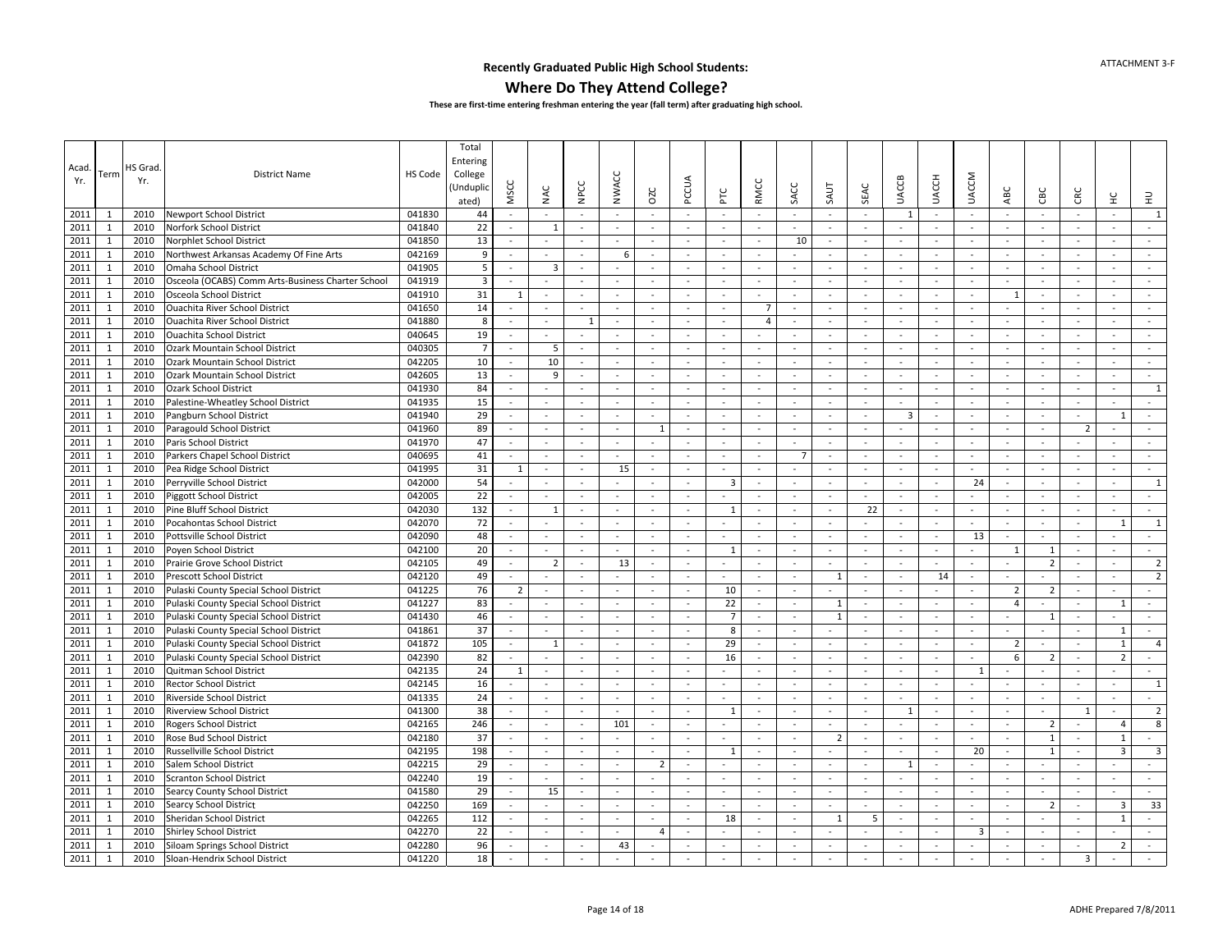ATTACHMENT 3-F

## Recently Graduated Public High School Students:

# Where Do They Attend College?

**These are first-time entering freshman entering the year (fall term) after graduating high school.**

| Acad. Yr. | Term | HS Grad. Yr. | District Name | HS Code | Total Entering College (Unduplicated) | MSCC | NAC | NPCC | NWACC | OZC | PCCUA | PTC | RMCC | SACC | SAUT | SEAC | UACCB | UACCH | UACCM | ABC | CBC | CRC | HC | HU |
|---|---|---|---|---|---|---|---|---|---|---|---|---|---|---|---|---|---|---|---|---|---|---|---|---|
| 2011 | 1 | 2010 | Newport School District | 041830 | 44 | - | - | - | - | - | - | - | - | - | - | - | 1 | - | - | - | - | - | - | 1 |
| 2011 | 1 | 2010 | Norfork School District | 041840 | 22 | - | 1 | - | - | - | - | - | - | - | - | - | - | - | - | - | - | - | - | - |
| 2011 | 1 | 2010 | Norphlet School District | 041850 | 13 | - | - | - | - | - | - | - | - | 10 | - | - | - | - | - | - | - | - | - | - |
| 2011 | 1 | 2010 | Northwest Arkansas Academy Of Fine Arts | 042169 | 9 | - | - | - | 6 | - | - | - | - | - | - | - | - | - | - | - | - | - | - | - |
| 2011 | 1 | 2010 | Omaha School District | 041905 | 5 | - | 3 | - | - | - | - | - | - | - | - | - | - | - | - | - | - | - | - | - |
| 2011 | 1 | 2010 | Osceola (OCABS) Comm Arts-Business Charter School | 041919 | 3 | - | - | - | - | - | - | - | - | - | - | - | - | - | - | - | - | - | - | - |
| 2011 | 1 | 2010 | Osceola School District | 041910 | 31 | 1 | - | - | - | - | - | - | - | - | - | - | - | - | - | 1 | - | - | - | - |
| 2011 | 1 | 2010 | Ouachita River School District | 041650 | 14 | - | - | - | - | - | - | - | 7 | - | - | - | - | - | - | - | - | - | - | - |
| 2011 | 1 | 2010 | Ouachita River School District | 041880 | 8 | - | - | 1 | - | - | - | - | 4 | - | - | - | - | - | - | - | - | - | - | - |
| 2011 | 1 | 2010 | Ouachita School District | 040645 | 19 | - | - | - | - | - | - | - | - | - | - | - | - | - | - | - | - | - | - | - |
| 2011 | 1 | 2010 | Ozark Mountain School District | 040305 | 7 | - | 5 | - | - | - | - | - | - | - | - | - | - | - | - | - | - | - | - | - |
| 2011 | 1 | 2010 | Ozark Mountain School District | 042205 | 10 | - | 10 | - | - | - | - | - | - | - | - | - | - | - | - | - | - | - | - | - |
| 2011 | 1 | 2010 | Ozark Mountain School District | 042605 | 13 | - | 9 | - | - | - | - | - | - | - | - | - | - | - | - | - | - | - | - | - |
| 2011 | 1 | 2010 | Ozark School District | 041930 | 84 | - | - | - | - | - | - | - | - | - | - | - | - | - | - | - | - | - | - | 1 |
| 2011 | 1 | 2010 | Palestine-Wheatley School District | 041935 | 15 | - | - | - | - | - | - | - | - | - | - | - | - | - | - | - | - | - | - | - |
| 2011 | 1 | 2010 | Pangburn School District | 041940 | 29 | - | - | - | - | - | - | - | - | - | - | - | 3 | - | - | - | - | - | 1 | - |
| 2011 | 1 | 2010 | Paragould School District | 041960 | 89 | - | - | - | - | 1 | - | - | - | - | - | - | - | - | - | - | - | 2 | - | - |
| 2011 | 1 | 2010 | Paris School District | 041970 | 47 | - | - | - | - | - | - | - | - | - | - | - | - | - | - | - | - | - | - | - |
| 2011 | 1 | 2010 | Parkers Chapel School District | 040695 | 41 | - | - | - | - | - | - | - | - | 7 | - | - | - | - | - | - | - | - | - | - |
| 2011 | 1 | 2010 | Pea Ridge School District | 041995 | 31 | 1 | - | - | 15 | - | - | - | - | - | - | - | - | - | - | - | - | - | - | - |
| 2011 | 1 | 2010 | Perryville School District | 042000 | 54 | - | - | - | - | - | - | 3 | - | - | - | - | - | - | 24 | - | - | - | - | 1 |
| 2011 | 1 | 2010 | Piggott School District | 042005 | 22 | - | - | - | - | - | - | - | - | - | - | - | - | - | - | - | - | - | - | - |
| 2011 | 1 | 2010 | Pine Bluff School District | 042030 | 132 | - | 1 | - | - | - | - | 1 | - | - | - | 22 | - | - | - | - | - | - | - | - |
| 2011 | 1 | 2010 | Pocahontas School District | 042070 | 72 | - | - | - | - | - | - | - | - | - | - | - | - | - | - | - | - | - | 1 | 1 |
| 2011 | 1 | 2010 | Pottsville School District | 042090 | 48 | - | - | - | - | - | - | - | - | - | - | - | - | - | 13 | - | - | - | - | - |
| 2011 | 1 | 2010 | Poyen School District | 042100 | 20 | - | - | - | - | - | - | 1 | - | - | - | - | - | - | - | 1 | 1 | - | - | - |
| 2011 | 1 | 2010 | Prairie Grove School District | 042105 | 49 | - | 2 | - | 13 | - | - | - | - | - | - | - | - | - | - | - | 2 | - | - | 2 |
| 2011 | 1 | 2010 | Prescott School District | 042120 | 49 | - | - | - | - | - | - | - | - | - | 1 | - | - | 14 | - | - | - | - | - | 2 |
| 2011 | 1 | 2010 | Pulaski County Special School District | 041225 | 76 | 2 | - | - | - | - | - | 10 | - | - | - | - | - | - | - | 2 | 2 | - | - | - |
| 2011 | 1 | 2010 | Pulaski County Special School District | 041227 | 83 | - | - | - | - | - | - | 22 | - | - | 1 | - | - | - | - | 4 | - | - | 1 | - |
| 2011 | 1 | 2010 | Pulaski County Special School District | 041430 | 46 | - | - | - | - | - | - | 7 | - | - | 1 | - | - | - | - | - | 1 | - | - | - |
| 2011 | 1 | 2010 | Pulaski County Special School District | 041861 | 37 | - | - | - | - | - | - | 8 | - | - | - | - | - | - | - | - | - | - | 1 | - |
| 2011 | 1 | 2010 | Pulaski County Special School District | 041872 | 105 | - | 1 | - | - | - | - | 29 | - | - | - | - | - | - | - | 2 | - | - | 1 | 4 |
| 2011 | 1 | 2010 | Pulaski County Special School District | 042390 | 82 | - | - | - | - | - | - | 16 | - | - | - | - | - | - | - | 6 | 2 | - | 2 | - |
| 2011 | 1 | 2010 | Quitman School District | 042135 | 24 | 1 | - | - | - | - | - | - | - | - | - | - | - | - | 1 | - | - | - | - | - |
| 2011 | 1 | 2010 | Rector School District | 042145 | 16 | - | - | - | - | - | - | - | - | - | - | - | - | - | - | - | - | - | - | 1 |
| 2011 | 1 | 2010 | Riverside School District | 041335 | 24 | - | - | - | - | - | - | - | - | - | - | - | - | - | - | - | - | - | - | - |
| 2011 | 1 | 2010 | Riverview School District | 041300 | 38 | - | - | - | - | - | - | 1 | - | - | - | - | 1 | - | - | - | - | 1 | - | 2 |
| 2011 | 1 | 2010 | Rogers School District | 042165 | 246 | - | - | - | 101 | - | - | - | - | - | - | - | - | - | - | - | 2 | - | 4 | 8 |
| 2011 | 1 | 2010 | Rose Bud School District | 042180 | 37 | - | - | - | - | - | - | - | - | - | 2 | - | - | - | - | - | 1 | - | 1 | - |
| 2011 | 1 | 2010 | Russellville School District | 042195 | 198 | - | - | - | - | - | - | 1 | - | - | - | - | - | - | 20 | - | 1 | - | 3 | 3 |
| 2011 | 1 | 2010 | Salem School District | 042215 | 29 | - | - | - | - | 2 | - | - | - | - | - | - | 1 | - | - | - | - | - | - | - |
| 2011 | 1 | 2010 | Scranton School District | 042240 | 19 | - | - | - | - | - | - | - | - | - | - | - | - | - | - | - | - | - | - | - |
| 2011 | 1 | 2010 | Searcy County School District | 041580 | 29 | - | 15 | - | - | - | - | - | - | - | - | - | - | - | - | - | - | - | - | - |
| 2011 | 1 | 2010 | Searcy School District | 042250 | 169 | - | - | - | - | - | - | - | - | - | - | - | - | - | - | - | 2 | - | 3 | 33 |
| 2011 | 1 | 2010 | Sheridan School District | 042265 | 112 | - | - | - | - | - | - | 18 | - | - | 1 | 5 | - | - | - | - | - | - | 1 | - |
| 2011 | 1 | 2010 | Shirley School District | 042270 | 22 | - | - | - | - | 4 | - | - | - | - | - | - | - | - | 3 | - | - | - | - | - |
| 2011 | 1 | 2010 | Siloam Springs School District | 042280 | 96 | - | - | - | 43 | - | - | - | - | - | - | - | - | - | - | - | - | - | 2 | - |
| 2011 | 1 | 2010 | Sloan-Hendrix School District | 041220 | 18 | - | - | - | - | - | - | - | - | - | - | - | - | - | - | - | - | 3 | - | - |

ADHE Prepared 7/8/2011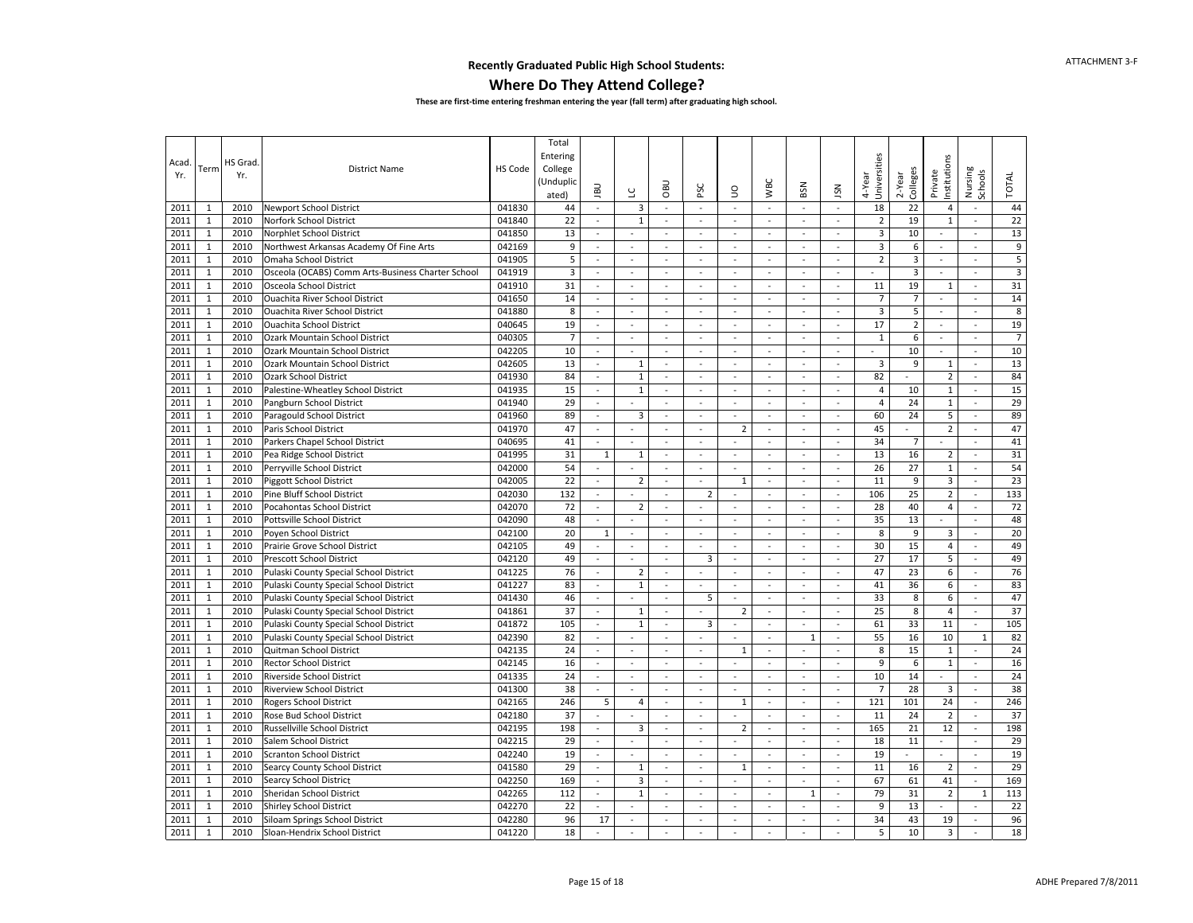ATTACHMENT 3-F

## Recently Graduated Public High School Students:

# Where Do They Attend College?

**These are first-time entering freshman entering the year (fall term) after graduating high school.**

| Acad. Yr. | Term | HS Grad. Yr. | District Name | HS Code | Total Entering College (Unduplicated) | JBU | LC | OBU | PSC | UO | WBC | BSN | JSN | 4-Year Universities | 2-Year Colleges | Private Institutions | Nursing Schools | TOTAL |
|---|---|---|---|---|---|---|---|---|---|---|---|---|---|---|---|---|---|---|
| 2011 | 1 | 2010 | Newport School District | 041830 | 44 | - | 3 | - | - | - | - | - | - | 18 | 22 | 4 | - | 44 |
| 2011 | 1 | 2010 | Norfork School District | 041840 | 22 | - | 1 | - | - | - | - | - | - | 2 | 19 | 1 | - | 22 |
| 2011 | 1 | 2010 | Norphlet School District | 041850 | 13 | - | - | - | - | - | - | - | - | 3 | 10 | - | - | 13 |
| 2011 | 1 | 2010 | Northwest Arkansas Academy Of Fine Arts | 042169 | 9 | - | - | - | - | - | - | - | - | 3 | 6 | - | - | 9 |
| 2011 | 1 | 2010 | Omaha School District | 041905 | 5 | - | - | - | - | - | - | - | - | 2 | 3 | - | - | 5 |
| 2011 | 1 | 2010 | Osceola (OCABS) Comm Arts-Business Charter School | 041919 | 3 | - | - | - | - | - | - | - | - | - | 3 | - | - | 3 |
| 2011 | 1 | 2010 | Osceola School District | 041910 | 31 | - | - | - | - | - | - | - | - | 11 | 19 | 1 | - | 31 |
| 2011 | 1 | 2010 | Ouachita River School District | 041650 | 14 | - | - | - | - | - | - | - | - | 7 | 7 | - | - | 14 |
| 2011 | 1 | 2010 | Ouachita River School District | 041880 | 8 | - | - | - | - | - | - | - | - | 3 | 5 | - | - | 8 |
| 2011 | 1 | 2010 | Ouachita School District | 040645 | 19 | - | - | - | - | - | - | - | - | 17 | 2 | - | - | 19 |
| 2011 | 1 | 2010 | Ozark Mountain School District | 040305 | 7 | - | - | - | - | - | - | - | - | 1 | 6 | - | - | 7 |
| 2011 | 1 | 2010 | Ozark Mountain School District | 042205 | 10 | - | - | - | - | - | - | - | - | - | 10 | - | - | 10 |
| 2011 | 1 | 2010 | Ozark Mountain School District | 042605 | 13 | - | 1 | - | - | - | - | - | - | 3 | 9 | 1 | - | 13 |
| 2011 | 1 | 2010 | Ozark School District | 041930 | 84 | - | 1 | - | - | - | - | - | - | 82 | - | 2 | - | 84 |
| 2011 | 1 | 2010 | Palestine-Wheatley School District | 041935 | 15 | - | 1 | - | - | - | - | - | - | 4 | 10 | 1 | - | 15 |
| 2011 | 1 | 2010 | Pangburn School District | 041940 | 29 | - | - | - | - | - | - | - | - | 4 | 24 | 1 | - | 29 |
| 2011 | 1 | 2010 | Paragould School District | 041960 | 89 | - | 3 | - | - | - | - | - | - | 60 | 24 | 5 | - | 89 |
| 2011 | 1 | 2010 | Paris School District | 041970 | 47 | - | - | - | - | 2 | - | - | - | 45 | - | 2 | - | 47 |
| 2011 | 1 | 2010 | Parkers Chapel School District | 040695 | 41 | - | - | - | - | - | - | - | - | 34 | 7 | - | - | 41 |
| 2011 | 1 | 2010 | Pea Ridge School District | 041995 | 31 | 1 | 1 | - | - | - | - | - | - | 13 | 16 | 2 | - | 31 |
| 2011 | 1 | 2010 | Perryville School District | 042000 | 54 | - | - | - | - | - | - | - | - | 26 | 27 | 1 | - | 54 |
| 2011 | 1 | 2010 | Piggott School District | 042005 | 22 | - | 2 | - | - | 1 | - | - | - | 11 | 9 | 3 | - | 23 |
| 2011 | 1 | 2010 | Pine Bluff School District | 042030 | 132 | - | - | - | 2 | - | - | - | - | 106 | 25 | 2 | - | 133 |
| 2011 | 1 | 2010 | Pocahontas School District | 042070 | 72 | - | 2 | - | - | - | - | - | - | 28 | 40 | 4 | - | 72 |
| 2011 | 1 | 2010 | Pottsville School District | 042090 | 48 | - | - | - | - | - | - | - | - | 35 | 13 | - | - | 48 |
| 2011 | 1 | 2010 | Poyen School District | 042100 | 20 | 1 | - | - | - | - | - | - | - | 8 | 9 | 3 | - | 20 |
| 2011 | 1 | 2010 | Prairie Grove School District | 042105 | 49 | - | - | - | - | - | - | - | - | 30 | 15 | 4 | - | 49 |
| 2011 | 1 | 2010 | Prescott School District | 042120 | 49 | - | - | - | 3 | - | - | - | - | 27 | 17 | 5 | - | 49 |
| 2011 | 1 | 2010 | Pulaski County Special School District | 041225 | 76 | - | 2 | - | - | - | - | - | - | 47 | 23 | 6 | - | 76 |
| 2011 | 1 | 2010 | Pulaski County Special School District | 041227 | 83 | - | 1 | - | - | - | - | - | - | 41 | 36 | 6 | - | 83 |
| 2011 | 1 | 2010 | Pulaski County Special School District | 041430 | 46 | - | - | - | 5 | - | - | - | - | 33 | 8 | 6 | - | 47 |
| 2011 | 1 | 2010 | Pulaski County Special School District | 041861 | 37 | - | 1 | - | - | 2 | - | - | - | 25 | 8 | 4 | - | 37 |
| 2011 | 1 | 2010 | Pulaski County Special School District | 041872 | 105 | - | 1 | - | 3 | - | - | - | - | 61 | 33 | 11 | - | 105 |
| 2011 | 1 | 2010 | Pulaski County Special School District | 042390 | 82 | - | - | - | - | - | - | 1 | - | 55 | 16 | 10 | 1 | 82 |
| 2011 | 1 | 2010 | Quitman School District | 042135 | 24 | - | - | - | - | 1 | - | - | - | 8 | 15 | 1 | - | 24 |
| 2011 | 1 | 2010 | Rector School District | 042145 | 16 | - | - | - | - | - | - | - | - | 9 | 6 | 1 | - | 16 |
| 2011 | 1 | 2010 | Riverside School District | 041335 | 24 | - | - | - | - | - | - | - | - | 10 | 14 | - | - | 24 |
| 2011 | 1 | 2010 | Riverview School District | 041300 | 38 | - | - | - | - | - | - | - | - | 7 | 28 | 3 | - | 38 |
| 2011 | 1 | 2010 | Rogers School District | 042165 | 246 | 5 | 4 | - | - | 1 | - | - | - | 121 | 101 | 24 | - | 246 |
| 2011 | 1 | 2010 | Rose Bud School District | 042180 | 37 | - | - | - | - | - | - | - | - | 11 | 24 | 2 | - | 37 |
| 2011 | 1 | 2010 | Russellville School District | 042195 | 198 | - | 3 | - | - | 2 | - | - | - | 165 | 21 | 12 | - | 198 |
| 2011 | 1 | 2010 | Salem School District | 042215 | 29 | - | - | - | - | - | - | - | - | 18 | 11 | - | - | 29 |
| 2011 | 1 | 2010 | Scranton School District | 042240 | 19 | - | - | - | - | - | - | - | - | 19 | - | - | - | 19 |
| 2011 | 1 | 2010 | Searcy County School District | 041580 | 29 | - | 1 | - | - | 1 | - | - | - | 11 | 16 | 2 | - | 29 |
| 2011 | 1 | 2010 | Searcy School District | 042250 | 169 | - | 3 | - | - | - | - | - | - | 67 | 61 | 41 | - | 169 |
| 2011 | 1 | 2010 | Sheridan School District | 042265 | 112 | - | 1 | - | - | - | - | 1 | - | 79 | 31 | 2 | 1 | 113 |
| 2011 | 1 | 2010 | Shirley School District | 042270 | 22 | - | - | - | - | - | - | - | - | 9 | 13 | - | - | 22 |
| 2011 | 1 | 2010 | Siloam Springs School District | 042280 | 96 | 17 | - | - | - | - | - | - | - | 34 | 43 | 19 | - | 96 |
| 2011 | 1 | 2010 | Sloan-Hendrix School District | 041220 | 18 | - | - | - | - | - | - | - | - | 5 | 10 | 3 | - | 18 |

ADHE Prepared 7/8/2011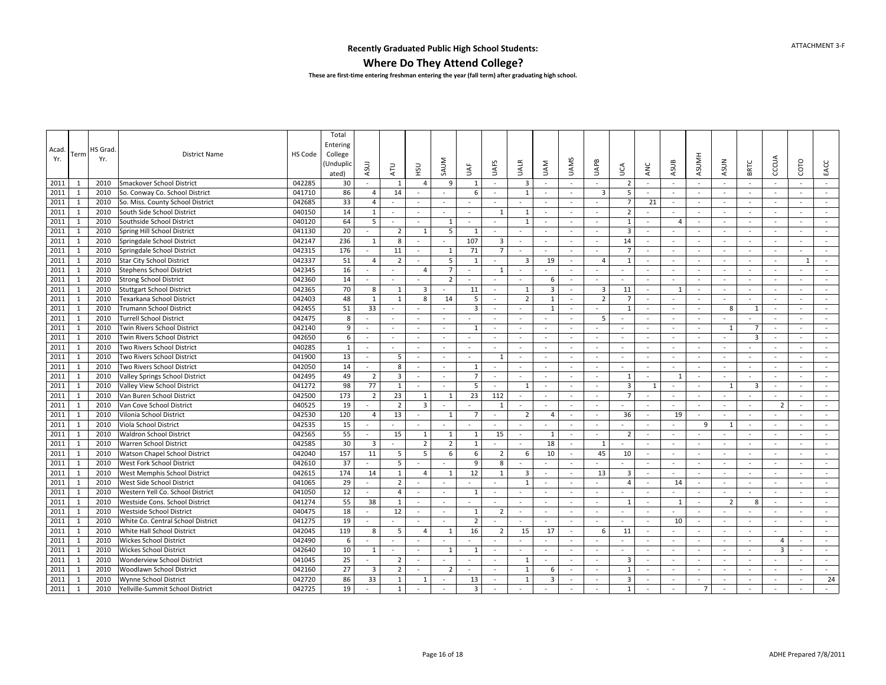**Recently Graduated Public High School Students:**

## Where Do They Attend College?

**These are first-time entering freshman entering the year (fall term) after graduating high school.**

| Acad. Yr. | Term | HS Grad. Yr. | District Name | HS Code | Total Entering College (Unduplicated) | ASUJ | ATU | HSU | SAUM | UAF | UAFS | UALR | UAM | UAMS | UAPB | UCA | ANC | ASUB | ASUMH | ASUN | BRTC | CCCUA | COTO | EACC |
|---|---|---|---|---|---|---|---|---|---|---|---|---|---|---|---|---|---|---|---|---|---|---|---|---|
| 2011 | 1 | 2010 | Smackover School District | 042285 | 30 | - | 1 | 4 | 9 | 1 | - | 3 | - | - | - | 2 | - | - | - | - | - | - | - | - |
| 2011 | 1 | 2010 | So. Conway Co. School District | 041710 | 86 | 4 | 14 | - | - | 6 | - | 1 | - | - | 3 | 5 | - | - | - | - | - | - | - | - |
| 2011 | 1 | 2010 | So. Miss. County School District | 042685 | 33 | 4 | - | - | - | - | - | - | - | - | - | 7 | 21 | - | - | - | - | - | - | - |
| 2011 | 1 | 2010 | South Side School District | 040150 | 14 | 1 | - | - | - | - | 1 | 1 | - | - | - | 2 | - | - | - | - | - | - | - | - |
| 2011 | 1 | 2010 | Southside School District | 040120 | 64 | 5 | - | - | 1 | - | - | 1 | - | - | - | 1 | - | 4 | - | - | - | - | - | - |
| 2011 | 1 | 2010 | Spring Hill School District | 041130 | 20 | - | 2 | 1 | 5 | 1 | - | - | - | - | - | 3 | - | - | - | - | - | - | - | - |
| 2011 | 1 | 2010 | Springdale School District | 042147 | 236 | 1 | 8 | - | - | 107 | 3 | - | - | - | - | 14 | - | - | - | - | - | - | - | - |
| 2011 | 1 | 2010 | Springdale School District | 042315 | 176 | - | 11 | - | 1 | 71 | 7 | - | - | - | - | 7 | - | - | - | - | - | - | - | - |
| 2011 | 1 | 2010 | Star City School District | 042337 | 51 | 4 | 2 | - | 5 | 1 | - | 3 | 19 | - | 4 | 1 | - | - | - | - | - | - | 1 | - |
| 2011 | 1 | 2010 | Stephens School District | 042345 | 16 | - | - | 4 | 7 | - | 1 | - | - | - | - | - | - | - | - | - | - | - | - | - |
| 2011 | 1 | 2010 | Strong School District | 042360 | 14 | - | - | - | 2 | - | - | - | 6 | - | - | - | - | - | - | - | - | - | - | - |
| 2011 | 1 | 2010 | Stuttgart School District | 042365 | 70 | 8 | 1 | 3 | - | 11 | - | 1 | 3 | - | 3 | 11 | - | 1 | - | - | - | - | - | - |
| 2011 | 1 | 2010 | Texarkana School District | 042403 | 48 | 1 | 1 | 8 | 14 | 5 | - | 2 | 1 | - | 2 | 7 | - | - | - | - | - | - | - | - |
| 2011 | 1 | 2010 | Trumann School District | 042455 | 51 | 33 | - | - | - | 3 | - | - | 1 | - | - | 1 | - | - | - | 8 | 1 | - | - | - |
| 2011 | 1 | 2010 | Turrell School District | 042475 | 8 | - | - | - | - | - | - | - | - | - | 5 | - | - | - | - | - | - | - | - | - |
| 2011 | 1 | 2010 | Twin Rivers School District | 042140 | 9 | - | - | - | - | 1 | - | - | - | - | - | - | - | - | - | 1 | 7 | - | - | - |
| 2011 | 1 | 2010 | Twin Rivers School District | 042650 | 6 | - | - | - | - | - | - | - | - | - | - | - | - | - | - | - | 3 | - | - | - |
| 2011 | 1 | 2010 | Two Rivers School District | 040285 | 1 | - | - | - | - | - | - | - | - | - | - | - | - | - | - | - | - | - | - | - |
| 2011 | 1 | 2010 | Two Rivers School District | 041900 | 13 | - | 5 | - | - | - | 1 | - | - | - | - | - | - | - | - | - | - | - | - | - |
| 2011 | 1 | 2010 | Two Rivers School District | 042050 | 14 | - | 8 | - | - | 1 | - | - | - | - | - | - | - | - | - | - | - | - | - | - |
| 2011 | 1 | 2010 | Valley Springs School District | 042495 | 49 | 2 | 3 | - | - | 7 | - | - | - | - | - | 1 | - | 1 | - | - | - | - | - | - |
| 2011 | 1 | 2010 | Valley View School District | 041272 | 98 | 77 | 1 | - | - | 5 | - | 1 | - | - | - | 3 | 1 | - | - | 1 | 3 | - | - | - |
| 2011 | 1 | 2010 | Van Buren School District | 042500 | 173 | 2 | 23 | 1 | 1 | 23 | 112 | - | - | - | - | 7 | - | - | - | - | - | - | - | - |
| 2011 | 1 | 2010 | Van Cove School District | 040525 | 19 | - | 2 | 3 | - | - | 1 | - | - | - | - | - | - | - | - | - | - | 2 | - | - |
| 2011 | 1 | 2010 | Vilonia School District | 042530 | 120 | 4 | 13 | - | 1 | 7 | - | 2 | 4 | - | - | 36 | - | 19 | - | - | - | - | - | - |
| 2011 | 1 | 2010 | Viola School District | 042535 | 15 | - | - | - | - | - | - | - | - | - | - | - | - | - | 9 | 1 | - | - | - | - |
| 2011 | 1 | 2010 | Waldron School District | 042565 | 55 | - | 15 | 1 | 1 | 1 | 15 | - | 1 | - | - | 2 | - | - | - | - | - | - | - | - |
| 2011 | 1 | 2010 | Warren School District | 042585 | 30 | 3 | - | 2 | 2 | 1 | - | - | 18 | - | 1 | - | - | - | - | - | - | - | - | - |
| 2011 | 1 | 2010 | Watson Chapel School District | 042040 | 157 | 11 | 5 | 5 | 6 | 6 | 2 | 6 | 10 | - | 45 | 10 | - | - | - | - | - | - | - | - |
| 2011 | 1 | 2010 | West Fork School District | 042610 | 37 | - | 5 | - | - | 9 | 8 | - | - | - | - | - | - | - | - | - | - | - | - | - |
| 2011 | 1 | 2010 | West Memphis School District | 042615 | 174 | 14 | 1 | 4 | 1 | 12 | 1 | 3 | - | - | 13 | 3 | - | - | - | - | - | - | - | - |
| 2011 | 1 | 2010 | West Side School District | 041065 | 29 | - | 2 | - | - | - | - | 1 | - | - | - | 4 | - | 14 | - | - | - | - | - | - |
| 2011 | 1 | 2010 | Western Yell Co. School District | 041050 | 12 | - | 4 | - | - | 1 | - | - | - | - | - | - | - | - | - | - | - | - | - | - |
| 2011 | 1 | 2010 | Westside Cons. School District | 041274 | 55 | 38 | 1 | - | - | - | - | - | - | - | - | 1 | - | 1 | - | 2 | 8 | - | - | - |
| 2011 | 1 | 2010 | Westside School District | 040475 | 18 | - | 12 | - | - | 1 | 2 | - | - | - | - | - | - | - | - | - | - | - | - | - |
| 2011 | 1 | 2010 | White Co. Central School District | 041275 | 19 | - | - | - | - | 2 | - | - | - | - | - | - | - | 10 | - | - | - | - | - | - |
| 2011 | 1 | 2010 | White Hall School District | 042045 | 119 | 8 | 5 | 4 | 1 | 16 | 2 | 15 | 17 | - | 6 | 11 | - | - | - | - | - | - | - | - |
| 2011 | 1 | 2010 | Wickes School District | 042490 | 6 | - | - | - | - | - | - | - | - | - | - | - | - | - | - | - | - | 4 | - | - |
| 2011 | 1 | 2010 | Wickes School District | 042640 | 10 | 1 | - | - | 1 | 1 | - | - | - | - | - | - | - | - | - | - | - | 3 | - | - |
| 2011 | 1 | 2010 | Wonderview School District | 041045 | 25 | - | 2 | - | - | - | - | 1 | - | - | - | 3 | - | - | - | - | - | - | - | - |
| 2011 | 1 | 2010 | Woodlawn School District | 042160 | 27 | 3 | 2 | - | 2 | - | - | 1 | 6 | - | - | 1 | - | - | - | - | - | - | - | - |
| 2011 | 1 | 2010 | Wynne School District | 042720 | 86 | 33 | 1 | 1 | - | 13 | - | 1 | 3 | - | - | 3 | - | - | - | - | - | - | - | 24 |
| 2011 | 1 | 2010 | Yellville-Summit School District | 042725 | 19 | - | 1 | - | - | 3 | - | - | - | - | - | 1 | - | - | 7 | - | - | - | - | - |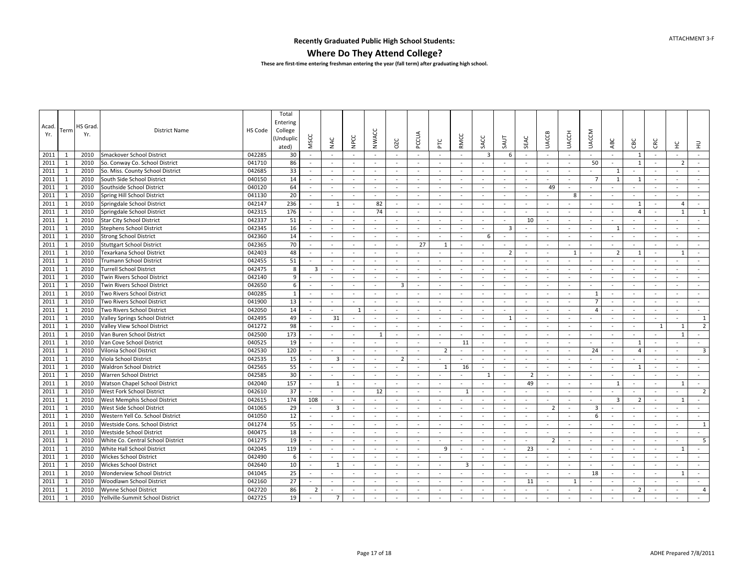# Recently Graduated Public High School Students:

## Where Do They Attend College?

**These are first-time entering freshman entering the year (fall term) after graduating high school.**

| Acad. Yr. | Term | HS Grad. Yr. | District Name | HS Code | Total Entering (Unduplicated) | MSCC | NAC | NPCC | NWACC | OZC | PCCUA | PTC | RMCC | SACC | SAUT | SEAC | UACCB | UACCH | UACCM | ABC | CBC | CRC | HC | HU |
|---|---|---|---|---|---|---|---|---|---|---|---|---|---|---|---|---|---|---|---|---|---|---|---|---|
| 2011 | 1 | 2010 | Smackover School District | 042285 | 30 | - | - | - | - | - | - | - | - | 3 | 6 | - | - | - | - | - | 1 | - | - | - |
| 2011 | 1 | 2010 | So. Conway Co. School District | 041710 | 86 | - | - | - | - | - | - | - | - | - | - | - | - | - | 50 | - | 1 | - | 2 | - |
| 2011 | 1 | 2010 | So. Miss. County School District | 042685 | 33 | - | - | - | - | - | - | - | - | - | - | - | - | - | - | 1 | - | - | - | - |
| 2011 | 1 | 2010 | South Side School District | 040150 | 14 | - | - | - | - | - | - | - | - | - | - | - | - | - | 7 | 1 | 1 | - | - | - |
| 2011 | 1 | 2010 | Southside School District | 040120 | 64 | - | - | - | - | - | - | - | - | - | - | - | 49 | - | - | - | - | - | - | - |
| 2011 | 1 | 2010 | Spring Hill School District | 041130 | 20 | - | - | - | - | - | - | - | - | - | - | - | - | 8 | - | - | - | - | - | - |
| 2011 | 1 | 2010 | Springdale School District | 042147 | 236 | - | 1 | - | 82 | - | - | - | - | - | - | - | - | - | - | - | 1 | - | 4 | - |
| 2011 | 1 | 2010 | Springdale School District | 042315 | 176 | - | - | - | 74 | - | - | - | - | - | - | - | - | - | - | - | 4 | - | 1 | 1 |
| 2011 | 1 | 2010 | Star City School District | 042337 | 51 | - | - | - | - | - | - | - | - | - | - | 10 | - | - | - | - | - | - | - | - |
| 2011 | 1 | 2010 | Stephens School District | 042345 | 16 | - | - | - | - | - | - | - | - | - | 3 | - | - | - | - | 1 | - | - | - | - |
| 2011 | 1 | 2010 | Strong School District | 042360 | 14 | - | - | - | - | - | - | - | - | 6 | - | - | - | - | - | - | - | - | - | - |
| 2011 | 1 | 2010 | Stuttgart School District | 042365 | 70 | - | - | - | - | - | 27 | 1 | - | - | - | - | - | - | - | - | - | - | - | - |
| 2011 | 1 | 2010 | Texarkana School District | 042403 | 48 | - | - | - | - | - | - | - | - | - | 2 | - | - | 1 | - | 2 | 1 | - | 1 | - |
| 2011 | 1 | 2010 | Trumann School District | 042455 | 51 | - | - | - | - | - | - | - | - | - | - | - | - | - | - | - | - | - | - | - |
| 2011 | 1 | 2010 | Turrell School District | 042475 | 8 | 3 | - | - | - | - | - | - | - | - | - | - | - | - | - | - | - | - | - | - |
| 2011 | 1 | 2010 | Twin Rivers School District | 042140 | 9 | - | - | - | - | - | - | - | - | - | - | - | - | - | - | - | - | - | - | - |
| 2011 | 1 | 2010 | Twin Rivers School District | 042650 | 6 | - | - | - | - | 3 | - | - | - | - | - | - | - | - | - | - | - | - | - | - |
| 2011 | 1 | 2010 | Two Rivers School District | 040285 | 1 | - | - | - | - | - | - | - | - | - | - | - | - | - | 1 | - | - | - | - | - |
| 2011 | 1 | 2010 | Two Rivers School District | 041900 | 13 | - | - | - | - | - | - | - | - | - | - | - | - | - | 7 | - | - | - | - | - |
| 2011 | 1 | 2010 | Two Rivers School District | 042050 | 14 | - | - | 1 | - | - | - | - | - | - | - | - | - | - | 4 | - | - | - | - | - |
| 2011 | 1 | 2010 | Valley Springs School District | 042495 | 49 | - | 31 | - | - | - | - | - | - | - | 1 | - | - | - | - | - | - | - | - | 1 |
| 2011 | 1 | 2010 | Valley View School District | 041272 | 98 | - | - | - | - | - | - | - | - | - | - | - | - | - | - | - | - | 1 | 1 | 2 |
| 2011 | 1 | 2010 | Van Buren School District | 042500 | 173 | - | - | - | 1 | - | - | - | - | - | - | - | - | - | - | - | - | - | 1 | - |
| 2011 | 1 | 2010 | Van Cove School District | 040525 | 19 | - | - | - | - | - | - | - | 11 | - | - | - | - | - | - | - | 1 | - | - | - |
| 2011 | 1 | 2010 | Vilonia School District | 042530 | 120 | - | - | - | - | - | - | 2 | - | - | - | - | - | - | 24 | - | 4 | - | - | 3 |
| 2011 | 1 | 2010 | Viola School District | 042535 | 15 | - | 3 | - | - | 2 | - | - | - | - | - | - | - | - | - | - | - | - | - | - |
| 2011 | 1 | 2010 | Waldron School District | 042565 | 55 | - | - | - | - | - | - | 1 | 16 | - | - | - | - | - | - | - | 1 | - | - | - |
| 2011 | 1 | 2010 | Warren School District | 042585 | 30 | - | - | - | - | - | - | - | - | 1 | - | 2 | - | - | - | - | - | - | - | - |
| 2011 | 1 | 2010 | Watson Chapel School District | 042040 | 157 | - | 1 | - | - | - | - | - | - | - | - | 49 | - | - | - | 1 | - | - | 1 | - |
| 2011 | 1 | 2010 | West Fork School District | 042610 | 37 | - | - | - | 12 | - | - | - | 1 | - | - | - | - | - | - | - | - | - | - | 2 |
| 2011 | 1 | 2010 | West Memphis School District | 042615 | 174 | 108 | - | - | - | - | - | - | - | - | - | - | - | - | - | 3 | 2 | - | 1 | - |
| 2011 | 1 | 2010 | West Side School District | 041065 | 29 | - | 3 | - | - | - | - | - | - | - | - | - | 2 | - | 3 | - | - | - | - | - |
| 2011 | 1 | 2010 | Western Yell Co. School District | 041050 | 12 | - | - | - | - | - | - | - | - | - | - | - | - | - | 6 | - | - | - | - | - |
| 2011 | 1 | 2010 | Westside Cons. School District | 041274 | 55 | - | - | - | - | - | - | - | - | - | - | - | - | - | - | - | - | - | - | 1 |
| 2011 | 1 | 2010 | Westside School District | 040475 | 18 | - | - | - | - | - | - | - | - | - | - | - | - | - | - | - | - | - | - | - |
| 2011 | 1 | 2010 | White Co. Central School District | 041275 | 19 | - | - | - | - | - | - | - | - | - | - | - | 2 | - | - | - | - | - | - | 5 |
| 2011 | 1 | 2010 | White Hall School District | 042045 | 119 | - | - | - | - | - | - | 9 | - | - | - | 23 | - | - | - | - | - | - | 1 | - |
| 2011 | 1 | 2010 | Wickes School District | 042490 | 6 | - | - | - | - | - | - | - | - | - | - | - | - | - | - | - | - | - | - | - |
| 2011 | 1 | 2010 | Wickes School District | 042640 | 10 | - | 1 | - | - | - | - | - | 3 | - | - | - | - | - | - | - | - | - | - | - |
| 2011 | 1 | 2010 | Wonderview School District | 041045 | 25 | - | - | - | - | - | - | - | - | - | - | - | - | - | 18 | - | - | - | 1 | - |
| 2011 | 1 | 2010 | Woodlawn School District | 042160 | 27 | - | - | - | - | - | - | - | - | - | - | 11 | - | 1 | - | - | - | - | - | - |
| 2011 | 1 | 2010 | Wynne School District | 042720 | 86 | 2 | - | - | - | - | - | - | - | - | - | - | - | - | - | - | 2 | - | - | 4 |
| 2011 | 1 | 2010 | Yellville-Summit School District | 042725 | 19 | - | 7 | - | - | - | - | - | - | - | - | - | - | - | - | - | - | - | - | - |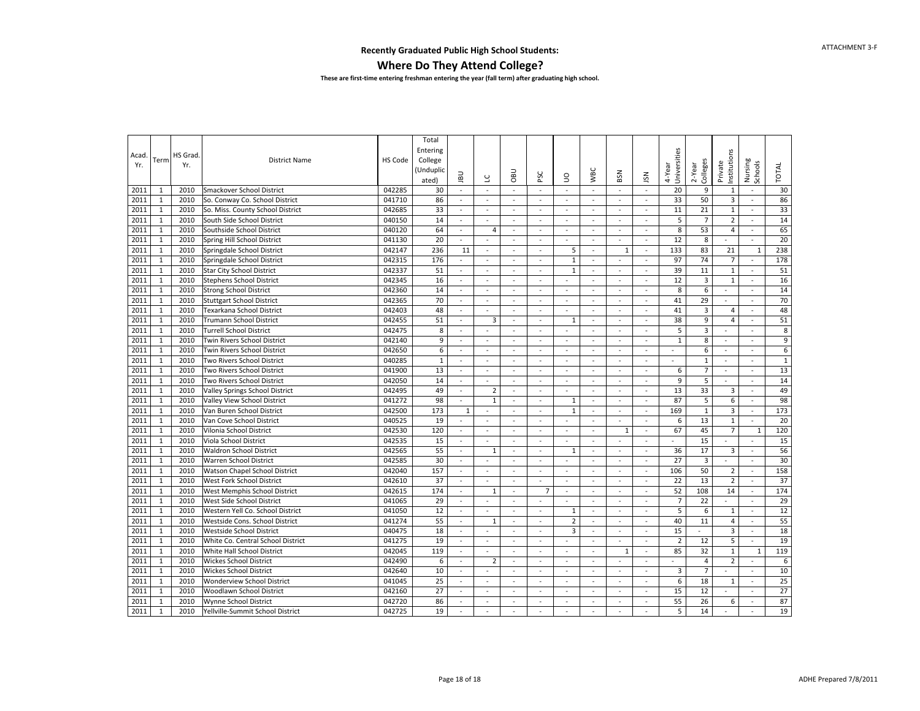## Recently Graduated Public High School Students:

# Where Do They Attend College?

**These are first-time entering freshman entering the year (fall term) after graduating high school.**

| Acad. Yr. | Term | HS Grad. Yr. | District Name | HS Code | Total Entering College (Unduplicated) | JBU | LC | OBU | PSC | UO | WBC | BSN | JSN | 4-Year Universities | 2-Year Colleges | Private Institutions | Nursing Schools | TOTAL |
|---|---|---|---|---|---|---|---|---|---|---|---|---|---|---|---|---|---|---|
| 2011 | 1 | 2010 | Smackover School District | 042285 | 30 | - | - | - | - | - | - | - | - | 20 | 9 | 1 | - | 30 |
| 2011 | 1 | 2010 | So. Conway Co. School District | 041710 | 86 | - | - | - | - | - | - | - | - | 33 | 50 | 3 | - | 86 |
| 2011 | 1 | 2010 | So. Miss. County School District | 042685 | 33 | - | - | - | - | - | - | - | - | 11 | 21 | 1 | - | 33 |
| 2011 | 1 | 2010 | South Side School District | 040150 | 14 | - | - | - | - | - | - | - | - | 5 | 7 | 2 | - | 14 |
| 2011 | 1 | 2010 | Southside School District | 040120 | 64 | - | 4 | - | - | - | - | - | - | 8 | 53 | 4 | - | 65 |
| 2011 | 1 | 2010 | Spring Hill School District | 041130 | 20 | - | - | - | - | - | - | - | - | 12 | 8 | - | - | 20 |
| 2011 | 1 | 2010 | Springdale School District | 042147 | 236 | 11 | - | - | - | 5 | - | 1 | - | 133 | 83 | 21 | 1 | 238 |
| 2011 | 1 | 2010 | Springdale School District | 042315 | 176 | - | - | - | - | 1 | - | - | - | 97 | 74 | 7 | - | 178 |
| 2011 | 1 | 2010 | Star City School District | 042337 | 51 | - | - | - | - | 1 | - | - | - | 39 | 11 | 1 | - | 51 |
| 2011 | 1 | 2010 | Stephens School District | 042345 | 16 | - | - | - | - | - | - | - | - | 12 | 3 | 1 | - | 16 |
| 2011 | 1 | 2010 | Strong School District | 042360 | 14 | - | - | - | - | - | - | - | - | 8 | 6 | - | - | 14 |
| 2011 | 1 | 2010 | Stuttgart School District | 042365 | 70 | - | - | - | - | - | - | - | - | 41 | 29 | - | - | 70 |
| 2011 | 1 | 2010 | Texarkana School District | 042403 | 48 | - | - | - | - | - | - | - | - | 41 | 3 | 4 | - | 48 |
| 2011 | 1 | 2010 | Trumann School District | 042455 | 51 | - | 3 | - | - | 1 | - | - | - | 38 | 9 | 4 | - | 51 |
| 2011 | 1 | 2010 | Turrell School District | 042475 | 8 | - | - | - | - | - | - | - | - | 5 | 3 | - | - | 8 |
| 2011 | 1 | 2010 | Twin Rivers School District | 042140 | 9 | - | - | - | - | - | - | - | - | 1 | 8 | - | - | 9 |
| 2011 | 1 | 2010 | Twin Rivers School District | 042650 | 6 | - | - | - | - | - | - | - | - | - | 6 | - | - | 6 |
| 2011 | 1 | 2010 | Two Rivers School District | 040285 | 1 | - | - | - | - | - | - | - | - | - | 1 | - | - | 1 |
| 2011 | 1 | 2010 | Two Rivers School District | 041900 | 13 | - | - | - | - | - | - | - | - | 6 | 7 | - | - | 13 |
| 2011 | 1 | 2010 | Two Rivers School District | 042050 | 14 | - | - | - | - | - | - | - | - | 9 | 5 | - | - | 14 |
| 2011 | 1 | 2010 | Valley Springs School District | 042495 | 49 | - | 2 | - | - | - | - | - | - | 13 | 33 | 3 | - | 49 |
| 2011 | 1 | 2010 | Valley View School District | 041272 | 98 | - | 1 | - | - | 1 | - | - | - | 87 | 5 | 6 | - | 98 |
| 2011 | 1 | 2010 | Van Buren School District | 042500 | 173 | 1 | - | - | - | 1 | - | - | - | 169 | 1 | 3 | - | 173 |
| 2011 | 1 | 2010 | Van Cove School District | 040525 | 19 | - | - | - | - | - | - | - | - | 6 | 13 | 1 | - | 20 |
| 2011 | 1 | 2010 | Vilonia School District | 042530 | 120 | - | - | - | - | - | - | 1 | - | 67 | 45 | 7 | 1 | 120 |
| 2011 | 1 | 2010 | Viola School District | 042535 | 15 | - | - | - | - | - | - | - | - | - | 15 | - | - | 15 |
| 2011 | 1 | 2010 | Waldron School District | 042565 | 55 | - | 1 | - | - | 1 | - | - | - | 36 | 17 | 3 | - | 56 |
| 2011 | 1 | 2010 | Warren School District | 042585 | 30 | - | - | - | - | - | - | - | - | 27 | 3 | - | - | 30 |
| 2011 | 1 | 2010 | Watson Chapel School District | 042040 | 157 | - | - | - | - | - | - | - | - | 106 | 50 | 2 | - | 158 |
| 2011 | 1 | 2010 | West Fork School District | 042610 | 37 | - | - | - | - | - | - | - | - | 22 | 13 | 2 | - | 37 |
| 2011 | 1 | 2010 | West Memphis School District | 042615 | 174 | - | 1 | - | 7 | - | - | - | - | 52 | 108 | 14 | - | 174 |
| 2011 | 1 | 2010 | West Side School District | 041065 | 29 | - | - | - | - | - | - | - | - | 7 | 22 | - | - | 29 |
| 2011 | 1 | 2010 | Western Yell Co. School District | 041050 | 12 | - | - | - | - | 1 | - | - | - | 5 | 6 | 1 | - | 12 |
| 2011 | 1 | 2010 | Westside Cons. School District | 041274 | 55 | - | 1 | - | - | 2 | - | - | - | 40 | 11 | 4 | - | 55 |
| 2011 | 1 | 2010 | Westside School District | 040475 | 18 | - | - | - | - | 3 | - | - | - | 15 | - | 3 | - | 18 |
| 2011 | 1 | 2010 | White Co. Central School District | 041275 | 19 | - | - | - | - | - | - | - | - | 2 | 12 | 5 | - | 19 |
| 2011 | 1 | 2010 | White Hall School District | 042045 | 119 | - | - | - | - | - | - | 1 | - | 85 | 32 | 1 | 1 | 119 |
| 2011 | 1 | 2010 | Wickes School District | 042490 | 6 | - | 2 | - | - | - | - | - | - | - | 4 | 2 | - | 6 |
| 2011 | 1 | 2010 | Wickes School District | 042640 | 10 | - | - | - | - | - | - | - | - | 3 | 7 | - | - | 10 |
| 2011 | 1 | 2010 | Wonderview School District | 041045 | 25 | - | - | - | - | - | - | - | - | 6 | 18 | 1 | - | 25 |
| 2011 | 1 | 2010 | Woodlawn School District | 042160 | 27 | - | - | - | - | - | - | - | - | 15 | 12 | - | - | 27 |
| 2011 | 1 | 2010 | Wynne School District | 042720 | 86 | - | - | - | - | - | - | - | - | 55 | 26 | 6 | - | 87 |
| 2011 | 1 | 2010 | Yellville-Summit School District | 042725 | 19 | - | - | - | - | - | - | - | - | 5 | 14 | - | - | 19 |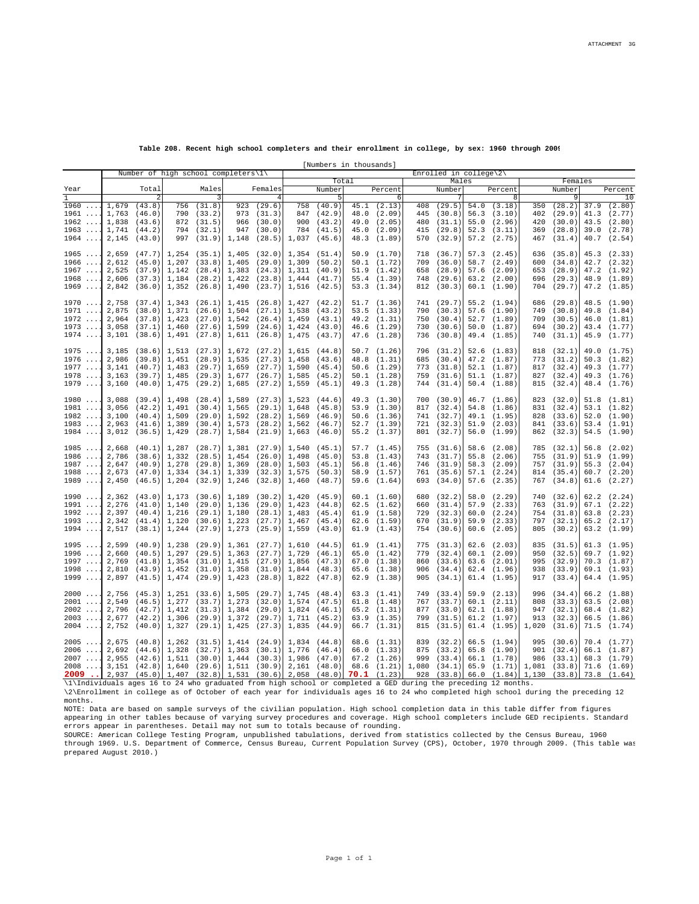ATTACHMENT 3G

**Table 208. Recent high school completers and their enrollment in college, by sex: 1960 through 2009**

[Numbers in thousands]

| Year | Number of high school completers[1] Total | | Males | | Females | | Enrolled in college[2] Total Number | | Total Percent | | Males Number | | Males Percent | | Females Number | | Females Percent | |
|---|---|---|---|---|---|---|---|---|---|---|---|---|---|---|---|---|---|---|
| 1 | 2 | | 3 | | 4 | | 5 | | 6 | | 7 | | 8 | | 9 | | 10 | |
| 1960 ... | 1,679 | (43.8) | 756 | (31.8) | 923 | (29.6) | 758 | (40.9) | 45.1 | (2.13) | 408 | (29.5) | 54.0 | (3.18) | 350 | (28.2) | 37.9 | (2.80) |
| 1961 ... | 1,763 | (46.0) | 790 | (33.2) | 973 | (31.3) | 847 | (42.9) | 48.0 | (2.09) | 445 | (30.8) | 56.3 | (3.10) | 402 | (29.9) | 41.3 | (2.77) |
| 1962 ... | 1,838 | (43.6) | 872 | (31.5) | 966 | (30.0) | 900 | (43.2) | 49.0 | (2.05) | 480 | (31.1) | 55.0 | (2.96) | 420 | (30.0) | 43.5 | (2.80) |
| 1963 ... | 1,741 | (44.2) | 794 | (32.1) | 947 | (30.0) | 784 | (41.5) | 45.0 | (2.09) | 415 | (29.8) | 52.3 | (3.11) | 369 | (28.8) | 39.0 | (2.78) |
| 1964 ... | 2,145 | (43.0) | 997 | (31.9) | 1,148 | (28.5) | 1,037 | (45.6) | 48.3 | (1.89) | 570 | (32.9) | 57.2 | (2.75) | 467 | (31.4) | 40.7 | (2.54) |
| 1965 ... | 2,659 | (47.7) | 1,254 | (35.1) | 1,405 | (32.0) | 1,354 | (51.4) | 50.9 | (1.70) | 718 | (36.7) | 57.3 | (2.45) | 636 | (35.8) | 45.3 | (2.33) |
| 1966 ... | 2,612 | (45.0) | 1,207 | (33.8) | 1,405 | (29.0) | 1,309 | (50.2) | 50.1 | (1.72) | 709 | (36.0) | 58.7 | (2.49) | 600 | (34.8) | 42.7 | (2.32) |
| 1967 ... | 2,525 | (37.9) | 1,142 | (28.4) | 1,383 | (24.3) | 1,311 | (40.9) | 51.9 | (1.42) | 658 | (28.9) | 57.6 | (2.09) | 653 | (28.9) | 47.2 | (1.92) |
| 1968 ... | 2,606 | (37.3) | 1,184 | (28.2) | 1,422 | (23.8) | 1,444 | (41.7) | 55.4 | (1.39) | 748 | (29.6) | 63.2 | (2.00) | 696 | (29.3) | 48.9 | (1.89) |
| 1969 ... | 2,842 | (36.0) | 1,352 | (26.8) | 1,490 | (23.7) | 1,516 | (42.5) | 53.3 | (1.34) | 812 | (30.3) | 60.1 | (1.90) | 704 | (29.7) | 47.2 | (1.85) |
| 1970 ... | 2,758 | (37.4) | 1,343 | (26.1) | 1,415 | (26.8) | 1,427 | (42.2) | 51.7 | (1.36) | 741 | (29.7) | 55.2 | (1.94) | 686 | (29.8) | 48.5 | (1.90) |
| 1971 ... | 2,875 | (38.0) | 1,371 | (26.6) | 1,504 | (27.1) | 1,538 | (43.2) | 53.5 | (1.33) | 790 | (30.3) | 57.6 | (1.90) | 749 | (30.8) | 49.8 | (1.84) |
| 1972 ... | 2,964 | (37.8) | 1,423 | (27.0) | 1,542 | (26.4) | 1,459 | (43.1) | 49.2 | (1.31) | 750 | (30.4) | 52.7 | (1.89) | 709 | (30.5) | 46.0 | (1.81) |
| 1973 ... | 3,058 | (37.1) | 1,460 | (27.6) | 1,599 | (24.6) | 1,424 | (43.0) | 46.6 | (1.29) | 730 | (30.6) | 50.0 | (1.87) | 694 | (30.2) | 43.4 | (1.77) |
| 1974 ... | 3,101 | (38.6) | 1,491 | (27.8) | 1,611 | (26.8) | 1,475 | (43.7) | 47.6 | (1.28) | 736 | (30.8) | 49.4 | (1.85) | 740 | (31.1) | 45.9 | (1.77) |
| 1975 ... | 3,185 | (38.6) | 1,513 | (27.3) | 1,672 | (27.2) | 1,615 | (44.8) | 50.7 | (1.26) | 796 | (31.2) | 52.6 | (1.83) | 818 | (32.1) | 49.0 | (1.75) |
| 1976 ... | 2,986 | (39.8) | 1,451 | (28.9) | 1,535 | (27.3) | 1,458 | (43.6) | 48.8 | (1.31) | 685 | (30.4) | 47.2 | (1.87) | 773 | (31.2) | 50.3 | (1.82) |
| 1977 ... | 3,141 | (40.7) | 1,483 | (29.7) | 1,659 | (27.7) | 1,590 | (45.4) | 50.6 | (1.29) | 773 | (31.8) | 52.1 | (1.87) | 817 | (32.4) | 49.3 | (1.77) |
| 1978 ... | 3,163 | (39.7) | 1,485 | (29.3) | 1,677 | (26.7) | 1,585 | (45.2) | 50.1 | (1.28) | 759 | (31.6) | 51.1 | (1.87) | 827 | (32.4) | 49.3 | (1.76) |
| 1979 ... | 3,160 | (40.0) | 1,475 | (29.2) | 1,685 | (27.2) | 1,559 | (45.1) | 49.3 | (1.28) | 744 | (31.4) | 50.4 | (1.88) | 815 | (32.4) | 48.4 | (1.76) |
| 1980 ... | 3,088 | (39.4) | 1,498 | (28.4) | 1,589 | (27.3) | 1,523 | (44.6) | 49.3 | (1.30) | 700 | (30.9) | 46.7 | (1.86) | 823 | (32.0) | 51.8 | (1.81) |
| 1981 ... | 3,056 | (42.2) | 1,491 | (30.4) | 1,565 | (29.1) | 1,648 | (45.8) | 53.9 | (1.30) | 817 | (32.4) | 54.8 | (1.86) | 831 | (32.4) | 53.1 | (1.82) |
| 1982 ... | 3,100 | (40.4) | 1,509 | (29.0) | 1,592 | (28.2) | 1,569 | (46.9) | 50.6 | (1.36) | 741 | (32.7) | 49.1 | (1.95) | 828 | (33.6) | 52.0 | (1.90) |
| 1983 ... | 2,963 | (41.6) | 1,389 | (30.4) | 1,573 | (28.2) | 1,562 | (46.7) | 52.7 | (1.39) | 721 | (32.3) | 51.9 | (2.03) | 841 | (33.6) | 53.4 | (1.91) |
| 1984 ... | 3,012 | (36.5) | 1,429 | (28.7) | 1,584 | (21.9) | 1,663 | (46.0) | 55.2 | (1.37) | 801 | (32.7) | 56.0 | (1.99) | 862 | (32.3) | 54.5 | (1.90) |
| 1985 ... | 2,668 | (40.1) | 1,287 | (28.7) | 1,381 | (27.9) | 1,540 | (45.1) | 57.7 | (1.45) | 755 | (31.6) | 58.6 | (2.08) | 785 | (32.1) | 56.8 | (2.02) |
| 1986 ... | 2,786 | (38.6) | 1,332 | (28.5) | 1,454 | (26.0) | 1,498 | (45.0) | 53.8 | (1.43) | 743 | (31.7) | 55.8 | (2.06) | 755 | (31.9) | 51.9 | (1.99) |
| 1987 ... | 2,647 | (40.9) | 1,278 | (29.8) | 1,369 | (28.0) | 1,503 | (45.1) | 56.8 | (1.46) | 746 | (31.9) | 58.3 | (2.09) | 757 | (31.9) | 55.3 | (2.04) |
| 1988 ... | 2,673 | (47.0) | 1,334 | (34.1) | 1,339 | (32.3) | 1,575 | (50.3) | 58.9 | (1.57) | 761 | (35.6) | 57.1 | (2.24) | 814 | (35.4) | 60.7 | (2.20) |
| 1989 ... | 2,450 | (46.5) | 1,204 | (32.9) | 1,246 | (32.8) | 1,460 | (48.7) | 59.6 | (1.64) | 693 | (34.0) | 57.6 | (2.35) | 767 | (34.8) | 61.6 | (2.27) |
| 1990 ... | 2,362 | (43.0) | 1,173 | (30.6) | 1,189 | (30.2) | 1,420 | (45.9) | 60.1 | (1.60) | 680 | (32.2) | 58.0 | (2.29) | 740 | (32.6) | 62.2 | (2.24) |
| 1991 ... | 2,276 | (41.0) | 1,140 | (29.0) | 1,136 | (29.0) | 1,423 | (44.8) | 62.5 | (1.62) | 660 | (31.4) | 57.9 | (2.33) | 763 | (31.9) | 67.1 | (2.22) |
| 1992 ... | 2,397 | (40.4) | 1,216 | (29.1) | 1,180 | (28.1) | 1,483 | (45.4) | 61.9 | (1.58) | 729 | (32.3) | 60.0 | (2.24) | 754 | (31.8) | 63.8 | (2.23) |
| 1993 ... | 2,342 | (41.4) | 1,120 | (30.6) | 1,223 | (27.7) | 1,467 | (45.4) | 62.6 | (1.59) | 670 | (31.9) | 59.9 | (2.33) | 797 | (32.1) | 65.2 | (2.17) |
| 1994 ... | 2,517 | (38.1) | 1,244 | (27.9) | 1,273 | (25.9) | 1,559 | (43.0) | 61.9 | (1.43) | 754 | (30.6) | 60.6 | (2.05) | 805 | (30.2) | 63.2 | (1.99) |
| 1995 ... | 2,599 | (40.9) | 1,238 | (29.9) | 1,361 | (27.7) | 1,610 | (44.5) | 61.9 | (1.41) | 775 | (31.3) | 62.6 | (2.03) | 835 | (31.5) | 61.3 | (1.95) |
| 1996 ... | 2,660 | (40.5) | 1,297 | (29.5) | 1,363 | (27.7) | 1,729 | (46.1) | 65.0 | (1.42) | 779 | (32.4) | 60.1 | (2.09) | 950 | (32.5) | 69.7 | (1.92) |
| 1997 ... | 2,769 | (41.8) | 1,354 | (31.0) | 1,415 | (27.9) | 1,856 | (47.3) | 67.0 | (1.38) | 860 | (33.6) | 63.6 | (2.01) | 995 | (32.9) | 70.3 | (1.87) |
| 1998 ... | 2,810 | (43.9) | 1,452 | (31.0) | 1,358 | (31.0) | 1,844 | (48.3) | 65.6 | (1.38) | 906 | (34.4) | 62.4 | (1.96) | 938 | (33.9) | 69.1 | (1.93) |
| 1999 ... | 2,897 | (41.5) | 1,474 | (29.9) | 1,423 | (28.8) | 1,822 | (47.8) | 62.9 | (1.38) | 905 | (34.1) | 61.4 | (1.95) | 917 | (33.6) | 64.4 | (1.95) |
| 2000 ... | 2,756 | (45.3) | 1,251 | (33.6) | 1,505 | (29.7) | 1,745 | (48.4) | 63.3 | (1.41) | 749 | (33.4) | 59.9 | (2.13) | 996 | (34.4) | 66.2 | (1.88) |
| 2001 ... | 2,549 | (46.5) | 1,277 | (33.7) | 1,273 | (32.0) | 1,574 | (47.5) | 61.8 | (1.48) | 767 | (33.7) | 60.1 | (2.11) | 808 | (33.3) | 63.5 | (2.08) |
| 2002 ... | 2,796 | (42.7) | 1,412 | (31.3) | 1,384 | (29.0) | 1,824 | (46.1) | 65.2 | (1.31) | 877 | (33.0) | 62.1 | (1.88) | 947 | (32.1) | 68.4 | (1.82) |
| 2003 ... | 2,677 | (42.2) | 1,306 | (29.9) | 1,372 | (29.7) | 1,711 | (45.2) | 63.9 | (1.35) | 799 | (31.5) | 61.2 | (1.97) | 913 | (32.3) | 66.5 | (1.86) |
| 2004 ... | 2,752 | (40.0) | 1,327 | (29.1) | 1,425 | (27.3) | 1,835 | (44.9) | 66.7 | (1.31) | 815 | (31.5) | 61.4 | (1.95) | 1,020 | (31.6) | 71.5 | (1.74) |
| 2005 ... | 2,675 | (40.8) | 1,262 | (31.5) | 1,414 | (24.9) | 1,834 | (44.8) | 68.6 | (1.31) | 839 | (32.2) | 66.5 | (1.94) | 995 | (30.6) | 70.4 | (1.77) |
| 2006 ... | 2,692 | (44.6) | 1,328 | (32.7) | 1,363 | (30.1) | 1,776 | (46.4) | 66.0 | (1.33) | 875 | (33.2) | 65.8 | (1.90) | 901 | (32.4) | 66.1 | (1.87) |
| 2007 ... | 2,955 | (42.6) | 1,511 | (30.0) | 1,444 | (30.3) | 1,986 | (47.0) | 67.2 | (1.26) | 999 | (33.4) | 66.1 | (1.78) | 986 | (33.1) | 68.3 | (1.79) |
| 2008 ... | 3,151 | (42.8) | 1,640 | (29.6) | 1,511 | (30.9) | 2,161 | (48.0) | 68.6 | (1.21) | 1,080 | (34.1) | 65.9 | (1.71) | 1,081 | (33.8) | 71.6 | (1.69) |
| **2009** .. | 2,937 | (45.0) | 1,407 | (32.8) | 1,531 | (30.6) | 2,058 | (48.0) | **70.1** | (1.23) | 928 | (33.8) | 66.0 | (1.84) | 1,130 | (33.8) | 73.8 | (1.64) |

[1] Individuals ages 16 to 24 who graduated from high school or completed a GED during the preceding 12 months.

[2] Enrollment in college as of October of each year for individuals ages 16 to 24 who completed high school during the preceding 12 months.

NOTE: Data are based on sample surveys of the civilian population. High school completion data in this table differ from figures appearing in other tables because of varying survey procedures and coverage. High school completers include GED recipients. Standard errors appear in parentheses. Detail may not sum to totals because of rounding.

SOURCE: American College Testing Program, unpublished tabulations, derived from statistics collected by the Census Bureau, 1960 through 1969. U.S. Department of Commerce, Census Bureau, Current Population Survey (CPS), October, 1970 through 2009. (This table was prepared August 2010.)